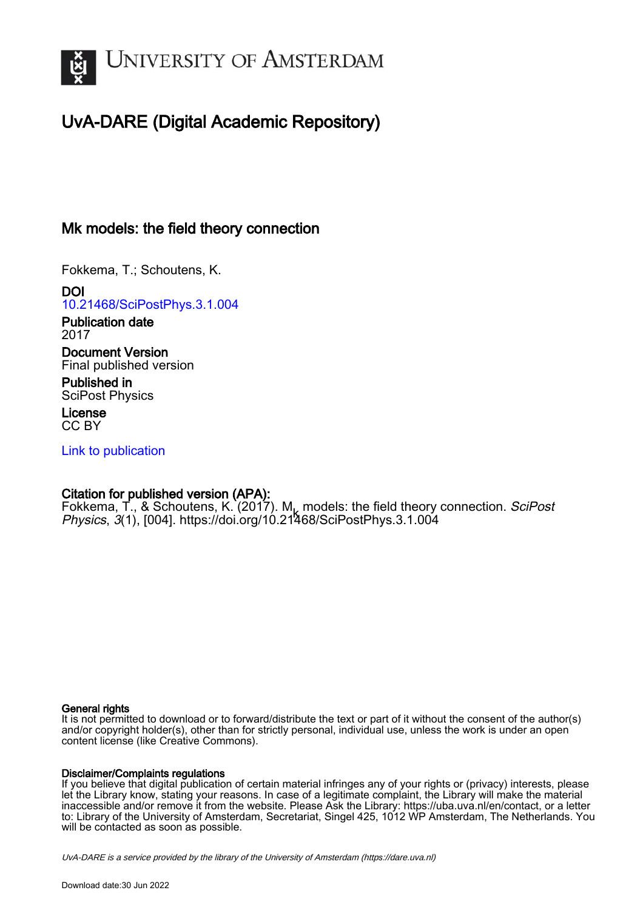# UNIVERSITY OF AMSTERDAM

## UvA-DARE (Digital Academic Repository)

### Mk models: the field theory connection

Fokkema, T.; Schoutens, K.

**DOI**
10.21468/SciPostPhys.3.1.004

**Publication date**
2017

**Document Version**
Final published version

**Published in**
SciPost Physics

**License**
CC BY

Link to publication

**Citation for published version (APA):**
Fokkema, T., & Schoutens, K. (2017). $M_k$ models: the field theory connection. *SciPost Physics*, *3*(1), [004]. https://doi.org/10.21468/SciPostPhys.3.1.004

**General rights**
It is not permitted to download or to forward/distribute the text or part of it without the consent of the author(s) and/or copyright holder(s), other than for strictly personal, individual use, unless the work is under an open content license (like Creative Commons).

**Disclaimer/Complaints regulations**
If you believe that digital publication of certain material infringes any of your rights or (privacy) interests, please let the Library know, stating your reasons. In case of a legitimate complaint, the Library will make the material inaccessible and/or remove it from the website. Please Ask the Library: https://uba.uva.nl/en/contact, or a letter to: Library of the University of Amsterdam, Secretariat, Singel 425, 1012 WP Amsterdam, The Netherlands. You will be contacted as soon as possible.

*UvA-DARE is a service provided by the library of the University of Amsterdam (https://dare.uva.nl)*

Download date:30 Jun 2022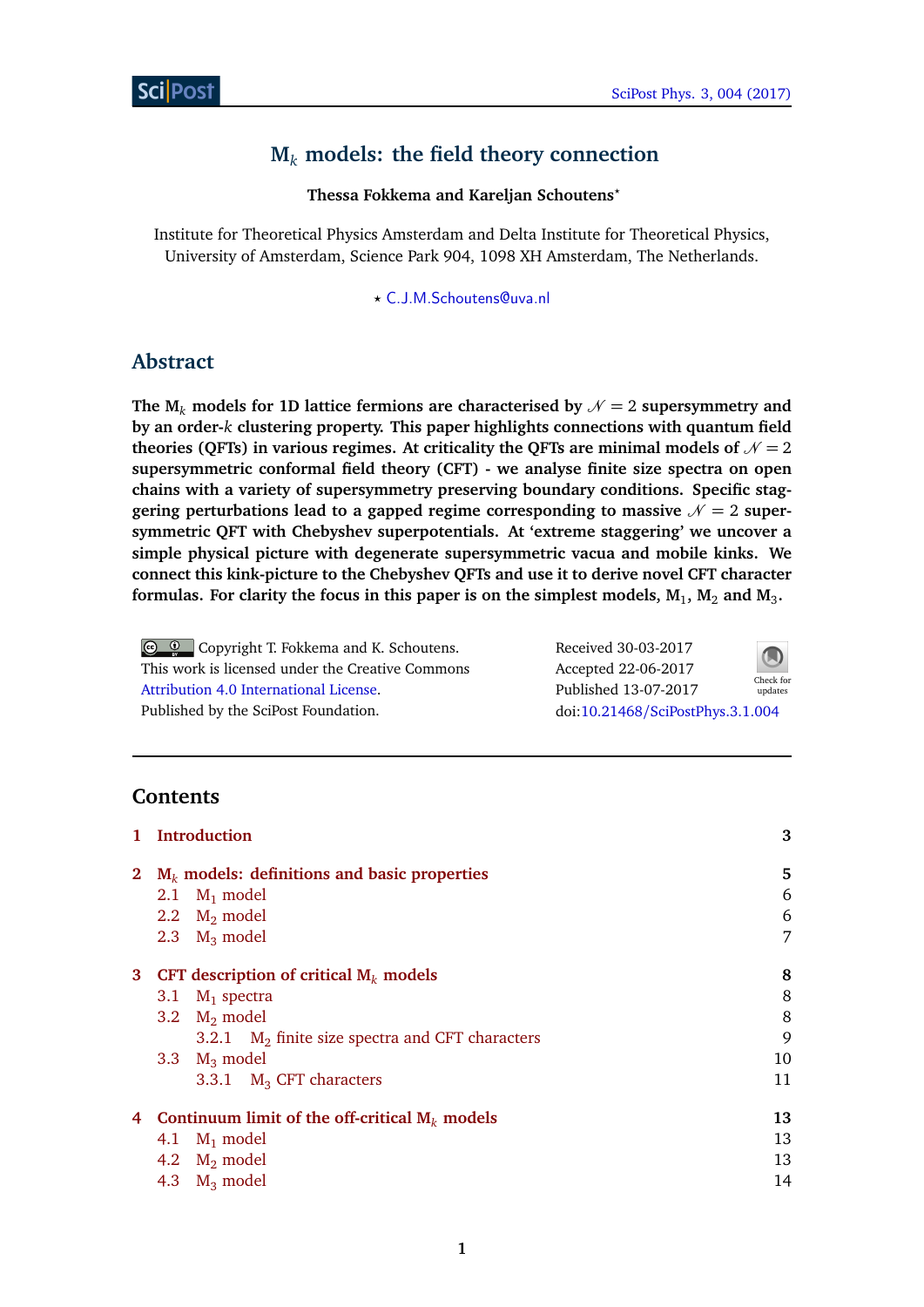# $M_k$ models: the field theory connection

**Thessa Fokkema and Kareljan Schoutens\***

Institute for Theoretical Physics Amsterdam and Delta Institute for Theoretical Physics, University of Amsterdam, Science Park 904, 1098 XH Amsterdam, The Netherlands.

\* C.J.M.Schoutens@uva.nl

## Abstract

**The $M_k$ models for 1D lattice fermions are characterised by $\mathcal{N}=2$ supersymmetry and by an order-$k$ clustering property. This paper highlights connections with quantum field theories (QFTs) in various regimes. At criticality the QFTs are minimal models of $\mathcal{N}=2$ supersymmetric conformal field theory (CFT) - we analyse finite size spectra on open chains with a variety of supersymmetry preserving boundary conditions. Specific staggering perturbations lead to a gapped regime corresponding to massive $\mathcal{N}=2$ supersymmetric QFT with Chebyshev superpotentials. At 'extreme staggering' we uncover a simple physical picture with degenerate supersymmetric vacua and mobile kinks. We connect this kink-picture to the Chebyshev QFTs and use it to derive novel CFT character formulas. For clarity the focus in this paper is on the simplest models, $M_1$, $M_2$ and $M_3$.**

Copyright T. Fokkema and K. Schoutens.
This work is licensed under the Creative Commons Attribution 4.0 International License.
Published by the SciPost Foundation.

Received 30-03-2017
Accepted 22-06-2017
Published 13-07-2017
doi:10.21468/SciPostPhys.3.1.004

## Contents

| | | |
|---|---|---|
| **1** | **Introduction** | **3** |
| **2** | **$M_k$ models: definitions and basic properties** | **5** |
| 2.1 | $M_1$ model | 6 |
| 2.2 | $M_2$ model | 6 |
| 2.3 | $M_3$ model | 7 |
| **3** | **CFT description of critical $M_k$ models** | **8** |
| 3.1 | $M_1$ spectra | 8 |
| 3.2 | $M_2$ model | 8 |
| 3.2.1 | $M_2$ finite size spectra and CFT characters | 9 |
| 3.3 | $M_3$ model | 10 |
| 3.3.1 | $M_3$ CFT characters | 11 |
| **4** | **Continuum limit of the off-critical $M_k$ models** | **13** |
| 4.1 | $M_1$ model | 13 |
| 4.2 | $M_2$ model | 13 |
| 4.3 | $M_3$ model | 14 |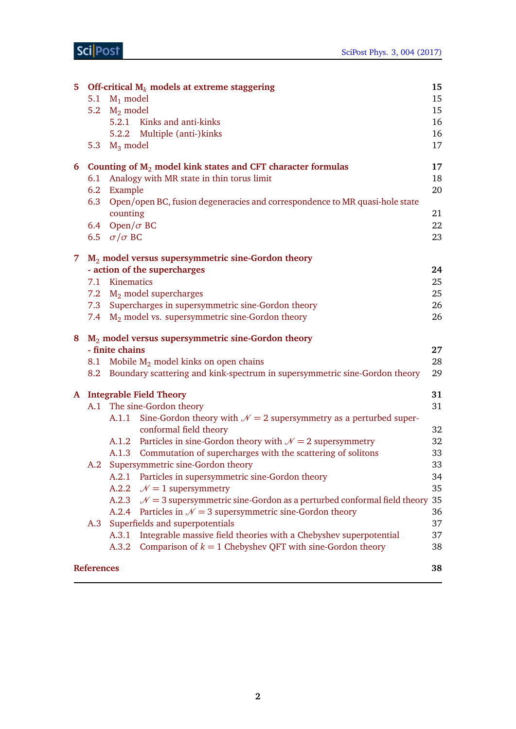| | | |
|---|---|---|
| **5** | **Off-critical $M_k$ models at extreme staggering** | **15** |
| 5.1 | $M_1$ model | 15 |
| 5.2 | $M_2$ model | 15 |
| 5.2.1 | Kinks and anti-kinks | 16 |
| 5.2.2 | Multiple (anti-)kinks | 16 |
| 5.3 | $M_3$ model | 17 |
| **6** | **Counting of $M_2$ model kink states and CFT character formulas** | **17** |
| 6.1 | Analogy with MR state in thin torus limit | 18 |
| 6.2 | Example | 20 |
| 6.3 | Open/open BC, fusion degeneracies and correspondence to MR quasi-hole state counting | 21 |
| 6.4 | Open/$\sigma$ BC | 22 |
| 6.5 | $\sigma/\sigma$ BC | 23 |
| **7** | **$M_2$ model versus supersymmetric sine-Gordon theory - action of the supercharges** | **24** |
| 7.1 | Kinematics | 25 |
| 7.2 | $M_2$ model supercharges | 25 |
| 7.3 | Supercharges in supersymmetric sine-Gordon theory | 26 |
| 7.4 | $M_2$ model vs. supersymmetric sine-Gordon theory | 26 |
| **8** | **$M_2$ model versus supersymmetric sine-Gordon theory - finite chains** | **27** |
| 8.1 | Mobile $M_2$ model kinks on open chains | 28 |
| 8.2 | Boundary scattering and kink-spectrum in supersymmetric sine-Gordon theory | 29 |
| **A** | **Integrable Field Theory** | **31** |
| A.1 | The sine-Gordon theory | 31 |
| A.1.1 | Sine-Gordon theory with $\mathcal{N}=2$ supersymmetry as a perturbed superconformal field theory | 32 |
| A.1.2 | Particles in sine-Gordon theory with $\mathcal{N}=2$ supersymmetry | 32 |
| A.1.3 | Commutation of supercharges with the scattering of solitons | 33 |
| A.2 | Supersymmetric sine-Gordon theory | 33 |
| A.2.1 | Particles in supersymmetric sine-Gordon theory | 34 |
| A.2.2 | $\mathcal{N}=1$ supersymmetry | 35 |
| A.2.3 | $\mathcal{N}=3$ supersymmetric sine-Gordon as a perturbed conformal field theory | 35 |
| A.2.4 | Particles in $\mathcal{N}=3$ supersymmetric sine-Gordon theory | 36 |
| A.3 | Superfields and superpotentials | 37 |
| A.3.1 | Integrable massive field theories with a Chebyshev superpotential | 37 |
| A.3.2 | Comparison of $k=1$ Chebyshev QFT with sine-Gordon theory | 38 |
| | **References** | **38** |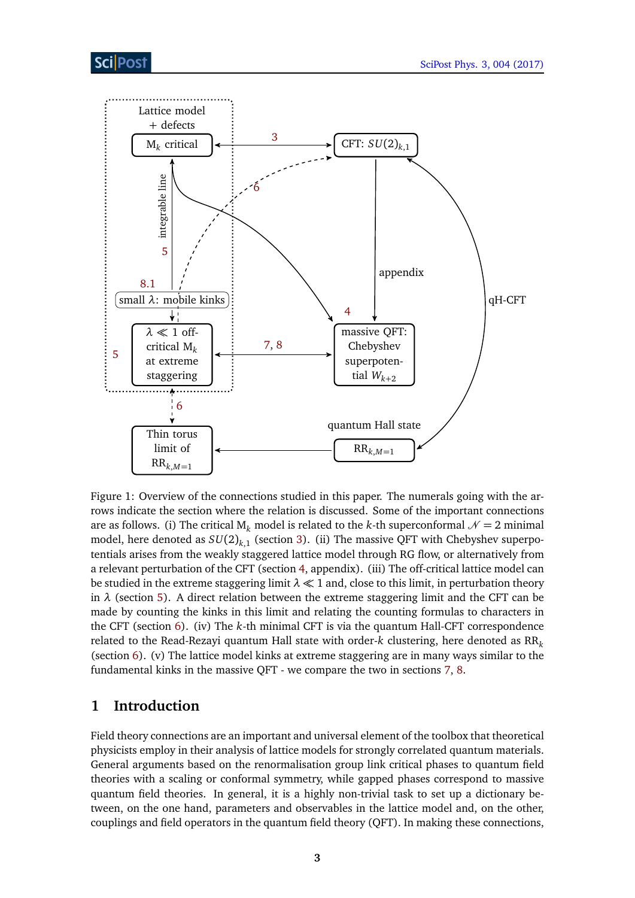Figure 1: Overview of the connections studied in this paper. The numerals going with the arrows indicate the section where the relation is discussed. Some of the important connections are as follows. (i) The critical $M_k$ model is related to the $k$-th superconformal $\mathcal{N} = 2$ minimal model, here denoted as $SU(2)_{k,1}$ (section 3). (ii) The massive QFT with Chebyshev superpotentials arises from the weakly staggered lattice model through RG flow, or alternatively from a relevant perturbation of the CFT (section 4, appendix). (iii) The off-critical lattice model can be studied in the extreme staggering limit $\lambda \ll 1$ and, close to this limit, in perturbation theory in $\lambda$ (section 5). A direct relation between the extreme staggering limit and the CFT can be made by counting the kinks in this limit and relating the counting formulas to characters in the CFT (section 6). (iv) The $k$-th minimal CFT is via the quantum Hall-CFT correspondence related to the Read-Rezayi quantum Hall state with order-$k$ clustering, here denoted as $\text{RR}_k$ (section 6). (v) The lattice model kinks at extreme staggering are in many ways similar to the fundamental kinks in the massive QFT - we compare the two in sections 7, 8.

## 1 Introduction

Field theory connections are an important and universal element of the toolbox that theoretical physicists employ in their analysis of lattice models for strongly correlated quantum materials. General arguments based on the renormalisation group link critical phases to quantum field theories with a scaling or conformal symmetry, while gapped phases correspond to massive quantum field theories. In general, it is a highly non-trivial task to set up a dictionary between, on the one hand, parameters and observables in the lattice model and, on the other, couplings and field operators in the quantum field theory (QFT). In making these connections,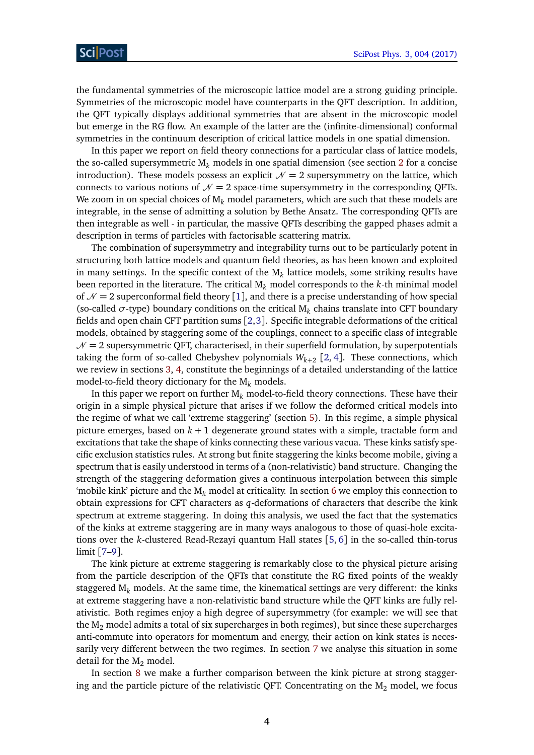the fundamental symmetries of the microscopic lattice model are a strong guiding principle. Symmetries of the microscopic model have counterparts in the QFT description. In addition, the QFT typically displays additional symmetries that are absent in the microscopic model but emerge in the RG flow. An example of the latter are the (infinite-dimensional) conformal symmetries in the continuum description of critical lattice models in one spatial dimension.

In this paper we report on field theory connections for a particular class of lattice models, the so-called supersymmetric $M_k$ models in one spatial dimension (see section 2 for a concise introduction). These models possess an explicit $\mathcal{N}=2$ supersymmetry on the lattice, which connects to various notions of $\mathcal{N}=2$ space-time supersymmetry in the corresponding QFTs. We zoom in on special choices of $M_k$ model parameters, which are such that these models are integrable, in the sense of admitting a solution by Bethe Ansatz. The corresponding QFTs are then integrable as well - in particular, the massive QFTs describing the gapped phases admit a description in terms of particles with factorisable scattering matrix.

The combination of supersymmetry and integrability turns out to be particularly potent in structuring both lattice models and quantum field theories, as has been known and exploited in many settings. In the specific context of the $M_k$ lattice models, some striking results have been reported in the literature. The critical $M_k$ model corresponds to the $k$-th minimal model of $\mathcal{N}=2$ superconformal field theory [1], and there is a precise understanding of how special (so-called $\sigma$-type) boundary conditions on the critical $M_k$ chains translate into CFT boundary fields and open chain CFT partition sums [2,3]. Specific integrable deformations of the critical models, obtained by staggering some of the couplings, connect to a specific class of integrable $\mathcal{N}=2$ supersymmetric QFT, characterised, in their superfield formulation, by superpotentials taking the form of so-called Chebyshev polynomials $W_{k+2}$ [2, 4]. These connections, which we review in sections 3, 4, constitute the beginnings of a detailed understanding of the lattice model-to-field theory dictionary for the $M_k$ models.

In this paper we report on further $M_k$ model-to-field theory connections. These have their origin in a simple physical picture that arises if we follow the deformed critical models into the regime of what we call 'extreme staggering' (section 5). In this regime, a simple physical picture emerges, based on $k+1$ degenerate ground states with a simple, tractable form and excitations that take the shape of kinks connecting these various vacua. These kinks satisfy specific exclusion statistics rules. At strong but finite staggering the kinks become mobile, giving a spectrum that is easily understood in terms of a (non-relativistic) band structure. Changing the strength of the staggering deformation gives a continuous interpolation between this simple 'mobile kink' picture and the $M_k$ model at criticality. In section 6 we employ this connection to obtain expressions for CFT characters as $q$-deformations of characters that describe the kink spectrum at extreme staggering. In doing this analysis, we used the fact that the systematics of the kinks at extreme staggering are in many ways analogous to those of quasi-hole excitations over the $k$-clustered Read-Rezayi quantum Hall states [5, 6] in the so-called thin-torus limit [7–9].

The kink picture at extreme staggering is remarkably close to the physical picture arising from the particle description of the QFTs that constitute the RG fixed points of the weakly staggered $M_k$ models. At the same time, the kinematical settings are very different: the kinks at extreme staggering have a non-relativistic band structure while the QFT kinks are fully relativistic. Both regimes enjoy a high degree of supersymmetry (for example: we will see that the $M_2$ model admits a total of six supercharges in both regimes), but since these supercharges anti-commute into operators for momentum and energy, their action on kink states is necessarily very different between the two regimes. In section 7 we analyse this situation in some detail for the $M_2$ model.

In section 8 we make a further comparison between the kink picture at strong staggering and the particle picture of the relativistic QFT. Concentrating on the $M_2$ model, we focus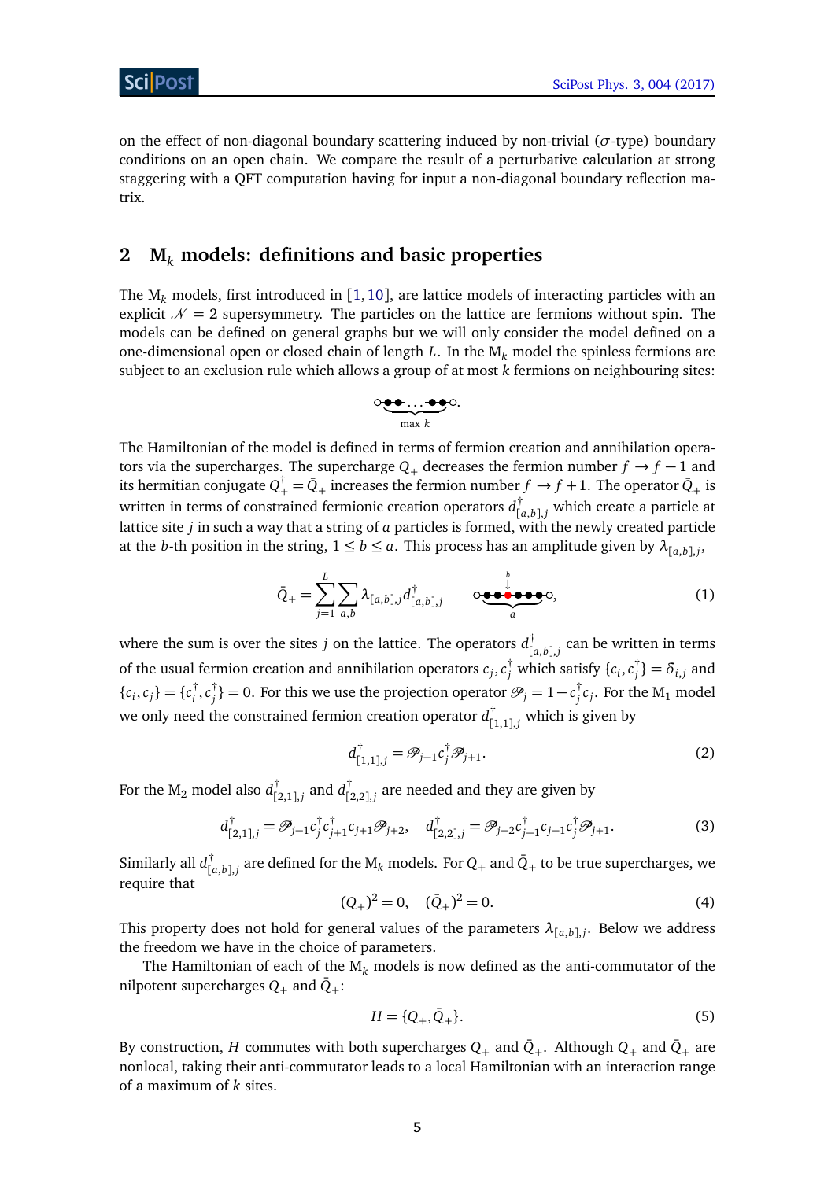on the effect of non-diagonal boundary scattering induced by non-trivial ($\sigma$-type) boundary conditions on an open chain. We compare the result of a perturbative calculation at strong staggering with a QFT computation having for input a non-diagonal boundary reflection matrix.

## 2 $\mathrm{M}_k$ models: definitions and basic properties

The $\mathrm{M}_k$ models, first introduced in [1, 10], are lattice models of interacting particles with an explicit $\mathcal{N} = 2$ supersymmetry. The particles on the lattice are fermions without spin. The models can be defined on general graphs but we will only consider the model defined on a one-dimensional open or closed chain of length $L$. In the $\mathrm{M}_k$ model the spinless fermions are subject to an exclusion rule which allows a group of at most $k$ fermions on neighbouring sites:

$$\circ\!\underbrace{\bullet\!\bullet\ldots\bullet\!\bullet}_{\text{max } k}\!\circ.$$

The Hamiltonian of the model is defined in terms of fermion creation and annihilation operators via the supercharges. The supercharge $Q_+$ decreases the fermion number $f \to f-1$ and its hermitian conjugate $Q_+^\dagger = \bar{Q}_+$ increases the fermion number $f \to f+1$. The operator $\bar{Q}_+$ is written in terms of constrained fermionic creation operators $d^\dagger_{[a,b],j}$ which create a particle at lattice site $j$ in such a way that a string of $a$ particles is formed, with the newly created particle at the $b$-th position in the string, $1 \le b \le a$. This process has an amplitude given by $\lambda_{[a,b],j}$,

$$\bar{Q}_+ = \sum_{j=1}^{L} \sum_{a,b} \lambda_{[a,b],j} d^\dagger_{[a,b],j} \qquad \circ\!\underbrace{\bullet\!\bullet\!\overset{\overset{b}{\downarrow}}{\bullet}\!\bullet\!\bullet\!\bullet}_{a}\!\circ, \tag{1}$$

where the sum is over the sites $j$ on the lattice. The operators $d^\dagger_{[a,b],j}$ can be written in terms of the usual fermion creation and annihilation operators $c_j, c_j^\dagger$ which satisfy $\{c_i, c_j^\dagger\} = \delta_{i,j}$ and $\{c_i, c_j\} = \{c_i^\dagger, c_j^\dagger\} = 0$. For this we use the projection operator $\mathscr{P}_j = 1 - c_j^\dagger c_j$. For the $\mathrm{M}_1$ model we only need the constrained fermion creation operator $d^\dagger_{[1,1],j}$ which is given by

$$d^\dagger_{[1,1],j} = \mathscr{P}_{j-1} c_j^\dagger \mathscr{P}_{j+1}. \tag{2}$$

For the $\mathrm{M}_2$ model also $d^\dagger_{[2,1],j}$ and $d^\dagger_{[2,2],j}$ are needed and they are given by

$$d^\dagger_{[2,1],j} = \mathscr{P}_{j-1} c_j^\dagger c_{j+1}^\dagger c_{j+1} \mathscr{P}_{j+2}, \quad d^\dagger_{[2,2],j} = \mathscr{P}_{j-2} c_{j-1}^\dagger c_{j-1} c_j^\dagger \mathscr{P}_{j+1}. \tag{3}$$

Similarly all $d^\dagger_{[a,b],j}$ are defined for the $\mathrm{M}_k$ models. For $Q_+$ and $\bar{Q}_+$ to be true supercharges, we require that

$$(Q_+)^2 = 0, \quad (\bar{Q}_+)^2 = 0. \tag{4}$$

This property does not hold for general values of the parameters $\lambda_{[a,b],j}$. Below we address the freedom we have in the choice of parameters.

The Hamiltonian of each of the $\mathrm{M}_k$ models is now defined as the anti-commutator of the nilpotent supercharges $Q_+$ and $\bar{Q}_+$:

$$H = \{Q_+, \bar{Q}_+\}. \tag{5}$$

By construction, $H$ commutes with both supercharges $Q_+$ and $\bar{Q}_+$. Although $Q_+$ and $\bar{Q}_+$ are nonlocal, taking their anti-commutator leads to a local Hamiltonian with an interaction range of a maximum of $k$ sites.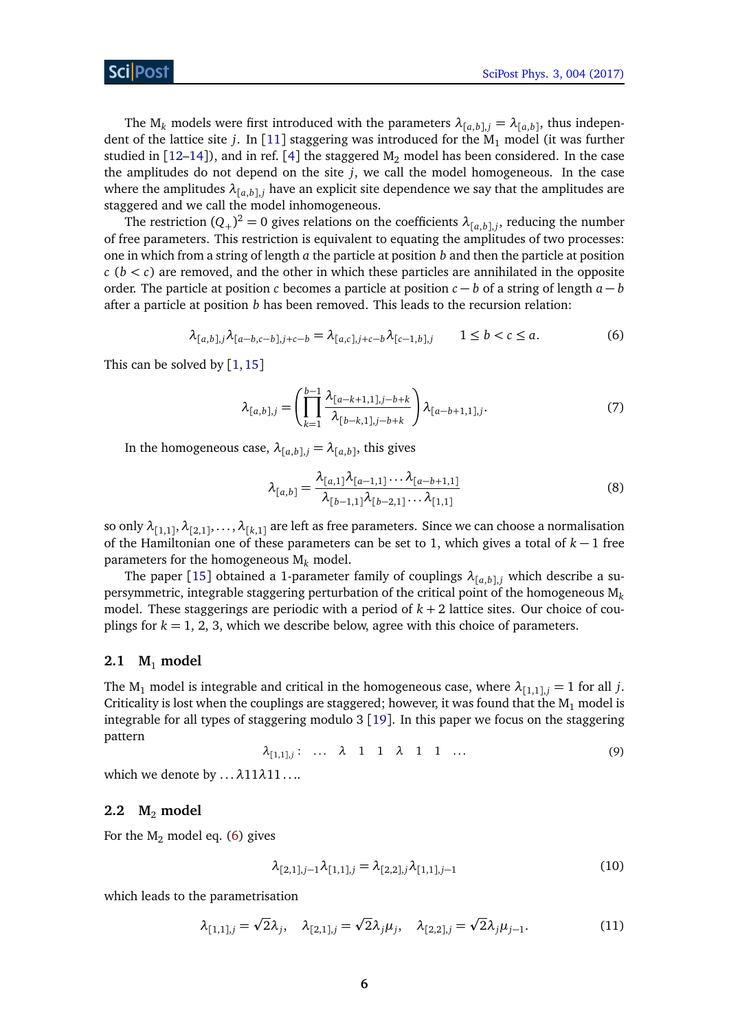The $M_k$ models were first introduced with the parameters $\lambda_{[a,b],j} = \lambda_{[a,b]}$, thus independent of the lattice site $j$. In [11] staggering was introduced for the $M_1$ model (it was further studied in [12–14]), and in ref. [4] the staggered $M_2$ model has been considered. In the case the amplitudes do not depend on the site $j$, we call the model homogeneous. In the case where the amplitudes $\lambda_{[a,b],j}$ have an explicit site dependence we say that the amplitudes are staggered and we call the model inhomogeneous.

The restriction $(Q_+)^2 = 0$ gives relations on the coefficients $\lambda_{[a,b],j}$, reducing the number of free parameters. This restriction is equivalent to equating the amplitudes of two processes: one in which from a string of length $a$ the particle at position $b$ and then the particle at position $c$ $(b < c)$ are removed, and the other in which these particles are annihilated in the opposite order. The particle at position $c$ becomes a particle at position $c - b$ of a string of length $a - b$ after a particle at position $b$ has been removed. This leads to the recursion relation:

$$\lambda_{[a,b],j}\lambda_{[a-b,c-b],j+c-b} = \lambda_{[a,c],j+c-b}\lambda_{[c-1,b],j} \qquad 1 \le b < c \le a. \tag{6}$$

This can be solved by [1, 15]

$$\lambda_{[a,b],j} = \left( \prod_{k=1}^{b-1} \frac{\lambda_{[a-k+1,1],j-b+k}}{\lambda_{[b-k,1],j-b+k}} \right) \lambda_{[a-b+1,1],j}. \tag{7}$$

In the homogeneous case, $\lambda_{[a,b],j} = \lambda_{[a,b]}$, this gives

$$\lambda_{[a,b]} = \frac{\lambda_{[a,1]}\lambda_{[a-1,1]}\cdots\lambda_{[a-b+1,1]}}{\lambda_{[b-1,1]}\lambda_{[b-2,1]}\cdots\lambda_{[1,1]}} \tag{8}$$

so only $\lambda_{[1,1]}, \lambda_{[2,1]}, \ldots, \lambda_{[k,1]}$ are left as free parameters. Since we can choose a normalisation of the Hamiltonian one of these parameters can be set to 1, which gives a total of $k - 1$ free parameters for the homogeneous $M_k$ model.

The paper [15] obtained a 1-parameter family of couplings $\lambda_{[a,b],j}$ which describe a supersymmetric, integrable staggering perturbation of the critical point of the homogeneous $M_k$ model. These staggerings are periodic with a period of $k + 2$ lattice sites. Our choice of couplings for $k = 1$, 2, 3, which we describe below, agree with this choice of parameters.

### 2.1 $M_1$ model

The $M_1$ model is integrable and critical in the homogeneous case, where $\lambda_{[1,1],j} = 1$ for all $j$. Criticality is lost when the couplings are staggered; however, it was found that the $M_1$ model is integrable for all types of staggering modulo 3 [19]. In this paper we focus on the staggering pattern

$$\lambda_{[1,1],j} : \quad \ldots \quad \lambda \quad 1 \quad 1 \quad \lambda \quad 1 \quad 1 \quad \ldots \tag{9}$$

which we denote by $\ldots\lambda 11\lambda 11\ldots$.

### 2.2 $M_2$ model

For the $M_2$ model eq. (6) gives

$$\lambda_{[2,1],j-1}\lambda_{[1,1],j} = \lambda_{[2,2],j}\lambda_{[1,1],j-1} \tag{10}$$

which leads to the parametrisation

$$\lambda_{[1,1],j} = \sqrt{2}\lambda_j, \quad \lambda_{[2,1],j} = \sqrt{2}\lambda_j\mu_j, \quad \lambda_{[2,2],j} = \sqrt{2}\lambda_j\mu_{j-1}. \tag{11}$$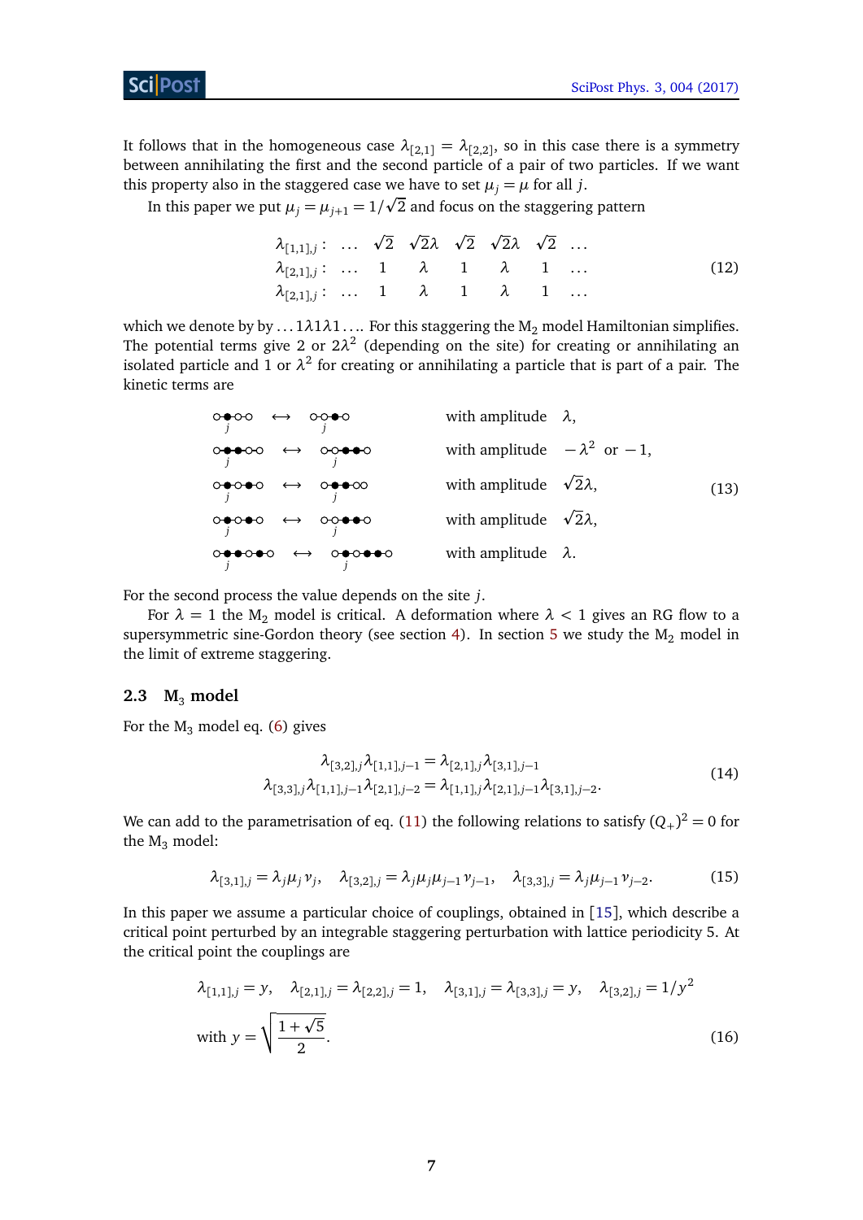It follows that in the homogeneous case $\lambda_{[2,1]} = \lambda_{[2,2]}$, so in this case there is a symmetry between annihilating the first and the second particle of a pair of two particles. If we want this property also in the staggered case we have to set $\mu_j = \mu$ for all $j$.

In this paper we put $\mu_j = \mu_{j+1} = 1/\sqrt{2}$ and focus on the staggering pattern

$$
\begin{array}{lcccccccc}
\lambda_{[1,1],j}: & \ldots & \sqrt{2} & \sqrt{2}\lambda & \sqrt{2} & \sqrt{2}\lambda & \sqrt{2} & \ldots \\
\lambda_{[2,1],j}: & \ldots & 1 & \lambda & 1 & \lambda & 1 & \ldots \\
\lambda_{[2,1],j}: & \ldots & 1 & \lambda & 1 & \lambda & 1 & \ldots
\end{array}
\tag{12}
$$

which we denote by by $\ldots 1\lambda 1\lambda 1 \ldots$. For this staggering the $\mathrm{M}_2$ model Hamiltonian simplifies. The potential terms give 2 or $2\lambda^2$ (depending on the site) for creating or annihilating an isolated particle and 1 or $\lambda^2$ for creating or annihilating a particle that is part of a pair. The kinetic terms are

| | | | |
|---|---|---|---|
| ○●○○ ($j$) | $\longleftrightarrow$ | ○○●○ ($j$) | with amplitude $\lambda$, |
| ○●●○○ ($j$) | $\longleftrightarrow$ | ○○●●○ ($j$) | with amplitude $-\lambda^2$ or $-1$, |
| ○●○●○ ($j$) | $\longleftrightarrow$ | ○●●○○ ($j$) | with amplitude $\sqrt{2}\lambda$, |
| ○●○●○ ($j$) | $\longleftrightarrow$ | ○○●●○ ($j$) | with amplitude $\sqrt{2}\lambda$, |
| ○●●○●○ ($j$) | $\longleftrightarrow$ | ○●○●●○ ($j$) | with amplitude $\lambda$. |

(13)

For the second process the value depends on the site $j$.

For $\lambda = 1$ the $\mathrm{M}_2$ model is critical. A deformation where $\lambda < 1$ gives an RG flow to a supersymmetric sine-Gordon theory (see section 4). In section 5 we study the $\mathrm{M}_2$ model in the limit of extreme staggering.

### 2.3 $\mathrm{M}_3$ model

For the $\mathrm{M}_3$ model eq. (6) gives

$$
\begin{aligned}
\lambda_{[3,2],j}\lambda_{[1,1],j-1} &= \lambda_{[2,1],j}\lambda_{[3,1],j-1} \\
\lambda_{[3,3],j}\lambda_{[1,1],j-1}\lambda_{[2,1],j-2} &= \lambda_{[1,1],j}\lambda_{[2,1],j-1}\lambda_{[3,1],j-2}.
\end{aligned}
\tag{14}
$$

We can add to the parametrisation of eq. (11) the following relations to satisfy $(Q_+)^2 = 0$ for the $\mathrm{M}_3$ model:

$$
\lambda_{[3,1],j} = \lambda_j \mu_j \nu_j, \quad \lambda_{[3,2],j} = \lambda_j \mu_j \mu_{j-1} \nu_{j-1}, \quad \lambda_{[3,3],j} = \lambda_j \mu_{j-1} \nu_{j-2}. \tag{15}
$$

In this paper we assume a particular choice of couplings, obtained in [15], which describe a critical point perturbed by an integrable staggering perturbation with lattice periodicity 5. At the critical point the couplings are

$$
\begin{aligned}
&\lambda_{[1,1],j} = y, \quad \lambda_{[2,1],j} = \lambda_{[2,2],j} = 1, \quad \lambda_{[3,1],j} = \lambda_{[3,3],j} = y, \quad \lambda_{[3,2],j} = 1/y^2 \\
&\text{with } y = \sqrt{\frac{1+\sqrt{5}}{2}}.
\end{aligned}
\tag{16}
$$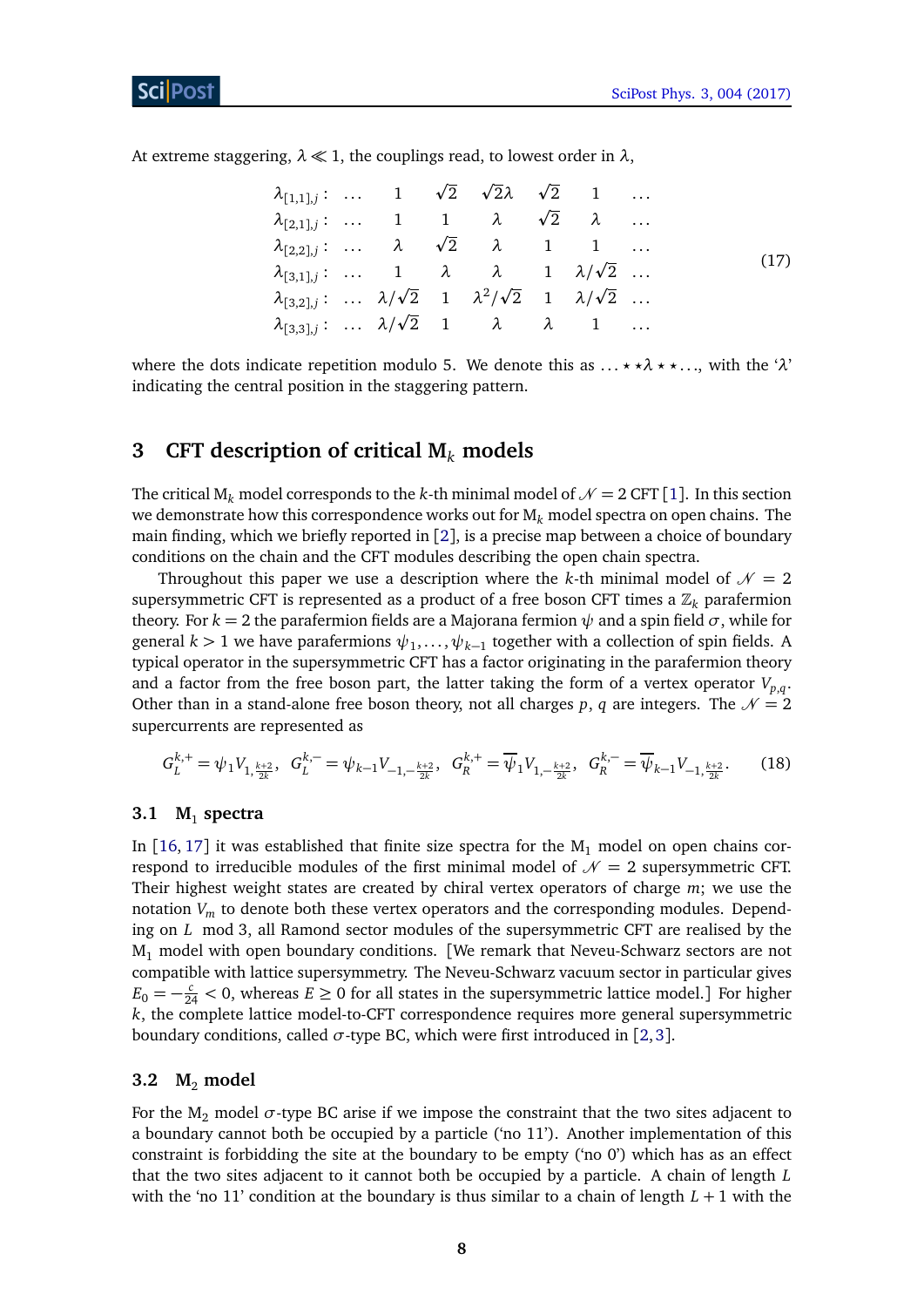At extreme staggering, $\lambda \ll 1$, the couplings read, to lowest order in $\lambda$,

$$
\begin{array}{llllllll}
\lambda_{[1,1],j}: & \ldots & 1 & \sqrt{2} & \sqrt{2}\lambda & \sqrt{2} & 1 & \ldots \\
\lambda_{[2,1],j}: & \ldots & 1 & 1 & \lambda & \sqrt{2} & \lambda & \ldots \\
\lambda_{[2,2],j}: & \ldots & \lambda & \sqrt{2} & \lambda & 1 & 1 & \ldots \\
\lambda_{[3,1],j}: & \ldots & 1 & \lambda & \lambda & 1 & \lambda/\sqrt{2} & \ldots \\
\lambda_{[3,2],j}: & \ldots & \lambda/\sqrt{2} & 1 & \lambda^2/\sqrt{2} & 1 & \lambda/\sqrt{2} & \ldots \\
\lambda_{[3,3],j}: & \ldots & \lambda/\sqrt{2} & 1 & \lambda & \lambda & 1 & \ldots
\end{array}
\tag{17}
$$

where the dots indicate repetition modulo 5. We denote this as $\ldots \star \star \lambda \star \star \ldots$, with the '$\lambda$' indicating the central position in the staggering pattern.

## 3 CFT description of critical M$_k$ models

The critical M$_k$ model corresponds to the $k$-th minimal model of $\mathcal{N}=2$ CFT [1]. In this section we demonstrate how this correspondence works out for M$_k$ model spectra on open chains. The main finding, which we briefly reported in [2], is a precise map between a choice of boundary conditions on the chain and the CFT modules describing the open chain spectra.

Throughout this paper we use a description where the $k$-th minimal model of $\mathcal{N}=2$ supersymmetric CFT is represented as a product of a free boson CFT times a $\mathbb{Z}_k$ parafermion theory. For $k=2$ the parafermion fields are a Majorana fermion $\psi$ and a spin field $\sigma$, while for general $k>1$ we have parafermions $\psi_1, \ldots, \psi_{k-1}$ together with a collection of spin fields. A typical operator in the supersymmetric CFT has a factor originating in the parafermion theory and a factor from the free boson part, the latter taking the form of a vertex operator $V_{p,q}$. Other than in a stand-alone free boson theory, not all charges $p$, $q$ are integers. The $\mathcal{N}=2$ supercurrents are represented as

$$
G_L^{k,+} = \psi_1 V_{1,\frac{k+2}{2k}}, \quad G_L^{k,-} = \psi_{k-1} V_{-1,-\frac{k+2}{2k}}, \quad G_R^{k,+} = \overline{\psi}_1 V_{1,-\frac{k+2}{2k}}, \quad G_R^{k,-} = \overline{\psi}_{k-1} V_{-1,\frac{k+2}{2k}}. \tag{18}
$$

### 3.1 M$_1$ spectra

In [16, 17] it was established that finite size spectra for the M$_1$ model on open chains correspond to irreducible modules of the first minimal model of $\mathcal{N}=2$ supersymmetric CFT. Their highest weight states are created by chiral vertex operators of charge $m$; we use the notation $V_m$ to denote both these vertex operators and the corresponding modules. Depending on $L \mod 3$, all Ramond sector modules of the supersymmetric CFT are realised by the M$_1$ model with open boundary conditions. [We remark that Neveu-Schwarz sectors are not compatible with lattice supersymmetry. The Neveu-Schwarz vacuum sector in particular gives $E_0 = -\frac{c}{24} < 0$, whereas $E \geq 0$ for all states in the supersymmetric lattice model.] For higher $k$, the complete lattice model-to-CFT correspondence requires more general supersymmetric boundary conditions, called $\sigma$-type BC, which were first introduced in [2, 3].

### 3.2 M$_2$ model

For the M$_2$ model $\sigma$-type BC arise if we impose the constraint that the two sites adjacent to a boundary cannot both be occupied by a particle ('no 11'). Another implementation of this constraint is forbidding the site at the boundary to be empty ('no 0') which has as an effect that the two sites adjacent to it cannot both be occupied by a particle. A chain of length $L$ with the 'no 11' condition at the boundary is thus similar to a chain of length $L+1$ with the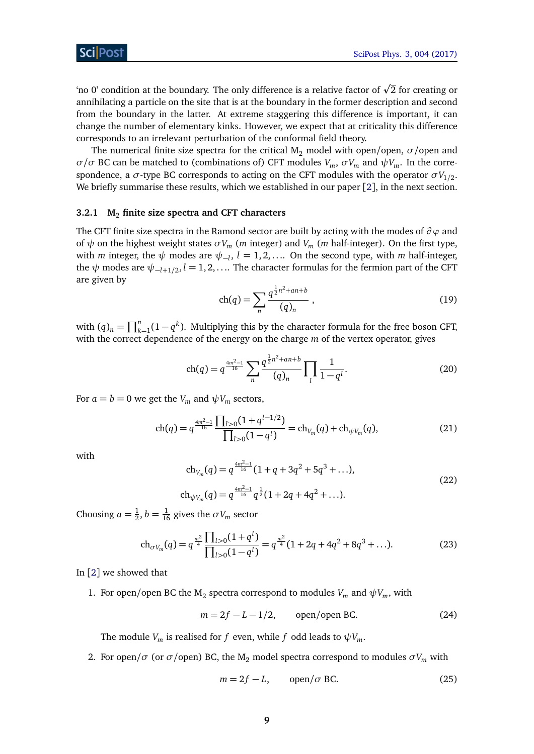'no 0' condition at the boundary. The only difference is a relative factor of $\sqrt{2}$ for creating or annihilating a particle on the site that is at the boundary in the former description and second from the boundary in the latter. At extreme staggering this difference is important, it can change the number of elementary kinks. However, we expect that at criticality this difference corresponds to an irrelevant perturbation of the conformal field theory.

The numerical finite size spectra for the critical $M_2$ model with open/open, $\sigma$/open and $\sigma/\sigma$ BC can be matched to (combinations of) CFT modules $V_m$, $\sigma V_m$ and $\psi V_m$. In the correspondence, a $\sigma$-type BC corresponds to acting on the CFT modules with the operator $\sigma V_{1/2}$. We briefly summarise these results, which we established in our paper [2], in the next section.

#### 3.2.1 $M_2$ finite size spectra and CFT characters

The CFT finite size spectra in the Ramond sector are built by acting with the modes of $\partial\varphi$ and of $\psi$ on the highest weight states $\sigma V_m$ ($m$ integer) and $V_m$ ($m$ half-integer). On the first type, with $m$ integer, the $\psi$ modes are $\psi_{-l}$, $l = 1, 2, \ldots$. On the second type, with $m$ half-integer, the $\psi$ modes are $\psi_{-l+1/2}, l = 1, 2, \ldots$. The character formulas for the fermion part of the CFT are given by

$$\mathrm{ch}(q) = \sum_n \frac{q^{\frac{1}{2}n^2+an+b}}{(q)_n}\,, \tag{19}$$

with $(q)_n = \prod_{k=1}^n (1-q^k)$. Multiplying this by the character formula for the free boson CFT, with the correct dependence of the energy on the charge $m$ of the vertex operator, gives

$$\mathrm{ch}(q) = q^{\frac{4m^2-1}{16}} \sum_n \frac{q^{\frac{1}{2}n^2+an+b}}{(q)_n} \prod_l \frac{1}{1-q^l}. \tag{20}$$

For $a = b = 0$ we get the $V_m$ and $\psi V_m$ sectors,

$$\mathrm{ch}(q) = q^{\frac{4m^2-1}{16}} \frac{\prod_{l>0}(1+q^{l-1/2})}{\prod_{l>0}(1-q^l)} = \mathrm{ch}_{V_m}(q) + \mathrm{ch}_{\psi V_m}(q), \tag{21}$$

with

$$\begin{aligned}
\mathrm{ch}_{V_m}(q) &= q^{\frac{4m^2-1}{16}}(1+q+3q^2+5q^3+\ldots), \\
\mathrm{ch}_{\psi V_m}(q) &= q^{\frac{4m^2-1}{16}} q^{\frac{1}{2}}(1+2q+4q^2+\ldots).
\end{aligned} \tag{22}$$

Choosing $a = \frac{1}{2}, b = \frac{1}{16}$ gives the $\sigma V_m$ sector

$$\mathrm{ch}_{\sigma V_m}(q) = q^{\frac{m^2}{4}} \frac{\prod_{l>0}(1+q^l)}{\prod_{l>0}(1-q^l)} = q^{\frac{m^2}{4}}(1+2q+4q^2+8q^3+\ldots). \tag{23}$$

In [2] we showed that

1. For open/open BC the $M_2$ spectra correspond to modules $V_m$ and $\psi V_m$, with

$$m = 2f - L - 1/2, \qquad \text{open/open BC.} \tag{24}$$

   The module $V_m$ is realised for $f$ even, while $f$ odd leads to $\psi V_m$.

2. For open/$\sigma$ (or $\sigma$/open) BC, the $M_2$ model spectra correspond to modules $\sigma V_m$ with

$$m = 2f - L, \qquad \text{open}/\sigma \text{ BC.} \tag{25}$$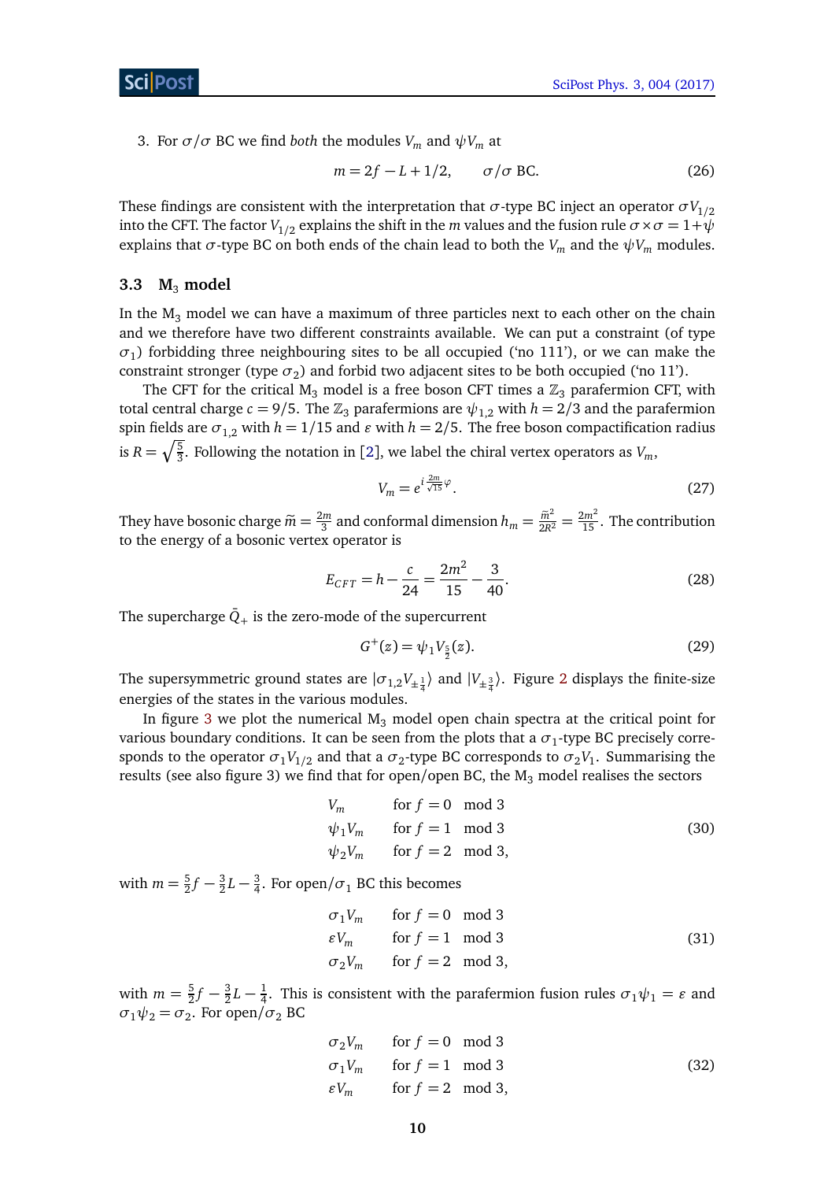3. For $\sigma/\sigma$ BC we find *both* the modules $V_m$ and $\psi V_m$ at

$$m = 2f - L + 1/2, \qquad \sigma/\sigma \text{ BC}. \tag{26}$$

These findings are consistent with the interpretation that $\sigma$-type BC inject an operator $\sigma V_{1/2}$ into the CFT. The factor $V_{1/2}$ explains the shift in the $m$ values and the fusion rule $\sigma \times \sigma = 1 + \psi$ explains that $\sigma$-type BC on both ends of the chain lead to both the $V_m$ and the $\psi V_m$ modules.

### 3.3 M$_3$ model

In the M$_3$ model we can have a maximum of three particles next to each other on the chain and we therefore have two different constraints available. We can put a constraint (of type $\sigma_1$) forbidding three neighbouring sites to be all occupied ('no 111'), or we can make the constraint stronger (type $\sigma_2$) and forbid two adjacent sites to be both occupied ('no 11').

The CFT for the critical M$_3$ model is a free boson CFT times a $\mathbb{Z}_3$ parafermion CFT, with total central charge $c = 9/5$. The $\mathbb{Z}_3$ parafermions are $\psi_{1,2}$ with $h = 2/3$ and the parafermion spin fields are $\sigma_{1,2}$ with $h = 1/15$ and $\varepsilon$ with $h = 2/5$. The free boson compactification radius is $R = \sqrt{\frac{5}{3}}$. Following the notation in [2], we label the chiral vertex operators as $V_m$,

$$V_m = e^{i\frac{2m}{\sqrt{15}}\varphi}. \tag{27}$$

They have bosonic charge $\widetilde{m} = \frac{2m}{3}$ and conformal dimension $h_m = \frac{\widetilde{m}^2}{2R^2} = \frac{2m^2}{15}$. The contribution to the energy of a bosonic vertex operator is

$$E_{CFT} = h - \frac{c}{24} = \frac{2m^2}{15} - \frac{3}{40}. \tag{28}$$

The supercharge $\bar{Q}_+$ is the zero-mode of the supercurrent

$$G^+(z) = \psi_1 V_{\frac{5}{2}}(z). \tag{29}$$

The supersymmetric ground states are $|\sigma_{1,2} V_{\pm\frac{1}{4}}\rangle$ and $|V_{\pm\frac{3}{4}}\rangle$. Figure 2 displays the finite-size energies of the states in the various modules.

In figure 3 we plot the numerical M$_3$ model open chain spectra at the critical point for various boundary conditions. It can be seen from the plots that a $\sigma_1$-type BC precisely corresponds to the operator $\sigma_1 V_{1/2}$ and that a $\sigma_2$-type BC corresponds to $\sigma_2 V_1$. Summarising the results (see also figure 3) we find that for open/open BC, the M$_3$ model realises the sectors

$$\begin{array}{ll} V_m & \text{for } f = 0 \mod 3 \\ \psi_1 V_m & \text{for } f = 1 \mod 3 \\ \psi_2 V_m & \text{for } f = 2 \mod 3, \end{array} \tag{30}$$

with $m = \frac{5}{2}f - \frac{3}{2}L - \frac{3}{4}$. For open/$\sigma_1$ BC this becomes

$$\begin{array}{ll} \sigma_1 V_m & \text{for } f = 0 \mod 3 \\ \varepsilon V_m & \text{for } f = 1 \mod 3 \\ \sigma_2 V_m & \text{for } f = 2 \mod 3, \end{array} \tag{31}$$

with $m = \frac{5}{2}f - \frac{3}{2}L - \frac{1}{4}$. This is consistent with the parafermion fusion rules $\sigma_1\psi_1 = \varepsilon$ and $\sigma_1\psi_2 = \sigma_2$. For open/$\sigma_2$ BC

$$\begin{array}{ll} \sigma_2 V_m & \text{for } f = 0 \mod 3 \\ \sigma_1 V_m & \text{for } f = 1 \mod 3 \\ \varepsilon V_m & \text{for } f = 2 \mod 3, \end{array} \tag{32}$$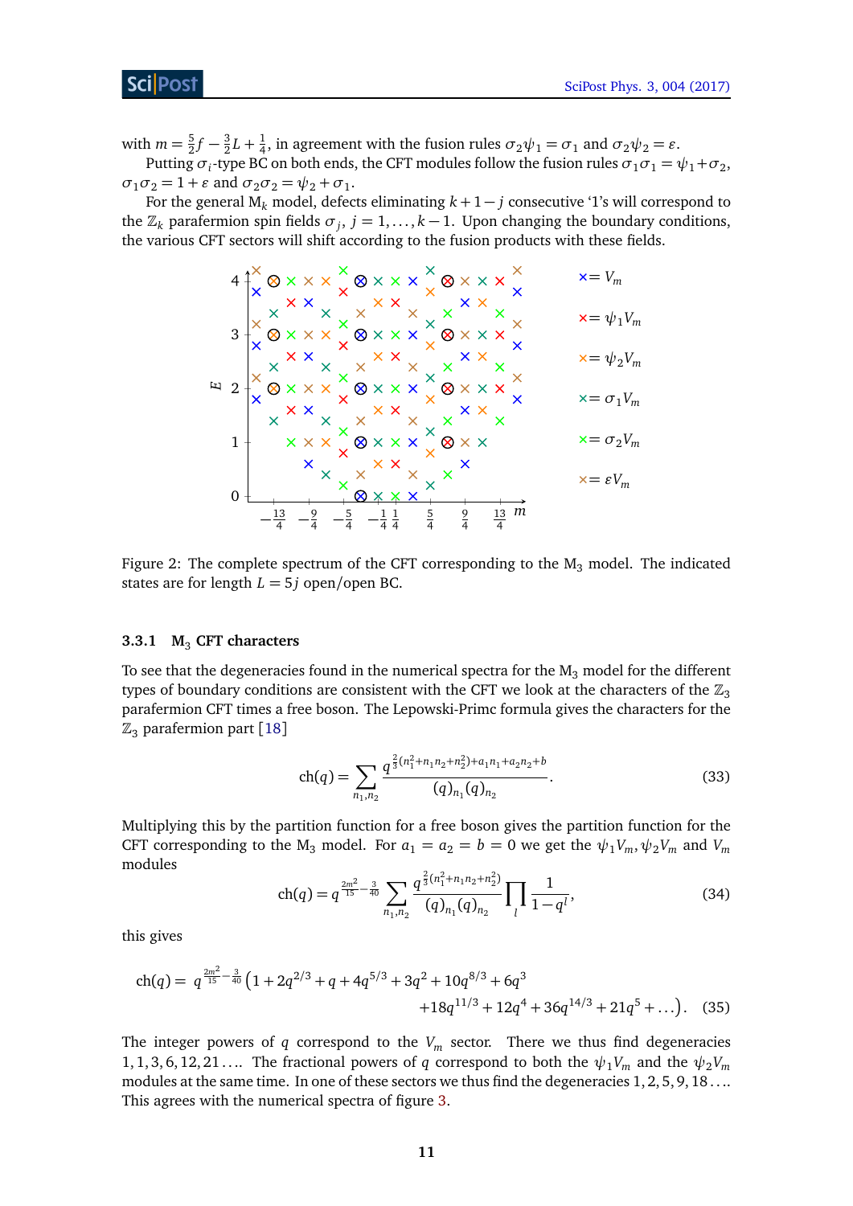with $m = \frac{5}{2}f - \frac{3}{2}L + \frac{1}{4}$, in agreement with the fusion rules $\sigma_2\psi_1 = \sigma_1$ and $\sigma_2\psi_2 = \varepsilon$.

Putting $\sigma_i$-type BC on both ends, the CFT modules follow the fusion rules $\sigma_1\sigma_1 = \psi_1 + \sigma_2$, $\sigma_1\sigma_2 = 1 + \varepsilon$ and $\sigma_2\sigma_2 = \psi_2 + \sigma_1$.

For the general $M_k$ model, defects eliminating $k+1-j$ consecutive '1's will correspond to the $\mathbb{Z}_k$ parafermion spin fields $\sigma_j$, $j = 1, \ldots, k-1$. Upon changing the boundary conditions, the various CFT sectors will shift according to the fusion products with these fields.

Figure 2: The complete spectrum of the CFT corresponding to the $M_3$ model. The indicated states are for length $L = 5j$ open/open BC.

### 3.3.1 $M_3$ CFT characters

To see that the degeneracies found in the numerical spectra for the $M_3$ model for the different types of boundary conditions are consistent with the CFT we look at the characters of the $\mathbb{Z}_3$ parafermion CFT times a free boson. The Lepowski-Primc formula gives the characters for the $\mathbb{Z}_3$ parafermion part [18]

$$\mathrm{ch}(q) = \sum_{n_1,n_2} \frac{q^{\frac{2}{3}(n_1^2+n_1n_2+n_2^2)+a_1n_1+a_2n_2+b}}{(q)_{n_1}(q)_{n_2}}. \tag{33}$$

Multiplying this by the partition function for a free boson gives the partition function for the CFT corresponding to the $M_3$ model. For $a_1 = a_2 = b = 0$ we get the $\psi_1 V_m, \psi_2 V_m$ and $V_m$ modules

$$\mathrm{ch}(q) = q^{\frac{2m^2}{15}-\frac{3}{40}} \sum_{n_1,n_2} \frac{q^{\frac{2}{3}(n_1^2+n_1n_2+n_2^2)}}{(q)_{n_1}(q)_{n_2}} \prod_l \frac{1}{1-q^l}, \tag{34}$$

this gives

$$\mathrm{ch}(q) = q^{\frac{2m^2}{15}-\frac{3}{40}} \left(1 + 2q^{2/3} + q + 4q^{5/3} + 3q^2 + 10q^{8/3} + 6q^3 + 18q^{11/3} + 12q^4 + 36q^{14/3} + 21q^5 + \ldots\right). \tag{35}$$

The integer powers of $q$ correspond to the $V_m$ sector. There we thus find degeneracies $1, 1, 3, 6, 12, 21\ldots$. The fractional powers of $q$ correspond to both the $\psi_1 V_m$ and the $\psi_2 V_m$ modules at the same time. In one of these sectors we thus find the degeneracies $1, 2, 5, 9, 18\ldots$. This agrees with the numerical spectra of figure 3.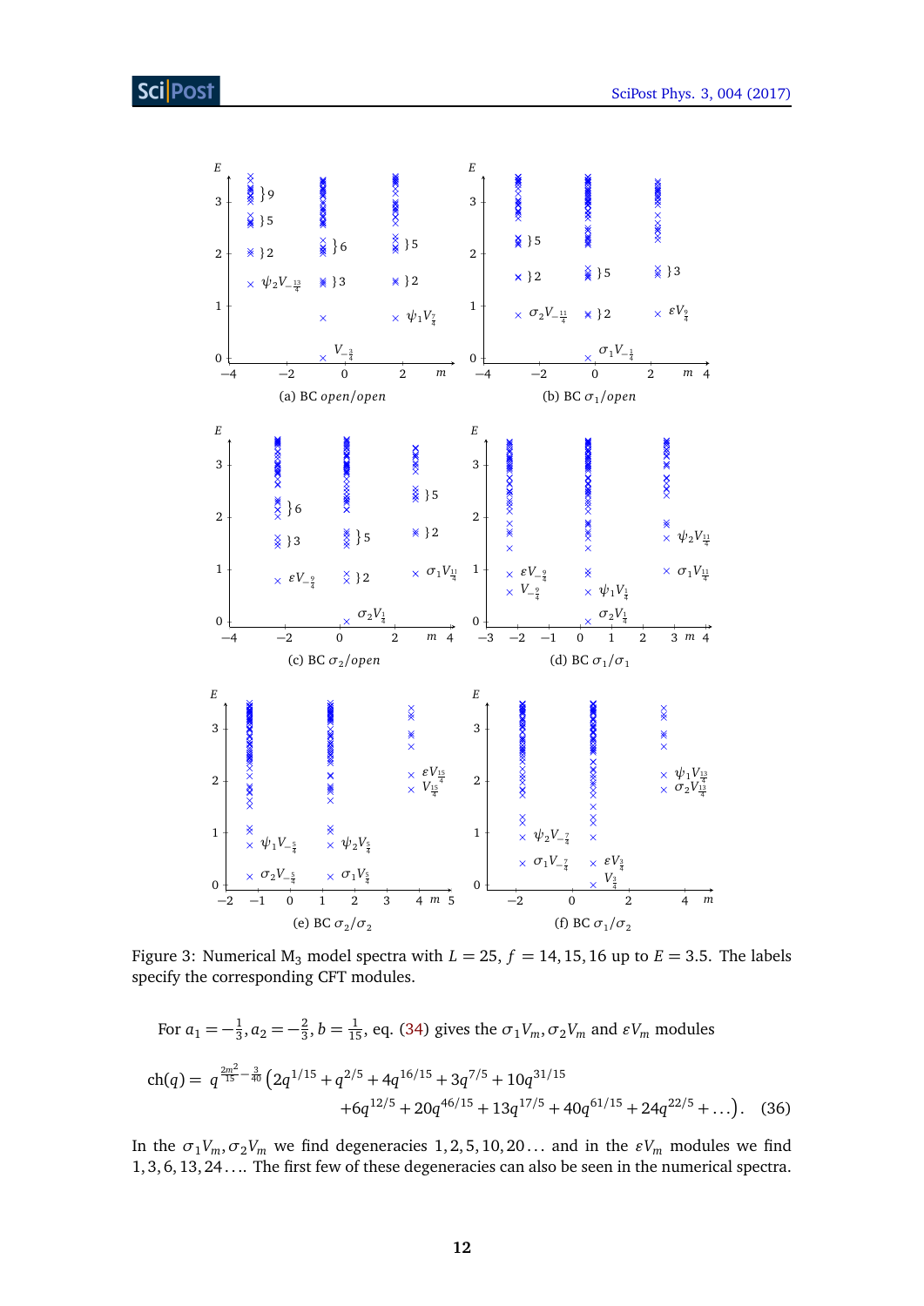Figure 3: Numerical $M_3$ model spectra with $L = 25$, $f = 14, 15, 16$ up to $E = 3.5$. The labels specify the corresponding CFT modules.

For $a_1 = -\frac{1}{3}, a_2 = -\frac{2}{3}, b = \frac{1}{15}$, eq. (34) gives the $\sigma_1 V_m, \sigma_2 V_m$ and $\varepsilon V_m$ modules

$$\mathrm{ch}(q) = q^{\frac{2m^2}{15} - \frac{3}{40}} \left(2q^{1/15} + q^{2/5} + 4q^{16/15} + 3q^{7/5} + 10q^{31/15} + 6q^{12/5} + 20q^{46/15} + 13q^{17/5} + 40q^{61/15} + 24q^{22/5} + \ldots\right). \quad (36)$$

In the $\sigma_1 V_m, \sigma_2 V_m$ we find degeneracies $1, 2, 5, 10, 20\ldots$ and in the $\varepsilon V_m$ modules we find $1, 3, 6, 13, 24\ldots$. The first few of these degeneracies can also be seen in the numerical spectra.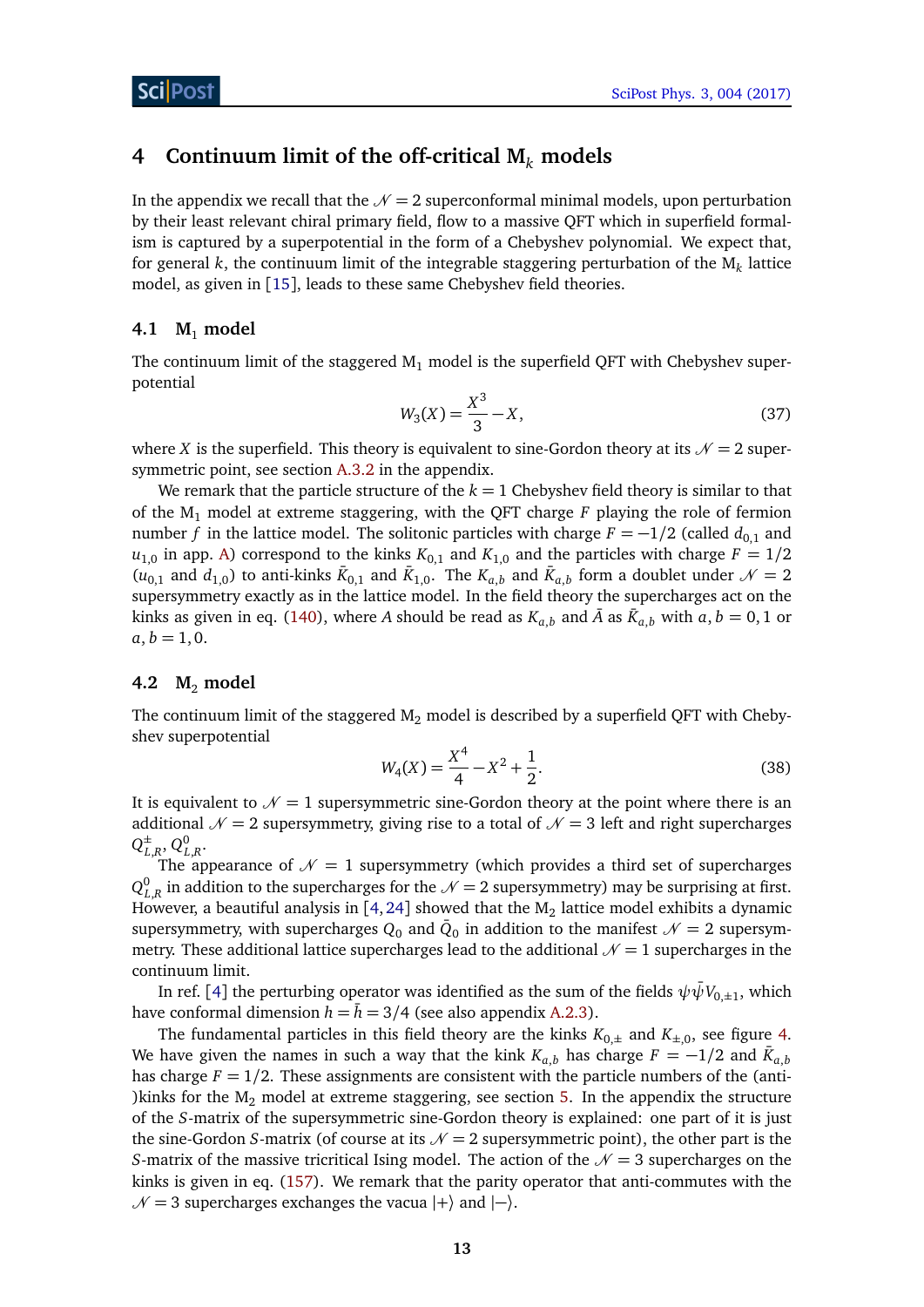# 4 Continuum limit of the off-critical $M_k$ models

In the appendix we recall that the $\mathcal{N}=2$ superconformal minimal models, upon perturbation by their least relevant chiral primary field, flow to a massive QFT which in superfield formalism is captured by a superpotential in the form of a Chebyshev polynomial. We expect that, for general $k$, the continuum limit of the integrable staggering perturbation of the $M_k$ lattice model, as given in [15], leads to these same Chebyshev field theories.

## 4.1 $M_1$ model

The continuum limit of the staggered $M_1$ model is the superfield QFT with Chebyshev superpotential

$$W_3(X) = \frac{X^3}{3} - X, \tag{37}$$

where $X$ is the superfield. This theory is equivalent to sine-Gordon theory at its $\mathcal{N}=2$ supersymmetric point, see section A.3.2 in the appendix.

We remark that the particle structure of the $k=1$ Chebyshev field theory is similar to that of the $M_1$ model at extreme staggering, with the QFT charge $F$ playing the role of fermion number $f$ in the lattice model. The solitonic particles with charge $F=-1/2$ (called $d_{0,1}$ and $u_{1,0}$ in app. A) correspond to the kinks $K_{0,1}$ and $K_{1,0}$ and the particles with charge $F=1/2$ ($u_{0,1}$ and $d_{1,0}$) to anti-kinks $\bar{K}_{0,1}$ and $\bar{K}_{1,0}$. The $K_{a,b}$ and $\bar{K}_{a,b}$ form a doublet under $\mathcal{N}=2$ supersymmetry exactly as in the lattice model. In the field theory the supercharges act on the kinks as given in eq. (140), where $A$ should be read as $K_{a,b}$ and $\bar{A}$ as $\bar{K}_{a,b}$ with $a,b=0,1$ or $a,b=1,0$.

## 4.2 $M_2$ model

The continuum limit of the staggered $M_2$ model is described by a superfield QFT with Chebyshev superpotential

$$W_4(X) = \frac{X^4}{4} - X^2 + \frac{1}{2}. \tag{38}$$

It is equivalent to $\mathcal{N}=1$ supersymmetric sine-Gordon theory at the point where there is an additional $\mathcal{N}=2$ supersymmetry, giving rise to a total of $\mathcal{N}=3$ left and right supercharges $Q^{\pm}_{L,R}$, $Q^{0}_{L,R}$.

The appearance of $\mathcal{N}=1$ supersymmetry (which provides a third set of supercharges $Q^0_{L,R}$ in addition to the supercharges for the $\mathcal{N}=2$ supersymmetry) may be surprising at first. However, a beautiful analysis in [4, 24] showed that the $M_2$ lattice model exhibits a dynamic supersymmetry, with supercharges $Q_0$ and $\bar{Q}_0$ in addition to the manifest $\mathcal{N}=2$ supersymmetry. These additional lattice supercharges lead to the additional $\mathcal{N}=1$ supercharges in the continuum limit.

In ref. [4] the perturbing operator was identified as the sum of the fields $\psi\bar{\psi}V_{0,\pm 1}$, which have conformal dimension $h=\bar{h}=3/4$ (see also appendix A.2.3).

The fundamental particles in this field theory are the kinks $K_{0,\pm}$ and $K_{\pm,0}$, see figure 4. We have given the names in such a way that the kink $K_{a,b}$ has charge $F=-1/2$ and $\bar{K}_{a,b}$ has charge $F=1/2$. These assignments are consistent with the particle numbers of the (anti-)kinks for the $M_2$ model at extreme staggering, see section 5. In the appendix the structure of the $S$-matrix of the supersymmetric sine-Gordon theory is explained: one part of it is just the sine-Gordon $S$-matrix (of course at its $\mathcal{N}=2$ supersymmetric point), the other part is the $S$-matrix of the massive tricritical Ising model. The action of the $\mathcal{N}=3$ supercharges on the kinks is given in eq. (157). We remark that the parity operator that anti-commutes with the $\mathcal{N}=3$ supercharges exchanges the vacua $|+\rangle$ and $|-\rangle$.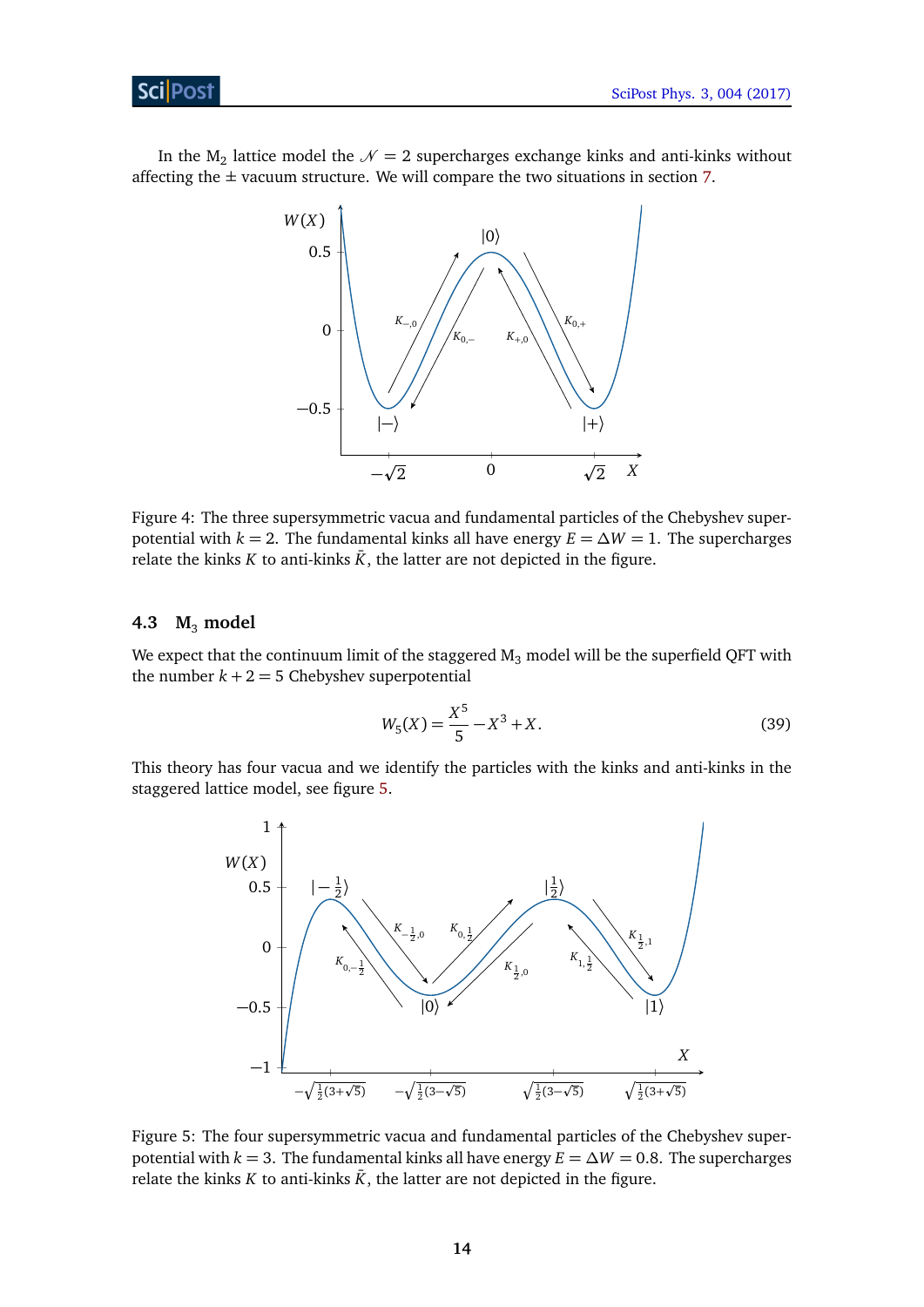In the $M_2$ lattice model the $\mathcal{N} = 2$ supercharges exchange kinks and anti-kinks without affecting the $\pm$ vacuum structure. We will compare the two situations in section 7.

Figure 4: The three supersymmetric vacua and fundamental particles of the Chebyshev superpotential with $k = 2$. The fundamental kinks all have energy $E = \Delta W = 1$. The supercharges relate the kinks $K$ to anti-kinks $\bar{K}$, the latter are not depicted in the figure.

### 4.3 $M_3$ model

We expect that the continuum limit of the staggered $M_3$ model will be the superfield QFT with the number $k + 2 = 5$ Chebyshev superpotential

$$W_5(X) = \frac{X^5}{5} - X^3 + X. \tag{39}$$

This theory has four vacua and we identify the particles with the kinks and anti-kinks in the staggered lattice model, see figure 5.

Figure 5: The four supersymmetric vacua and fundamental particles of the Chebyshev superpotential with $k = 3$. The fundamental kinks all have energy $E = \Delta W = 0.8$. The supercharges relate the kinks $K$ to anti-kinks $\bar{K}$, the latter are not depicted in the figure.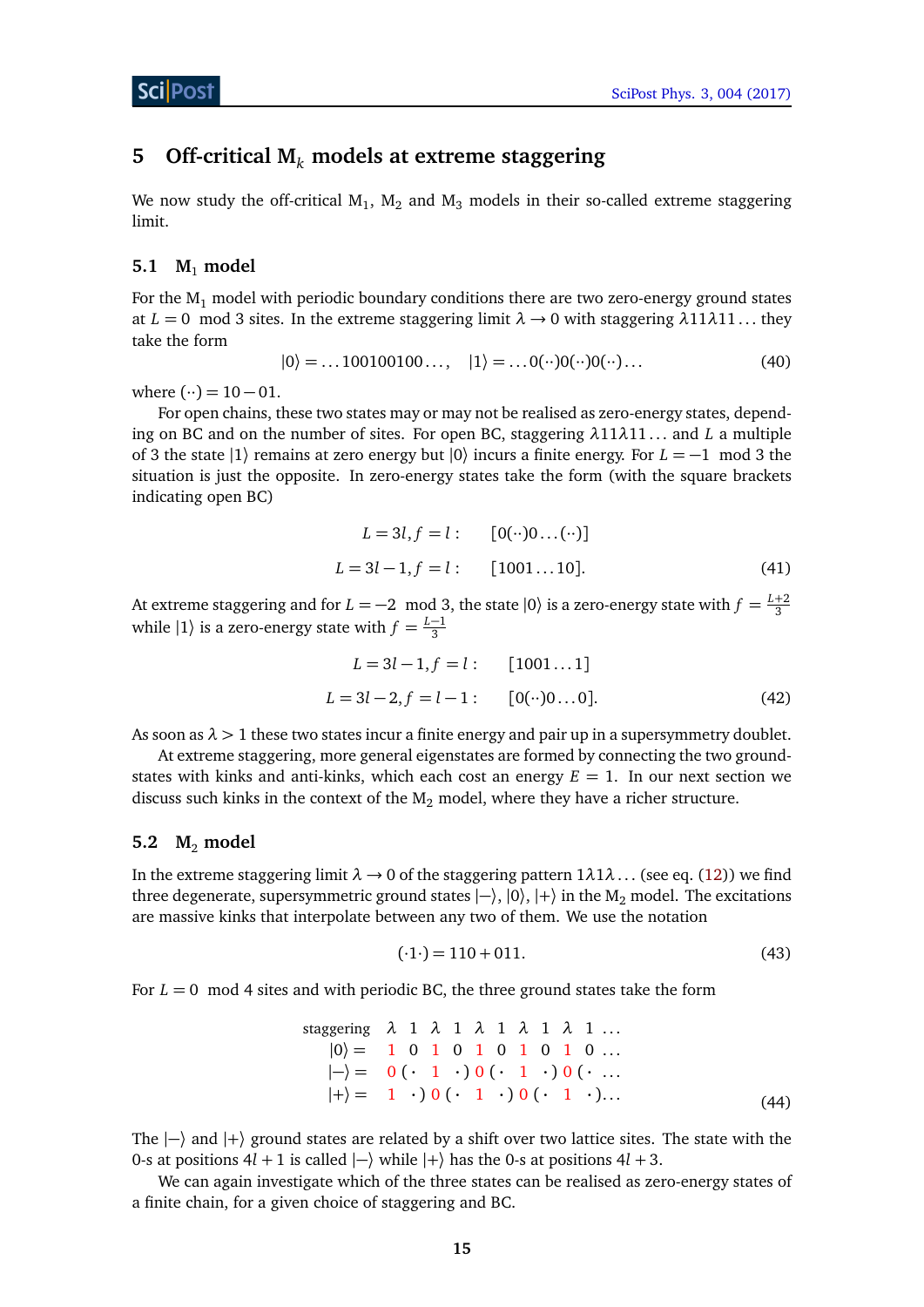## 5 Off-critical $M_k$ models at extreme staggering

We now study the off-critical $M_1$, $M_2$ and $M_3$ models in their so-called extreme staggering limit.

### 5.1 $M_1$ model

For the $M_1$ model with periodic boundary conditions there are two zero-energy ground states at $L = 0 \mod 3$ sites. In the extreme staggering limit $\lambda \to 0$ with staggering $\lambda 11 \lambda 11\ldots$ they take the form

$$|0\rangle = \ldots 100100100\ldots, \quad |1\rangle = \ldots 0(\cdot\cdot)0(\cdot\cdot)0(\cdot\cdot)\ldots \tag{40}$$

where $(\cdot\cdot) = 10 - 01$.

For open chains, these two states may or may not be realised as zero-energy states, depending on BC and on the number of sites. For open BC, staggering $\lambda 11 \lambda 11\ldots$ and $L$ a multiple of 3 the state $|1\rangle$ remains at zero energy but $|0\rangle$ incurs a finite energy. For $L = -1 \mod 3$ the situation is just the opposite. In zero-energy states take the form (with the square brackets indicating open BC)

$$\begin{aligned} L = 3l, f = l: &\quad [0(\cdot\cdot)0\ldots(\cdot\cdot)] \\ L = 3l-1, f = l: &\quad [1001\ldots 10]. \end{aligned} \tag{41}$$

At extreme staggering and for $L = -2 \mod 3$, the state $|0\rangle$ is a zero-energy state with $f = \frac{L+2}{3}$ while $|1\rangle$ is a zero-energy state with $f = \frac{L-1}{3}$

$$\begin{aligned} L = 3l-1, f = l: &\quad [1001\ldots 1] \\ L = 3l-2, f = l-1: &\quad [0(\cdot\cdot)0\ldots 0]. \end{aligned} \tag{42}$$

As soon as $\lambda > 1$ these two states incur a finite energy and pair up in a supersymmetry doublet.

At extreme staggering, more general eigenstates are formed by connecting the two ground-states with kinks and anti-kinks, which each cost an energy $E = 1$. In our next section we discuss such kinks in the context of the $M_2$ model, where they have a richer structure.

### 5.2 $M_2$ model

In the extreme staggering limit $\lambda \to 0$ of the staggering pattern $1\lambda 1\lambda\ldots$ (see eq. (12)) we find three degenerate, supersymmetric ground states $|-\rangle$, $|0\rangle$, $|+\rangle$ in the $M_2$ model. The excitations are massive kinks that interpolate between any two of them. We use the notation

$$(\cdot 1 \cdot) = 110 + 011. \tag{43}$$

For $L = 0 \mod 4$ sites and with periodic BC, the three ground states take the form

$$\begin{array}{lcccccccccccl} \text{staggering} & \lambda & 1 & \lambda & 1 & \lambda & 1 & \lambda & 1 & \lambda & 1 & \ldots \\ |0\rangle = & 1 & 0 & 1 & 0 & 1 & 0 & 1 & 0 & 1 & 0 & \ldots \\ |-\rangle = & 0 & (\cdot & 1 & \cdot) & 0 & (\cdot & 1 & \cdot) & 0 & (\cdot & \ldots \\ |+\rangle = & 1 & \cdot) & 0 & (\cdot & 1 & \cdot) & 0 & (\cdot & 1 & \cdot) & \ldots \end{array} \tag{44}$$

The $|-\rangle$ and $|+\rangle$ ground states are related by a shift over two lattice sites. The state with the 0-s at positions $4l+1$ is called $|-\rangle$ while $|+\rangle$ has the 0-s at positions $4l+3$.

We can again investigate which of the three states can be realised as zero-energy states of a finite chain, for a given choice of staggering and BC.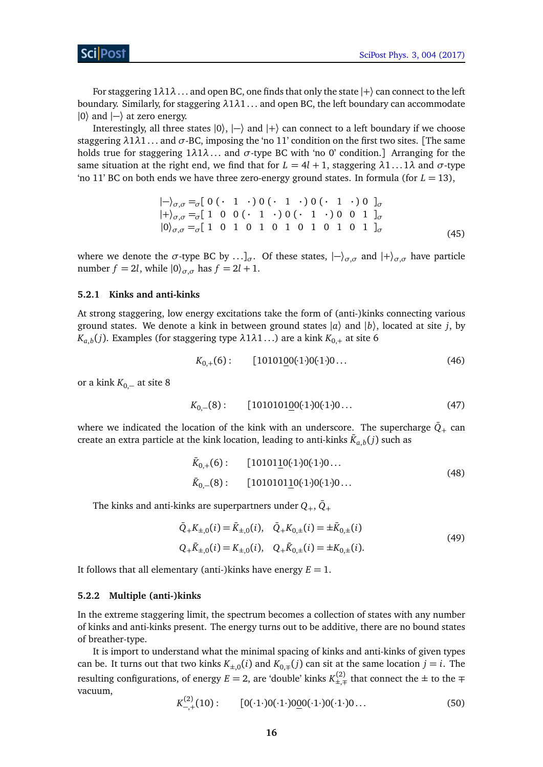For staggering $1\lambda1\lambda\ldots$ and open BC, one finds that only the state $|+\rangle$ can connect to the left boundary. Similarly, for staggering $\lambda1\lambda1\ldots$ and open BC, the left boundary can accommodate $|0\rangle$ and $|-\rangle$ at zero energy.

Interestingly, all three states $|0\rangle$, $|-\rangle$ and $|+\rangle$ can connect to a left boundary if we choose staggering $\lambda1\lambda1\ldots$ and $\sigma$-BC, imposing the 'no 11' condition on the first two sites. [The same holds true for staggering $1\lambda1\lambda\ldots$ and $\sigma$-type BC with 'no 0' condition.] Arranging for the same situation at the right end, we find that for $L = 4l + 1$, staggering $\lambda1\ldots1\lambda$ and $\sigma$-type 'no 11' BC on both ends we have three zero-energy ground states. In formula (for $L = 13$),

$$
\begin{aligned}
|-\rangle_{\sigma,\sigma} &= {}_\sigma[\ 0\ (\cdot\ \ 1\ \ \cdot)\ 0\ (\cdot\ \ 1\ \ \cdot)\ 0\ (\cdot\ \ 1\ \ \cdot)\ 0\ ]_\sigma \\
|+\rangle_{\sigma,\sigma} &= {}_\sigma[\ 1\ \ 0\ \ 0\ (\cdot\ \ 1\ \ \cdot)\ 0\ (\cdot\ \ 1\ \ \cdot)\ 0\ \ 0\ \ 1\ ]_\sigma \\
|0\rangle_{\sigma,\sigma} &= {}_\sigma[\ 1\ \ 0\ \ 1\ \ 0\ \ 1\ \ 0\ \ 1\ \ 0\ \ 1\ \ 0\ \ 1\ \ 0\ \ 1\ ]_\sigma
\end{aligned}
\tag{45}
$$

where we denote the $\sigma$-type BC by $\ldots]_\sigma$. Of these states, $|-\rangle_{\sigma,\sigma}$ and $|+\rangle_{\sigma,\sigma}$ have particle number $f = 2l$, while $|0\rangle_{\sigma,\sigma}$ has $f = 2l + 1$.

### 5.2.1 Kinks and anti-kinks

At strong staggering, low energy excitations take the form of (anti-)kinks connecting various ground states. We denote a kink in between ground states $|a\rangle$ and $|b\rangle$, located at site $j$, by $K_{a,b}(j)$. Examples (for staggering type $\lambda1\lambda1\ldots$) are a kink $K_{0,+}$ at site 6

$$
K_{0,+}(6): \qquad [10101\underline{0}0(\cdot1\cdot)0(\cdot1\cdot)0\ldots \tag{46}
$$

or a kink $K_{0,-}$ at site 8

$$
K_{0,-}(8): \qquad [1010101\underline{0}0(\cdot1\cdot)0(\cdot1\cdot)0\ldots \tag{47}
$$

where we indicated the location of the kink with an underscore. The supercharge $\bar{Q}_+$ can create an extra particle at the kink location, leading to anti-kinks $\bar{K}_{a,b}(j)$ such as

$$
\begin{aligned}
\bar{K}_{0,+}(6): &\qquad [10101\underline{1}0(\cdot1\cdot)0(\cdot1\cdot)0\ldots \\
\bar{K}_{0,-}(8): &\qquad [1010101\underline{1}0(\cdot1\cdot)0(\cdot1\cdot)0\ldots
\end{aligned}
\tag{48}
$$

The kinks and anti-kinks are superpartners under $Q_+$, $\bar{Q}_+$

$$
\begin{aligned}
\bar{Q}_+ K_{\pm,0}(i) &= \bar{K}_{\pm,0}(i), \quad \bar{Q}_+ K_{0,\pm}(i) = \pm\bar{K}_{0,\pm}(i) \\
Q_+ \bar{K}_{\pm,0}(i) &= K_{\pm,0}(i), \quad Q_+ \bar{K}_{0,\pm}(i) = \pm K_{0,\pm}(i).
\end{aligned}
\tag{49}
$$

It follows that all elementary (anti-)kinks have energy $E = 1$.

### 5.2.2 Multiple (anti-)kinks

In the extreme staggering limit, the spectrum becomes a collection of states with any number of kinks and anti-kinks present. The energy turns out to be additive, there are no bound states of breather-type.

It is import to understand what the minimal spacing of kinks and anti-kinks of given types can be. It turns out that two kinks $K_{\pm,0}(i)$ and $K_{0,\mp}(j)$ can sit at the same location $j = i$. The resulting configurations, of energy $E = 2$, are 'double' kinks $K^{(2)}_{\pm,\mp}$ that connect the $\pm$ to the $\mp$ vacuum,

$$
K^{(2)}_{-,+}(10): \qquad [0(\cdot1\cdot)0(\cdot1\cdot)0\underline{0}0(\cdot1\cdot)0(\cdot1\cdot)0\ldots \tag{50}
$$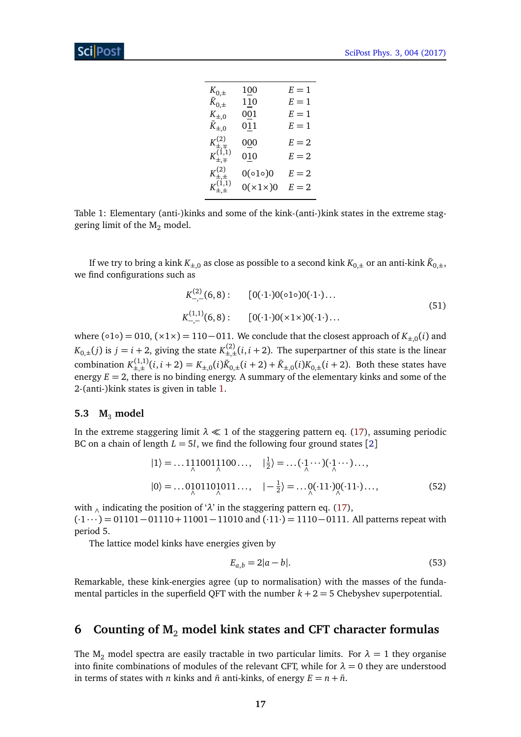| | | |
|---|---|---|
| $K_{0,\pm}$ | $1\underset{}{0}0$ | $E=1$ |
| $\bar{K}_{0,\pm}$ | $1\underset{}{1}0$ | $E=1$ |
| $K_{\pm,0}$ | $0\underset{}{0}1$ | $E=1$ |
| $\bar{K}_{\pm,0}$ | $0\underset{}{1}1$ | $E=1$ |
| $K^{(2)}_{\pm,\mp}$ | $0\underset{}{0}0$ | $E=2$ |
| $K^{(1,1)}_{\pm,\mp}$ | $0\underset{}{1}0$ | $E=2$ |
| $K^{(2)}_{\pm,\pm}$ | $0(\circ 1\circ)0$ | $E=2$ |
| $K^{(1,1)}_{\pm,\pm}$ | $0(\times 1\times)0$ | $E=2$ |

Table 1: Elementary (anti-)kinks and some of the kink-(anti-)kink states in the extreme staggering limit of the $M_2$ model.

If we try to bring a kink $K_{\pm,0}$ as close as possible to a second kink $K_{0,\pm}$ or an anti-kink $\bar{K}_{0,\pm}$, we find configurations such as

$$
\begin{aligned}
K^{(2)}_{-,-}(6,8): &\qquad [0(\cdot 1\cdot)0(\circ 1\circ)0(\cdot 1\cdot)\ldots \\
K^{(1,1)}_{-,-}(6,8): &\qquad [0(\cdot 1\cdot)0(\times 1\times)0(\cdot 1\cdot)\ldots
\end{aligned}
\tag{51}
$$

where $(\circ 1\circ) = 010$, $(\times 1\times) = 110 - 011$. We conclude that the closest approach of $K_{\pm,0}(i)$ and $K_{0,\pm}(j)$ is $j = i+2$, giving the state $K^{(2)}_{\pm,\pm}(i,i+2)$. The superpartner of this state is the linear combination $K^{(1,1)}_{\pm,\pm}(i,i+2) = K_{\pm,0}(i)\bar{K}_{0,\pm}(i+2) + \bar{K}_{\pm,0}(i)K_{0,\pm}(i+2)$. Both these states have energy $E=2$, there is no binding energy. A summary of the elementary kinks and some of the 2-(anti-)kink states is given in table 1.

### 5.3 $M_3$ model

In the extreme staggering limit $\lambda \ll 1$ of the staggering pattern eq. (17), assuming periodic BC on a chain of length $L = 5l$, we find the following four ground states [2]

$$
\begin{aligned}
|1\rangle &= \ldots 1\underset{\wedge}{1}1001\underset{\wedge}{1}100\ldots, & |\tfrac{1}{2}\rangle &= \ldots(\cdot \underset{\wedge}{1}\cdots)(\cdot \underset{\wedge}{1}\cdots)\ldots, \\
|0\rangle &= \ldots 0\underset{\wedge}{1}01101\underset{\wedge}{0}11\ldots, & |-\tfrac{1}{2}\rangle &= \ldots \underset{\wedge}{0}(\cdot 11\cdot)\underset{\wedge}{0}(\cdot 11\cdot)\ldots,
\end{aligned}
\tag{52}
$$

with $_\wedge$ indicating the position of '$\lambda$' in the staggering pattern eq. (17),
$(\cdot 1\cdots) = 01101 - 01110 + 11001 - 11010$ and $(\cdot 11\cdot) = 1110 - 0111$. All patterns repeat with period 5.

The lattice model kinks have energies given by

$$
E_{a,b} = 2|a-b|.
\tag{53}
$$

Remarkable, these kink-energies agree (up to normalisation) with the masses of the fundamental particles in the superfield QFT with the number $k+2=5$ Chebyshev superpotential.

## 6 Counting of $M_2$ model kink states and CFT character formulas

The $M_2$ model spectra are easily tractable in two particular limits. For $\lambda = 1$ they organise into finite combinations of modules of the relevant CFT, while for $\lambda = 0$ they are understood in terms of states with $n$ kinks and $\bar{n}$ anti-kinks, of energy $E = n + \bar{n}$.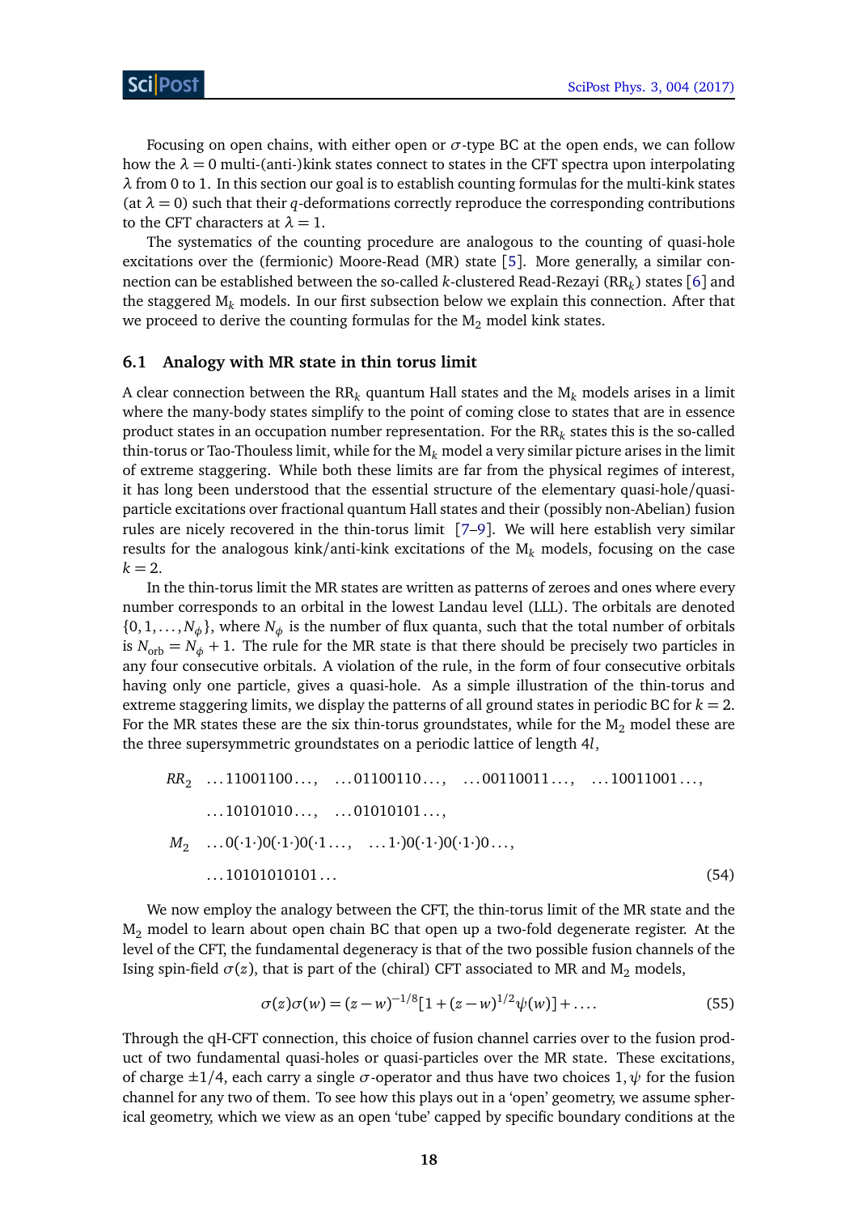Focusing on open chains, with either open or $\sigma$-type BC at the open ends, we can follow how the $\lambda = 0$ multi-(anti-)kink states connect to states in the CFT spectra upon interpolating $\lambda$ from 0 to 1. In this section our goal is to establish counting formulas for the multi-kink states (at $\lambda = 0$) such that their $q$-deformations correctly reproduce the corresponding contributions to the CFT characters at $\lambda = 1$.

The systematics of the counting procedure are analogous to the counting of quasi-hole excitations over the (fermionic) Moore-Read (MR) state [5]. More generally, a similar connection can be established between the so-called $k$-clustered Read-Rezayi ($\mathrm{RR}_k$) states [6] and the staggered $\mathrm{M}_k$ models. In our first subsection below we explain this connection. After that we proceed to derive the counting formulas for the $\mathrm{M}_2$ model kink states.

## 6.1 Analogy with MR state in thin torus limit

A clear connection between the $\mathrm{RR}_k$ quantum Hall states and the $\mathrm{M}_k$ models arises in a limit where the many-body states simplify to the point of coming close to states that are in essence product states in an occupation number representation. For the $\mathrm{RR}_k$ states this is the so-called thin-torus or Tao-Thouless limit, while for the $\mathrm{M}_k$ model a very similar picture arises in the limit of extreme staggering. While both these limits are far from the physical regimes of interest, it has long been understood that the essential structure of the elementary quasi-hole/quasi-particle excitations over fractional quantum Hall states and their (possibly non-Abelian) fusion rules are nicely recovered in the thin-torus limit [7–9]. We will here establish very similar results for the analogous kink/anti-kink excitations of the $\mathrm{M}_k$ models, focusing on the case $k = 2$.

In the thin-torus limit the MR states are written as patterns of zeroes and ones where every number corresponds to an orbital in the lowest Landau level (LLL). The orbitals are denoted $\{0, 1, \ldots, N_\phi\}$, where $N_\phi$ is the number of flux quanta, such that the total number of orbitals is $N_{\mathrm{orb}} = N_\phi + 1$. The rule for the MR state is that there should be precisely two particles in any four consecutive orbitals. A violation of the rule, in the form of four consecutive orbitals having only one particle, gives a quasi-hole. As a simple illustration of the thin-torus and extreme staggering limits, we display the patterns of all ground states in periodic BC for $k = 2$. For the MR states these are the six thin-torus groundstates, while for the $\mathrm{M}_2$ model these are the three supersymmetric groundstates on a periodic lattice of length $4l$,

$$
\begin{aligned}
RR_2 \quad & \ldots 11001100\ldots, \quad \ldots 01100110\ldots, \quad \ldots 00110011\ldots, \quad \ldots 10011001\ldots, \\
& \ldots 10101010\ldots, \quad \ldots 01010101\ldots, \\
M_2 \quad & \ldots 0(\cdot 1\cdot)0(\cdot 1\cdot)0(\cdot 1\ldots, \quad \ldots 1\cdot)0(\cdot 1\cdot)0(\cdot 1\cdot)0\ldots, \\
& \ldots 10101010101\ldots
\end{aligned}
\tag{54}
$$

We now employ the analogy between the CFT, the thin-torus limit of the MR state and the $\mathrm{M}_2$ model to learn about open chain BC that open up a two-fold degenerate register. At the level of the CFT, the fundamental degeneracy is that of the two possible fusion channels of the Ising spin-field $\sigma(z)$, that is part of the (chiral) CFT associated to MR and $\mathrm{M}_2$ models,

$$
\sigma(z)\sigma(w) = (z-w)^{-1/8}[1 + (z-w)^{1/2}\psi(w)] + \ldots. \tag{55}
$$

Through the qH-CFT connection, this choice of fusion channel carries over to the fusion product of two fundamental quasi-holes or quasi-particles over the MR state. These excitations, of charge $\pm 1/4$, each carry a single $\sigma$-operator and thus have two choices $1, \psi$ for the fusion channel for any two of them. To see how this plays out in a 'open' geometry, we assume spherical geometry, which we view as an open 'tube' capped by specific boundary conditions at the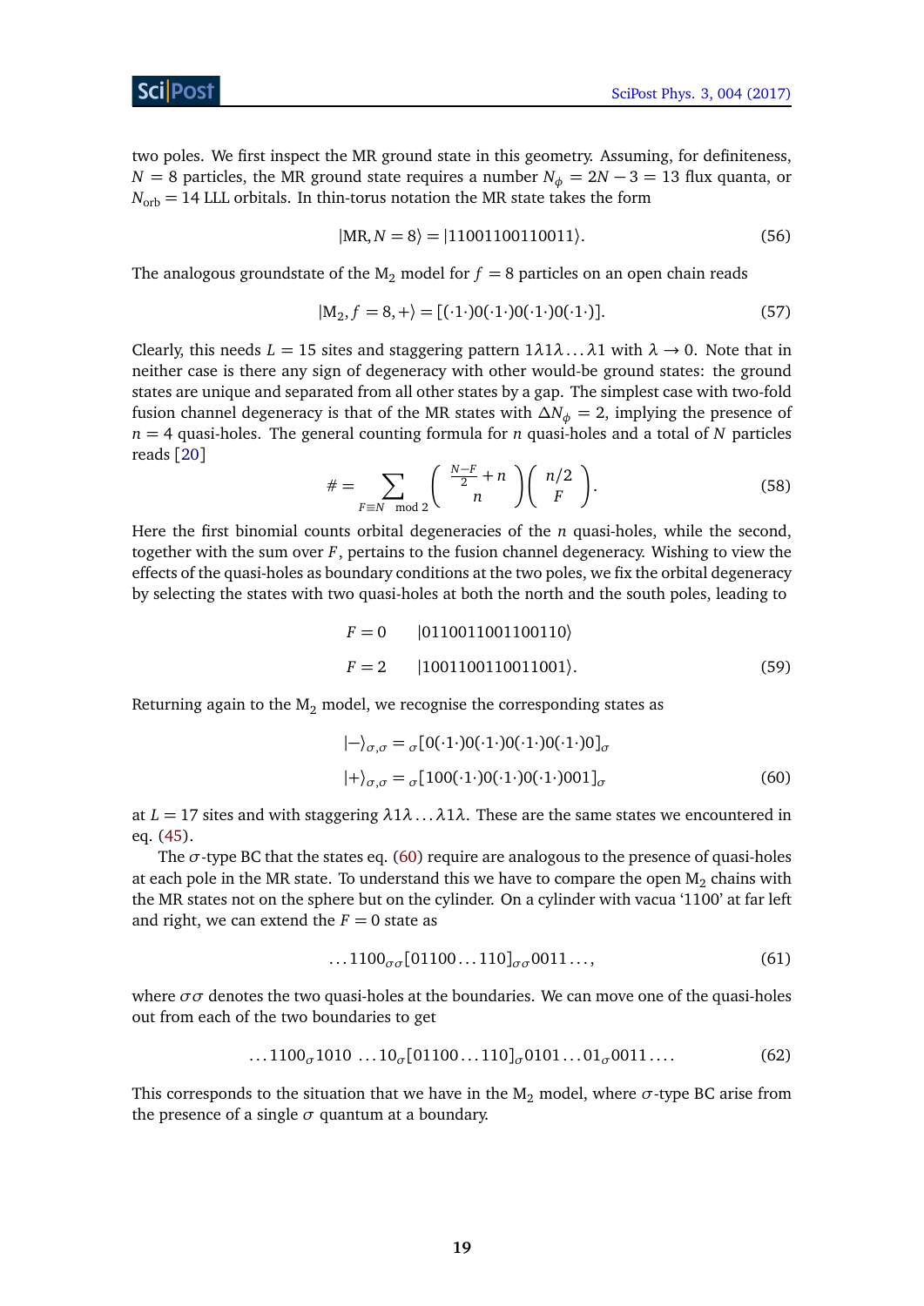two poles. We first inspect the MR ground state in this geometry. Assuming, for definiteness, $N = 8$ particles, the MR ground state requires a number $N_\phi = 2N - 3 = 13$ flux quanta, or $N_{\text{orb}} = 14$ LLL orbitals. In thin-torus notation the MR state takes the form

$$|\text{MR}, N = 8\rangle = |11001100110011\rangle. \tag{56}$$

The analogous groundstate of the $\text{M}_2$ model for $f = 8$ particles on an open chain reads

$$|\text{M}_2, f = 8, +\rangle = [(\cdot 1 \cdot)0(\cdot 1 \cdot)0(\cdot 1 \cdot)0(\cdot 1 \cdot)]. \tag{57}$$

Clearly, this needs $L = 15$ sites and staggering pattern $1\lambda 1\lambda \ldots \lambda 1$ with $\lambda \to 0$. Note that in neither case is there any sign of degeneracy with other would-be ground states: the ground states are unique and separated from all other states by a gap. The simplest case with two-fold fusion channel degeneracy is that of the MR states with $\Delta N_\phi = 2$, implying the presence of $n = 4$ quasi-holes. The general counting formula for $n$ quasi-holes and a total of $N$ particles reads [20]

$$\# = \sum_{F \equiv N \mod 2} \binom{\frac{N-F}{2} + n}{n} \binom{n/2}{F}. \tag{58}$$

Here the first binomial counts orbital degeneracies of the $n$ quasi-holes, while the second, together with the sum over $F$, pertains to the fusion channel degeneracy. Wishing to view the effects of the quasi-holes as boundary conditions at the two poles, we fix the orbital degeneracy by selecting the states with two quasi-holes at both the north and the south poles, leading to

$$\begin{aligned}
F = 0 \qquad & |0110011001100110\rangle \\
F = 2 \qquad & |1001100110011001\rangle.
\end{aligned} \tag{59}$$

Returning again to the $\text{M}_2$ model, we recognise the corresponding states as

$$\begin{aligned}
|-\rangle_{\sigma,\sigma} &= {}_\sigma[0(\cdot 1 \cdot)0(\cdot 1 \cdot)0(\cdot 1 \cdot)0(\cdot 1 \cdot)0]_\sigma \\
|+\rangle_{\sigma,\sigma} &= {}_\sigma[100(\cdot 1 \cdot)0(\cdot 1 \cdot)0(\cdot 1 \cdot)001]_\sigma
\end{aligned} \tag{60}$$

at $L = 17$ sites and with staggering $\lambda 1\lambda \ldots \lambda 1\lambda$. These are the same states we encountered in eq. (45).

The $\sigma$-type BC that the states eq. (60) require are analogous to the presence of quasi-holes at each pole in the MR state. To understand this we have to compare the open $\text{M}_2$ chains with the MR states not on the sphere but on the cylinder. On a cylinder with vacua '1100' at far left and right, we can extend the $F = 0$ state as

$$\ldots 1100_{\sigma\sigma}[01100\ldots 110]_{\sigma\sigma}0011\ldots, \tag{61}$$

where $\sigma\sigma$ denotes the two quasi-holes at the boundaries. We can move one of the quasi-holes out from each of the two boundaries to get

$$\ldots 1100_\sigma 1010 \ \ldots 10_\sigma[01100\ldots 110]_\sigma 0101\ldots 01_\sigma 0011\ldots. \tag{62}$$

This corresponds to the situation that we have in the $\text{M}_2$ model, where $\sigma$-type BC arise from the presence of a single $\sigma$ quantum at a boundary.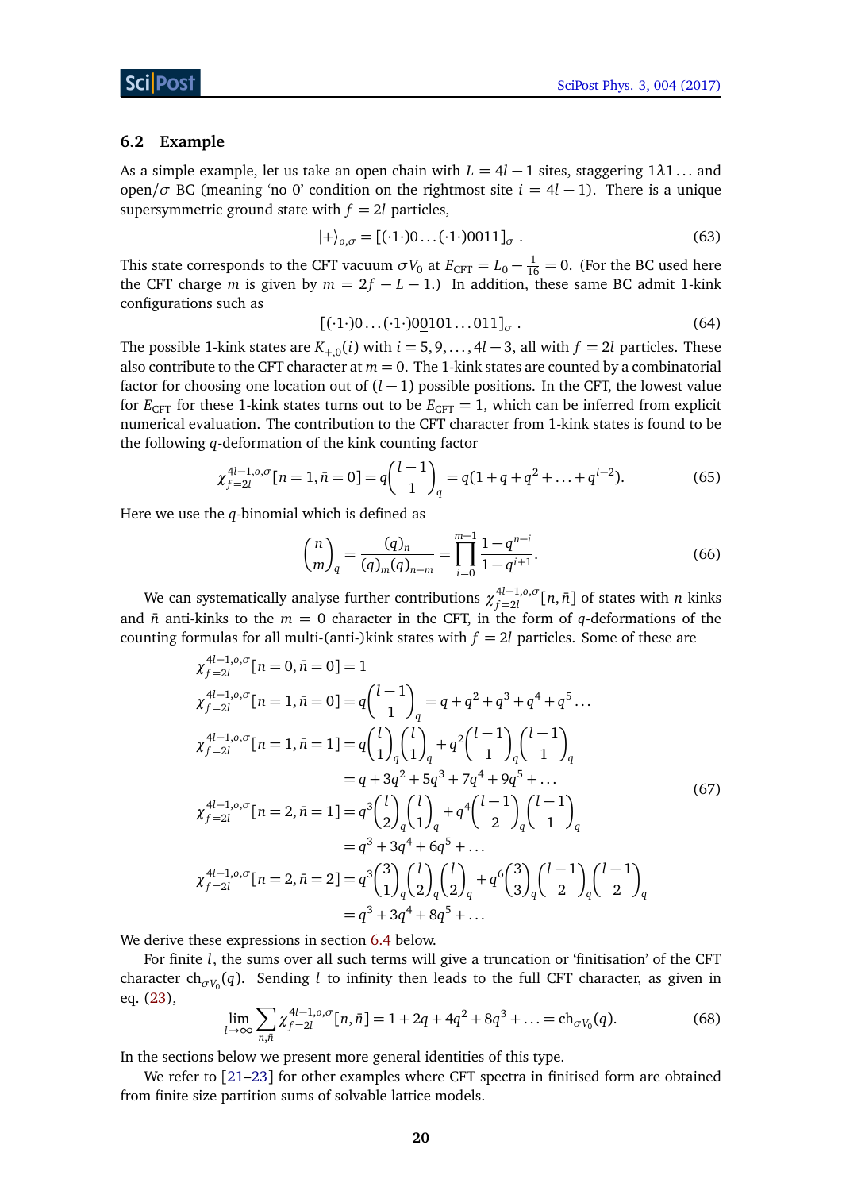### 6.2 Example

As a simple example, let us take an open chain with $L = 4l - 1$ sites, staggering $1\lambda 1\ldots$ and open/$\sigma$ BC (meaning 'no 0' condition on the rightmost site $i = 4l - 1$). There is a unique supersymmetric ground state with $f = 2l$ particles,

$$|+\rangle_{o,\sigma} = [(\cdot 1 \cdot)0\ldots(\cdot 1 \cdot)0011]_\sigma \,. \tag{63}$$

This state corresponds to the CFT vacuum $\sigma V_0$ at $E_{\text{CFT}} = L_0 - \frac{1}{16} = 0$. (For the BC used here the CFT charge $m$ is given by $m = 2f - L - 1$.) In addition, these same BC admit 1-kink configurations such as

$$[(\cdot 1 \cdot)0\ldots(\cdot 1 \cdot)0\underline{0}101\ldots011]_\sigma \,. \tag{64}$$

The possible 1-kink states are $K_{+,0}(i)$ with $i = 5, 9, \ldots, 4l - 3$, all with $f = 2l$ particles. These also contribute to the CFT character at $m = 0$. The 1-kink states are counted by a combinatorial factor for choosing one location out of $(l - 1)$ possible positions. In the CFT, the lowest value for $E_{\text{CFT}}$ for these 1-kink states turns out to be $E_{\text{CFT}} = 1$, which can be inferred from explicit numerical evaluation. The contribution to the CFT character from 1-kink states is found to be the following $q$-deformation of the kink counting factor

$$\chi^{4l-1,o,\sigma}_{f=2l}[n = 1, \bar{n} = 0] = q\binom{l-1}{1}_q = q(1 + q + q^2 + \ldots + q^{l-2}). \tag{65}$$

Here we use the $q$-binomial which is defined as

$$\binom{n}{m}_q = \frac{(q)_n}{(q)_m (q)_{n-m}} = \prod_{i=0}^{m-1} \frac{1 - q^{n-i}}{1 - q^{i+1}}. \tag{66}$$

We can systematically analyse further contributions $\chi^{4l-1,o,\sigma}_{f=2l}[n, \bar{n}]$ of states with $n$ kinks and $\bar{n}$ anti-kinks to the $m = 0$ character in the CFT, in the form of $q$-deformations of the counting formulas for all multi-(anti-)kink states with $f = 2l$ particles. Some of these are

$$\begin{aligned}
\chi^{4l-1,o,\sigma}_{f=2l}[n = 0, \bar{n} = 0] &= 1 \\
\chi^{4l-1,o,\sigma}_{f=2l}[n = 1, \bar{n} = 0] &= q\binom{l-1}{1}_q = q + q^2 + q^3 + q^4 + q^5 \ldots \\
\chi^{4l-1,o,\sigma}_{f=2l}[n = 1, \bar{n} = 1] &= q\binom{l}{1}_q\binom{l}{1}_q + q^2\binom{l-1}{1}_q\binom{l-1}{1}_q \\
&= q + 3q^2 + 5q^3 + 7q^4 + 9q^5 + \ldots \\
\chi^{4l-1,o,\sigma}_{f=2l}[n = 2, \bar{n} = 1] &= q^3\binom{l}{2}_q\binom{l}{1}_q + q^4\binom{l-1}{2}_q\binom{l-1}{1}_q \\
&= q^3 + 3q^4 + 6q^5 + \ldots \\
\chi^{4l-1,o,\sigma}_{f=2l}[n = 2, \bar{n} = 2] &= q^3\binom{3}{1}_q\binom{l}{2}_q\binom{l}{2}_q + q^6\binom{3}{3}_q\binom{l-1}{2}_q\binom{l-1}{2}_q \\
&= q^3 + 3q^4 + 8q^5 + \ldots
\end{aligned} \tag{67}$$

We derive these expressions in section 6.4 below.

For finite $l$, the sums over all such terms will give a truncation or 'finitisation' of the CFT character $\text{ch}_{\sigma V_0}(q)$. Sending $l$ to infinity then leads to the full CFT character, as given in eq. (23),

$$\lim_{l\to\infty} \sum_{n,\bar{n}} \chi^{4l-1,o,\sigma}_{f=2l}[n, \bar{n}] = 1 + 2q + 4q^2 + 8q^3 + \ldots = \text{ch}_{\sigma V_0}(q). \tag{68}$$

In the sections below we present more general identities of this type.

We refer to [21–23] for other examples where CFT spectra in finitised form are obtained from finite size partition sums of solvable lattice models.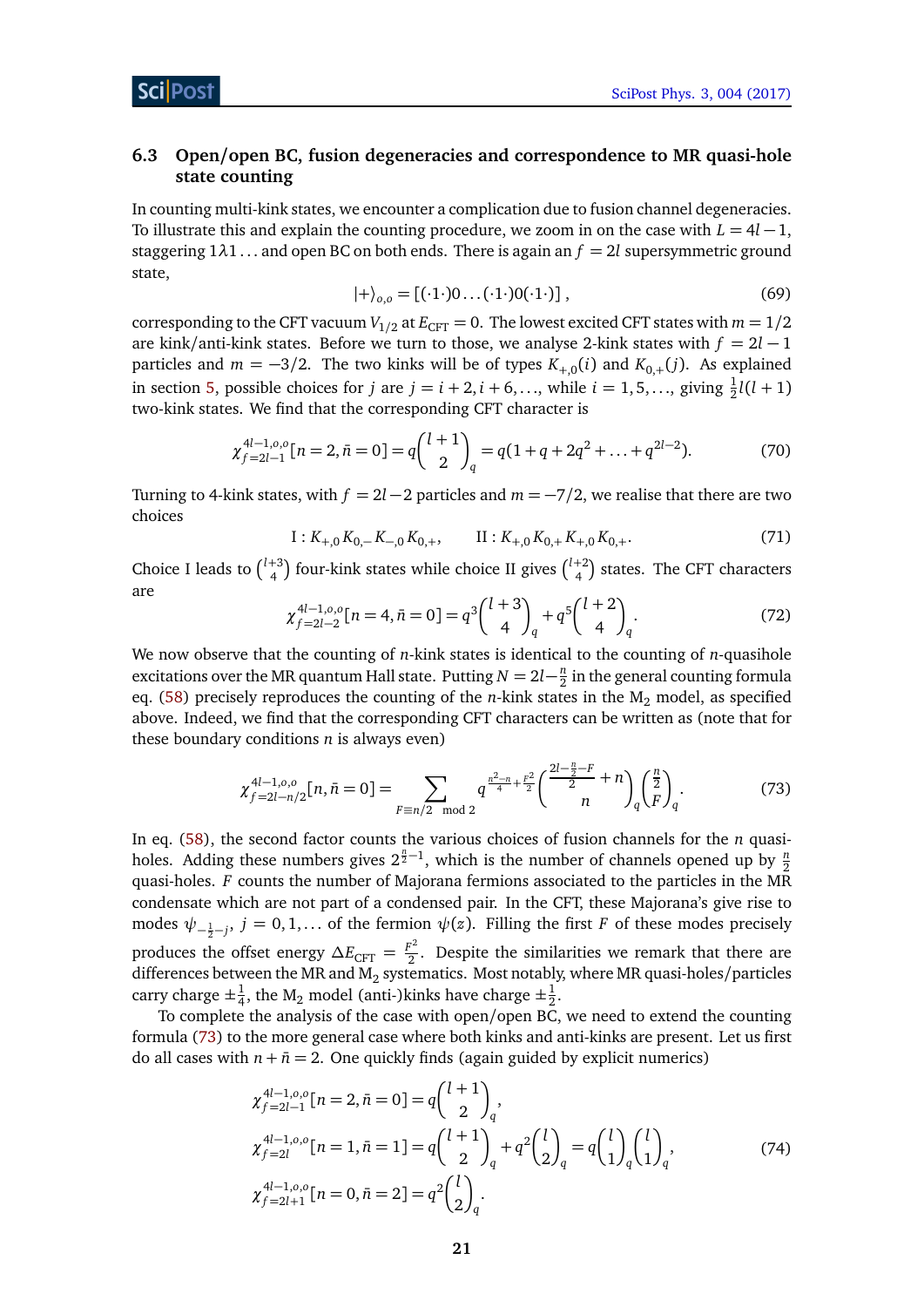### 6.3 Open/open BC, fusion degeneracies and correspondence to MR quasi-hole state counting

In counting multi-kink states, we encounter a complication due to fusion channel degeneracies. To illustrate this and explain the counting procedure, we zoom in on the case with $L = 4l - 1$, staggering $1\lambda 1\ldots$ and open BC on both ends. There is again an $f = 2l$ supersymmetric ground state,

$$|+\rangle_{o,o} = [(\cdot 1\cdot)0\ldots(\cdot 1\cdot)0(\cdot 1\cdot)]\,, \tag{69}$$

corresponding to the CFT vacuum $V_{1/2}$ at $E_{\rm CFT} = 0$. The lowest excited CFT states with $m = 1/2$ are kink/anti-kink states. Before we turn to those, we analyse 2-kink states with $f = 2l - 1$ particles and $m = -3/2$. The two kinks will be of types $K_{+,0}(i)$ and $K_{0,+}(j)$. As explained in section 5, possible choices for $j$ are $j = i+2, i+6, \ldots$, while $i = 1, 5, \ldots$, giving $\frac{1}{2}l(l+1)$ two-kink states. We find that the corresponding CFT character is

$$\chi^{4l-1,o,o}_{f=2l-1}[n=2,\bar{n}=0] = q\binom{l+1}{2}_q = q(1+q+2q^2+\ldots+q^{2l-2}). \tag{70}$$

Turning to 4-kink states, with $f = 2l-2$ particles and $m = -7/2$, we realise that there are two choices

$$\text{I}: K_{+,0}K_{0,-}K_{-,0}K_{0,+}, \qquad \text{II}: K_{+,0}K_{0,+}K_{+,0}K_{0,+}. \tag{71}$$

Choice I leads to $\binom{l+3}{4}$ four-kink states while choice II gives $\binom{l+2}{4}$ states. The CFT characters are

$$\chi^{4l-1,o,o}_{f=2l-2}[n=4,\bar{n}=0] = q^3\binom{l+3}{4}_q + q^5\binom{l+2}{4}_q. \tag{72}$$

We now observe that the counting of $n$-kink states is identical to the counting of $n$-quasihole excitations over the MR quantum Hall state. Putting $N = 2l - \frac{n}{2}$ in the general counting formula eq. (58) precisely reproduces the counting of the $n$-kink states in the $\mathrm{M}_2$ model, as specified above. Indeed, we find that the corresponding CFT characters can be written as (note that for these boundary conditions $n$ is always even)

$$\chi^{4l-1,o,o}_{f=2l-n/2}[n,\bar{n}=0] = \sum_{F\equiv n/2 \mod 2} q^{\frac{n^2-n}{4}+\frac{F^2}{2}} \binom{\frac{2l-\frac{n}{2}-F}{2}+n}{n}_q \binom{\frac{n}{2}}{F}_q. \tag{73}$$

In eq. (58), the second factor counts the various choices of fusion channels for the $n$ quasi-holes. Adding these numbers gives $2^{\frac{n}{2}-1}$, which is the number of channels opened up by $\frac{n}{2}$ quasi-holes. $F$ counts the number of Majorana fermions associated to the particles in the MR condensate which are not part of a condensed pair. In the CFT, these Majorana's give rise to modes $\psi_{-\frac{1}{2}-j}$, $j = 0, 1, \ldots$ of the fermion $\psi(z)$. Filling the first $F$ of these modes precisely produces the offset energy $\Delta E_{\rm CFT} = \frac{F^2}{2}$. Despite the similarities we remark that there are differences between the MR and $\mathrm{M}_2$ systematics. Most notably, where MR quasi-holes/particles carry charge $\pm\frac{1}{4}$, the $\mathrm{M}_2$ model (anti-)kinks have charge $\pm\frac{1}{2}$.

To complete the analysis of the case with open/open BC, we need to extend the counting formula (73) to the more general case where both kinks and anti-kinks are present. Let us first do all cases with $n + \bar{n} = 2$. One quickly finds (again guided by explicit numerics)

$$\begin{aligned}
\chi^{4l-1,o,o}_{f=2l-1}[n=2,\bar{n}=0] &= q\binom{l+1}{2}_q, \\
\chi^{4l-1,o,o}_{f=2l}[n=1,\bar{n}=1] &= q\binom{l+1}{2}_q + q^2\binom{l}{2}_q = q\binom{l}{1}_q\binom{l}{1}_q, \\
\chi^{4l-1,o,o}_{f=2l+1}[n=0,\bar{n}=2] &= q^2\binom{l}{2}_q.
\end{aligned} \tag{74}$$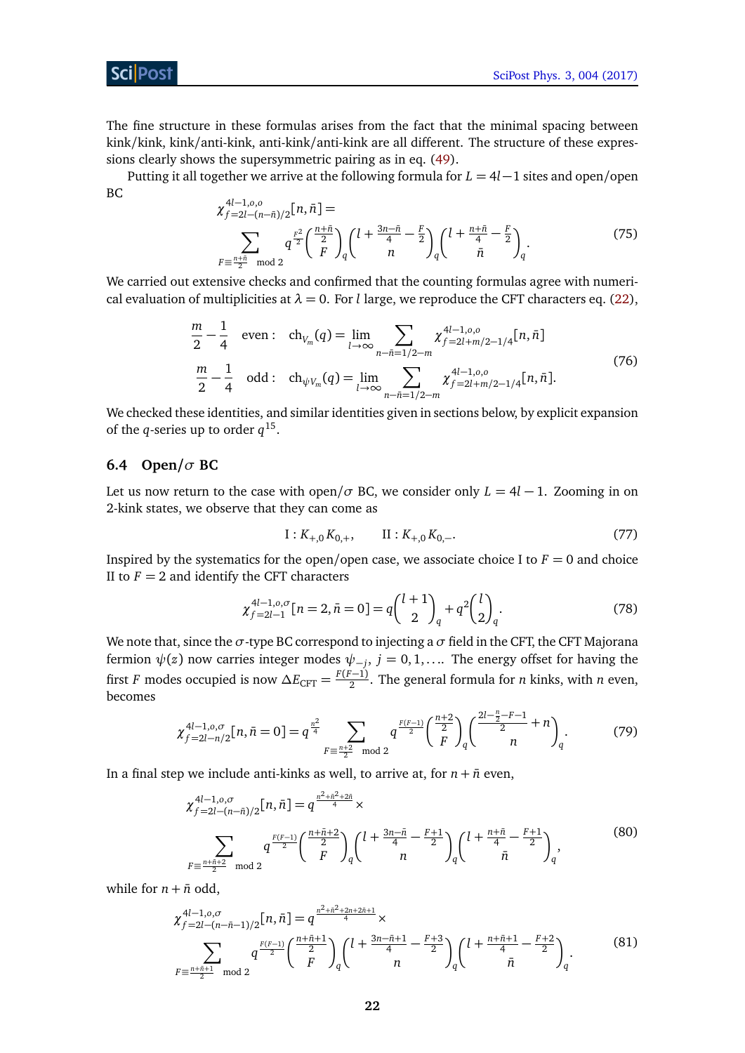The fine structure in these formulas arises from the fact that the minimal spacing between kink/kink, kink/anti-kink, anti-kink/anti-kink are all different. The structure of these expressions clearly shows the supersymmetric pairing as in eq. (49).

Putting it all together we arrive at the following formula for $L = 4l-1$ sites and open/open BC

$$\chi^{4l-1,o,o}_{f=2l-(n-\bar{n})/2}[n,\bar{n}] = \sum_{F\equiv\frac{n+\bar{n}}{2} \mod 2} q^{\frac{F^2}{2}} \binom{\frac{n+\bar{n}}{2}}{F}_q \binom{l+\frac{3n-\bar{n}}{4}-\frac{F}{2}}{n}_q \binom{l+\frac{n+\bar{n}}{4}-\frac{F}{2}}{\bar{n}}_q . \tag{75}$$

We carried out extensive checks and confirmed that the counting formulas agree with numerical evaluation of multiplicities at $\lambda = 0$. For $l$ large, we reproduce the CFT characters eq. (22),

$$\begin{aligned} \frac{m}{2}-\frac{1}{4} \quad \text{even}: \quad \mathrm{ch}_{V_m}(q) &= \lim_{l\to\infty} \sum_{n-\bar{n}=1/2-m} \chi^{4l-1,o,o}_{f=2l+m/2-1/4}[n,\bar{n}] \\ \frac{m}{2}-\frac{1}{4} \quad \text{odd}: \quad \mathrm{ch}_{\psi V_m}(q) &= \lim_{l\to\infty} \sum_{n-\bar{n}=1/2-m} \chi^{4l-1,o,o}_{f=2l+m/2-1/4}[n,\bar{n}]. \end{aligned} \tag{76}$$

We checked these identities, and similar identities given in sections below, by explicit expansion of the $q$-series up to order $q^{15}$.

### 6.4 Open/$\sigma$ BC

Let us now return to the case with open/$\sigma$ BC, we consider only $L = 4l-1$. Zooming in on 2-kink states, we observe that they can come as

$$\mathrm{I}: K_{+,0}K_{0,+}, \qquad \mathrm{II}: K_{+,0}K_{0,-}. \tag{77}$$

Inspired by the systematics for the open/open case, we associate choice I to $F=0$ and choice II to $F=2$ and identify the CFT characters

$$\chi^{4l-1,o,\sigma}_{f=2l-1}[n=2,\bar{n}=0] = q\binom{l+1}{2}_q + q^2\binom{l}{2}_q . \tag{78}$$

We note that, since the $\sigma$-type BC correspond to injecting a $\sigma$ field in the CFT, the CFT Majorana fermion $\psi(z)$ now carries integer modes $\psi_{-j}$, $j = 0,1,\ldots$. The energy offset for having the first $F$ modes occupied is now $\Delta E_{\mathrm{CFT}} = \frac{F(F-1)}{2}$. The general formula for $n$ kinks, with $n$ even, becomes

$$\chi^{4l-1,o,\sigma}_{f=2l-n/2}[n,\bar{n}=0] = q^{\frac{n^2}{4}} \sum_{F\equiv\frac{n+2}{2} \mod 2} q^{\frac{F(F-1)}{2}} \binom{\frac{n+2}{2}}{F}_q \binom{\frac{2l-\frac{n}{2}-F-1}{2}+n}{n}_q . \tag{79}$$

In a final step we include anti-kinks as well, to arrive at, for $n+\bar{n}$ even,

$$\begin{aligned} \chi^{4l-1,o,\sigma}_{f=2l-(n-\bar{n})/2}[n,\bar{n}] = q^{\frac{n^2+\bar{n}^2+2\bar{n}}{4}} \times \\ \sum_{F\equiv\frac{n+\bar{n}+2}{2} \mod 2} q^{\frac{F(F-1)}{2}} \binom{\frac{n+\bar{n}+2}{2}}{F}_q \binom{l+\frac{3n-\bar{n}}{4}-\frac{F+1}{2}}{n}_q \binom{l+\frac{n+\bar{n}}{4}-\frac{F+1}{2}}{\bar{n}}_q , \end{aligned} \tag{80}$$

while for $n+\bar{n}$ odd,

$$\begin{aligned} \chi^{4l-1,o,\sigma}_{f=2l-(n-\bar{n}-1)/2}[n,\bar{n}] = q^{\frac{n^2+\bar{n}^2+2n+2\bar{n}+1}{4}} \times \\ \sum_{F\equiv\frac{n+\bar{n}+1}{2} \mod 2} q^{\frac{F(F-1)}{2}} \binom{\frac{n+\bar{n}+1}{2}}{F}_q \binom{l+\frac{3n-\bar{n}+1}{4}-\frac{F+3}{2}}{n}_q \binom{l+\frac{n+\bar{n}+1}{4}-\frac{F+2}{2}}{\bar{n}}_q . \end{aligned} \tag{81}$$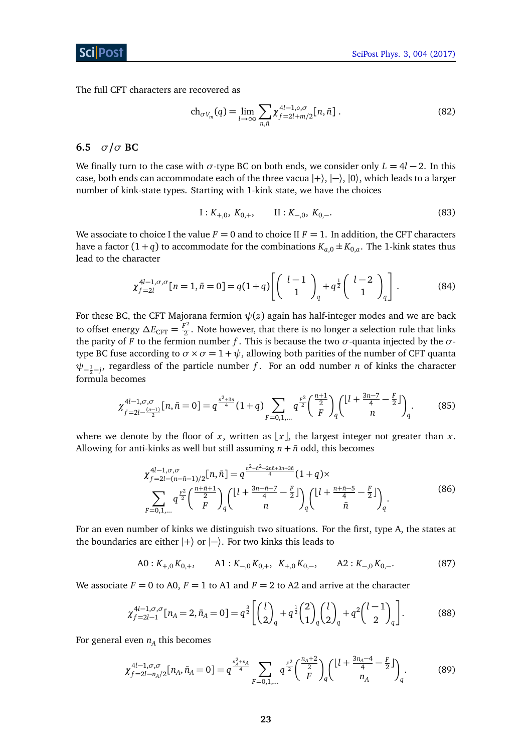The full CFT characters are recovered as

$$\mathrm{ch}_{\sigma V_m}(q) = \lim_{l\to\infty} \sum_{n,\bar{n}} \chi^{4l-1,o,\sigma}_{f=2l+m/2}[n,\bar{n}] \,. \tag{82}$$

### 6.5 $\sigma/\sigma$ BC

We finally turn to the case with $\sigma$-type BC on both ends, we consider only $L = 4l - 2$. In this case, both ends can accommodate each of the three vacua $|+\rangle$, $|-\rangle$, $|0\rangle$, which leads to a larger number of kink-state types. Starting with 1-kink state, we have the choices

$$\mathrm{I}: K_{+,0},\ K_{0,+}, \qquad \mathrm{II}: K_{-,0},\ K_{0,-}. \tag{83}$$

We associate to choice I the value $F = 0$ and to choice II $F = 1$. In addition, the CFT characters have a factor $(1 + q)$ to accommodate for the combinations $K_{a,0} \pm K_{0,a}$. The 1-kink states thus lead to the character

$$\chi^{4l-1,\sigma,\sigma}_{f=2l}[n=1,\bar{n}=0] = q(1+q)\left[\begin{pmatrix} l-1 \\ 1 \end{pmatrix}_q + q^{\frac{1}{2}}\begin{pmatrix} l-2 \\ 1 \end{pmatrix}_q\right]. \tag{84}$$

For these BC, the CFT Majorana fermion $\psi(z)$ again has half-integer modes and we are back to offset energy $\Delta E_{\mathrm{CFT}} = \frac{F^2}{2}$. Note however, that there is no longer a selection rule that links the parity of $F$ to the fermion number $f$. This is because the two $\sigma$-quanta injected by the $\sigma$-type BC fuse according to $\sigma \times \sigma = 1 + \psi$, allowing both parities of the number of CFT quanta $\psi_{-\frac{1}{2}-j}$, regardless of the particle number $f$. For an odd number $n$ of kinks the character formula becomes

$$\chi^{4l-1,\sigma,\sigma}_{f=2l-\frac{(n-1)}{2}}[n,\bar{n}=0] = q^{\frac{n^2+3n}{4}}(1+q)\sum_{F=0,1,\dots} q^{\frac{F^2}{2}}\begin{pmatrix} \frac{n+1}{2} \\ F \end{pmatrix}_q \begin{pmatrix} \lfloor l + \frac{3n-7}{4} - \frac{F}{2} \rfloor \\ n \end{pmatrix}_q. \tag{85}$$

where we denote by the floor of $x$, written as $\lfloor x \rfloor$, the largest integer not greater than $x$. Allowing for anti-kinks as well but still assuming $n + \bar{n}$ odd, this becomes

$$\begin{aligned}\chi^{4l-1,\sigma,\sigma}_{f=2l-(n-\bar{n}-1)/2}[n,\bar{n}] &= q^{\frac{n^2+\bar{n}^2-2n\bar{n}+3n+3\bar{n}}{4}}(1+q)\times \\ &\sum_{F=0,1,\dots} q^{\frac{F^2}{2}}\begin{pmatrix} \frac{n+\bar{n}+1}{2} \\ F \end{pmatrix}_q \begin{pmatrix} \lfloor l + \frac{3n-\bar{n}-7}{4} - \frac{F}{2} \rfloor \\ n \end{pmatrix}_q \begin{pmatrix} \lfloor l + \frac{n+\bar{n}-5}{4} - \frac{F}{2} \rfloor \\ \bar{n} \end{pmatrix}_q.\end{aligned} \tag{86}$$

For an even number of kinks we distinguish two situations. For the first, type A, the states at the boundaries are either $|+\rangle$ or $|-\rangle$. For two kinks this leads to

$$\mathrm{A0}: K_{+,0}K_{0,+}, \qquad \mathrm{A1}: K_{-,0}K_{0,+},\ K_{+,0}K_{0,-}, \qquad \mathrm{A2}: K_{-,0}K_{0,-}. \tag{87}$$

We associate $F = 0$ to A0, $F = 1$ to A1 and $F = 2$ to A2 and arrive at the character

$$\chi^{4l-1,\sigma,\sigma}_{f=2l-1}[n_A=2,\bar{n}_A=0] = q^{\frac{3}{2}}\left[\begin{pmatrix} l \\ 2 \end{pmatrix}_q + q^{\frac{1}{2}}\begin{pmatrix} 2 \\ 1 \end{pmatrix}_q\begin{pmatrix} l \\ 2 \end{pmatrix}_q + q^2\begin{pmatrix} l-1 \\ 2 \end{pmatrix}_q\right]. \tag{88}$$

For general even $n_A$ this becomes

$$\chi^{4l-1,\sigma,\sigma}_{f=2l-n_A/2}[n_A,\bar{n}_A=0] = q^{\frac{n_A^2+n_A}{4}}\sum_{F=0,1,\dots} q^{\frac{F^2}{2}}\begin{pmatrix} \frac{n_A+2}{2} \\ F \end{pmatrix}_q \begin{pmatrix} \lfloor l + \frac{3n_A-4}{4} - \frac{F}{2} \rfloor \\ n_A \end{pmatrix}_q. \tag{89}$$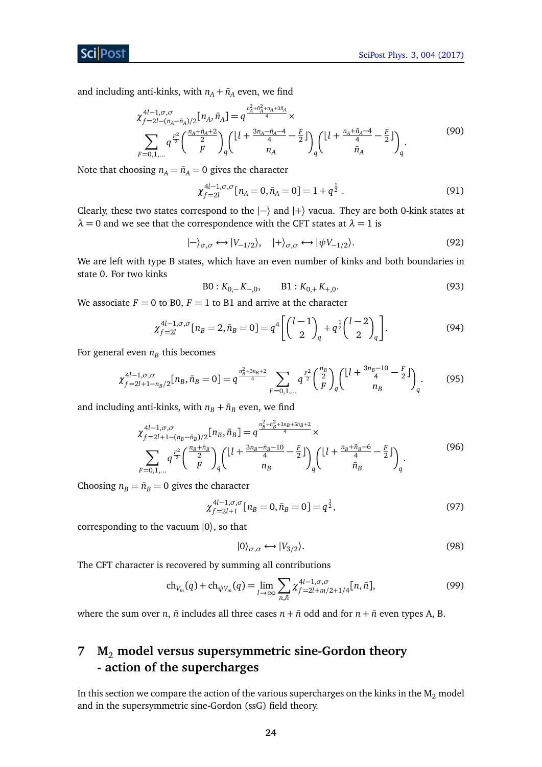and including anti-kinks, with $n_A + \bar{n}_A$ even, we find

$$\chi^{4l-1,\sigma,\sigma}_{f=2l-(n_A-\bar{n}_A)/2}[n_A,\bar{n}_A] = q^{\frac{n_A^2+\bar{n}_A^2+n_A+3\bar{n}_A}{4}} \times \sum_{F=0,1,\dots} q^{\frac{F^2}{2}} \binom{\frac{n_A+\bar{n}_A+2}{2}}{F}_q \binom{\lfloor l + \frac{3n_A-\bar{n}_A-4}{4} - \frac{F}{2} \rfloor}{n_A}_q \binom{\lfloor l + \frac{n_A+\bar{n}_A-4}{4} - \frac{F}{2} \rfloor}{\bar{n}_A}_q . \tag{90}$$

Note that choosing $n_A = \bar{n}_A = 0$ gives the character

$$\chi^{4l-1,\sigma,\sigma}_{f=2l}[n_A = 0, \bar{n}_A = 0] = 1 + q^{\frac{1}{2}} . \tag{91}$$

Clearly, these two states correspond to the $|-\rangle$ and $|+\rangle$ vacua. They are both 0-kink states at $\lambda = 0$ and we see that the correspondence with the CFT states at $\lambda = 1$ is

$$|-\rangle_{\sigma,\sigma} \leftrightarrow |V_{-1/2}\rangle, \quad |+\rangle_{\sigma,\sigma} \leftrightarrow |\psi V_{-1/2}\rangle. \tag{92}$$

We are left with type B states, which have an even number of kinks and both boundaries in state 0. For two kinks

$$\text{B0} : K_{0,-}K_{-,0}, \qquad \text{B1} : K_{0,+}K_{+,0}. \tag{93}$$

We associate $F = 0$ to B0, $F = 1$ to B1 and arrive at the character

$$\chi^{4l-1,\sigma,\sigma}_{f=2l}[n_B = 2, \bar{n}_B = 0] = q^4 \left[ \binom{l-1}{2}_q + q^{\frac{1}{2}} \binom{l-2}{2}_q \right]. \tag{94}$$

For general even $n_B$ this becomes

$$\chi^{4l-1,\sigma,\sigma}_{f=2l+1-n_B/2}[n_B, \bar{n}_B = 0] = q^{\frac{n_B^2+3n_B+2}{4}} \sum_{F=0,1,\dots} q^{\frac{F^2}{2}} \binom{\frac{n_B}{2}}{F}_q \binom{\lfloor l + \frac{3n_B-10}{4} - \frac{F}{2} \rfloor}{n_B}_q . \tag{95}$$

and including anti-kinks, with $n_B + \bar{n}_B$ even, we find

$$\chi^{4l-1,\sigma,\sigma}_{f=2l+1-(n_B-\bar{n}_B)/2}[n_B,\bar{n}_B] = q^{\frac{n_B^2+\bar{n}_B^2+3n_B+5\bar{n}_B+2}{4}} \times \sum_{F=0,1,\dots} q^{\frac{F^2}{2}} \binom{\frac{n_B+\bar{n}_B}{2}}{F}_q \binom{\lfloor l + \frac{3n_B-\bar{n}_B-10}{4} - \frac{F}{2} \rfloor}{n_B}_q \binom{\lfloor l + \frac{n_B+\bar{n}_B-6}{4} - \frac{F}{2} \rfloor}{\bar{n}_B}_q . \tag{96}$$

Choosing $n_B = \bar{n}_B = 0$ gives the character

$$\chi^{4l-1,\sigma,\sigma}_{f=2l+1}[n_B = 0, \bar{n}_B = 0] = q^{\frac{1}{2}}, \tag{97}$$

corresponding to the vacuum $|0\rangle$, so that

$$|0\rangle_{\sigma,\sigma} \leftrightarrow |V_{3/2}\rangle. \tag{98}$$

The CFT character is recovered by summing all contributions

$$\text{ch}_{V_m}(q) + \text{ch}_{\psi V_m}(q) = \lim_{l \to \infty} \sum_{n,\bar{n}} \chi^{4l-1,\sigma,\sigma}_{f=2l+m/2+1/4}[n,\bar{n}], \tag{99}$$

where the sum over $n$, $\bar{n}$ includes all three cases $n + \bar{n}$ odd and for $n + \bar{n}$ even types A, B.

# 7 $\text{M}_2$ model versus supersymmetric sine-Gordon theory - action of the supercharges

In this section we compare the action of the various supercharges on the kinks in the $\text{M}_2$ model and in the supersymmetric sine-Gordon (ssG) field theory.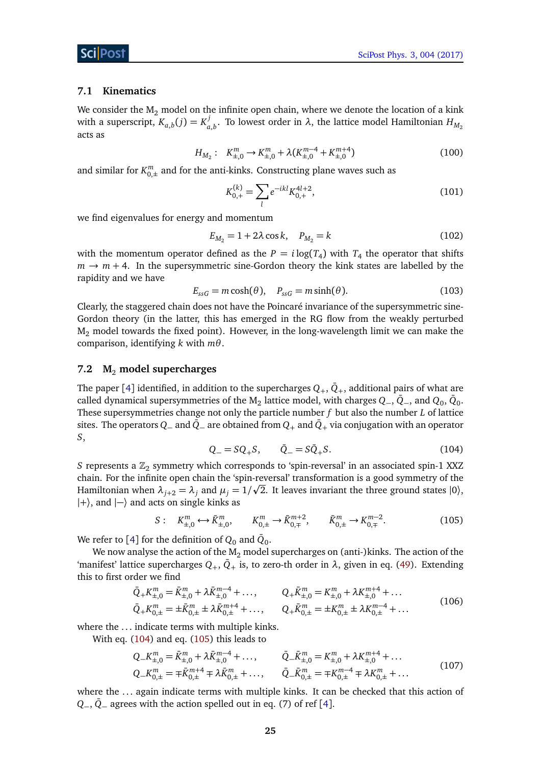### 7.1 Kinematics

We consider the $M_2$ model on the infinite open chain, where we denote the location of a kink with a superscript, $K_{a,b}(j) = K^j_{a,b}$. To lowest order in $\lambda$, the lattice model Hamiltonian $H_{M_2}$ acts as

$$H_{M_2}: \quad K^m_{\pm,0} \to K^m_{\pm,0} + \lambda(K^{m-4}_{\pm,0} + K^{m+4}_{\pm,0}) \tag{100}$$

and similar for $K^m_{0,\pm}$ and for the anti-kinks. Constructing plane waves such as

$$K^{(k)}_{0,+} = \sum_l e^{-ikl} K^{4l+2}_{0,+}, \tag{101}$$

we find eigenvalues for energy and momentum

$$E_{M_2} = 1 + 2\lambda \cos k, \quad P_{M_2} = k \tag{102}$$

with the momentum operator defined as the $P = i\log(T_4)$ with $T_4$ the operator that shifts $m \to m+4$. In the supersymmetric sine-Gordon theory the kink states are labelled by the rapidity and we have

$$E_{ssG} = m\cosh(\theta), \quad P_{ssG} = m\sinh(\theta). \tag{103}$$

Clearly, the staggered chain does not have the Poincaré invariance of the supersymmetric sine-Gordon theory (in the latter, this has emerged in the RG flow from the weakly perturbed $M_2$ model towards the fixed point). However, in the long-wavelength limit we can make the comparison, identifying $k$ with $m\theta$.

### 7.2 $M_2$ model supercharges

The paper [4] identified, in addition to the supercharges $Q_+$, $\bar{Q}_+$, additional pairs of what are called dynamical supersymmetries of the $M_2$ lattice model, with charges $Q_-$, $\bar{Q}_-$, and $Q_0$, $\bar{Q}_0$. These supersymmetries change not only the particle number $f$ but also the number $L$ of lattice sites. The operators $Q_-$ and $\bar{Q}_-$ are obtained from $Q_+$ and $\bar{Q}_+$ via conjugation with an operator $S$,

$$Q_- = SQ_+S, \qquad \bar{Q}_- = S\bar{Q}_+S. \tag{104}$$

$S$ represents a $\mathbb{Z}_2$ symmetry which corresponds to 'spin-reversal' in an associated spin-1 XXZ chain. For the infinite open chain the 'spin-reversal' transformation is a good symmetry of the Hamiltonian when $\lambda_{j+2} = \lambda_j$ and $\mu_j = 1/\sqrt{2}$. It leaves invariant the three ground states $|0\rangle$, $|+\rangle$, and $|-\rangle$ and acts on single kinks as

$$S: \quad K^m_{\pm,0} \leftrightarrow \bar{K}^m_{\pm,0}, \qquad K^m_{0,\pm} \to \bar{K}^{m+2}_{0,\mp}, \qquad \bar{K}^m_{0,\pm} \to K^{m-2}_{0,\mp}. \tag{105}$$

We refer to [4] for the definition of $Q_0$ and $\bar{Q}_0$.

We now analyse the action of the $M_2$ model supercharges on (anti-)kinks. The action of the 'manifest' lattice supercharges $Q_+$, $\bar{Q}_+$ is, to zero-th order in $\lambda$, given in eq. (49). Extending this to first order we find

$$\begin{aligned}
\bar{Q}_+ K^m_{\pm,0} &= \bar{K}^m_{\pm,0} + \lambda \bar{K}^{m-4}_{\pm,0} + \ldots, & Q_+ \bar{K}^m_{\pm,0} &= K^m_{\pm,0} + \lambda K^{m+4}_{\pm,0} + \ldots \\
\bar{Q}_+ K^m_{0,\pm} &= \pm \bar{K}^m_{0,\pm} \pm \lambda \bar{K}^{m+4}_{0,\pm} + \ldots, & Q_+ \bar{K}^m_{0,\pm} &= \pm K^m_{0,\pm} \pm \lambda K^{m-4}_{0,\pm} + \ldots
\end{aligned} \tag{106}$$

where the ... indicate terms with multiple kinks.

With eq. (104) and eq. (105) this leads to

$$\begin{aligned}
Q_- K^m_{\pm,0} &= \bar{K}^m_{\pm,0} + \lambda \bar{K}^{m-4}_{\pm,0} + \ldots, & \bar{Q}_- \bar{K}^m_{\pm,0} &= K^m_{\pm,0} + \lambda K^{m+4}_{\pm,0} + \ldots \\
Q_- K^m_{0,\pm} &= \mp \bar{K}^{m+4}_{0,\pm} \mp \lambda \bar{K}^m_{0,\pm} + \ldots, & \bar{Q}_- \bar{K}^m_{0,\pm} &= \mp K^{m-4}_{0,\pm} \mp \lambda K^m_{0,\pm} + \ldots
\end{aligned} \tag{107}$$

where the ... again indicate terms with multiple kinks. It can be checked that this action of $Q_-$, $\bar{Q}_-$ agrees with the action spelled out in eq. (7) of ref [4].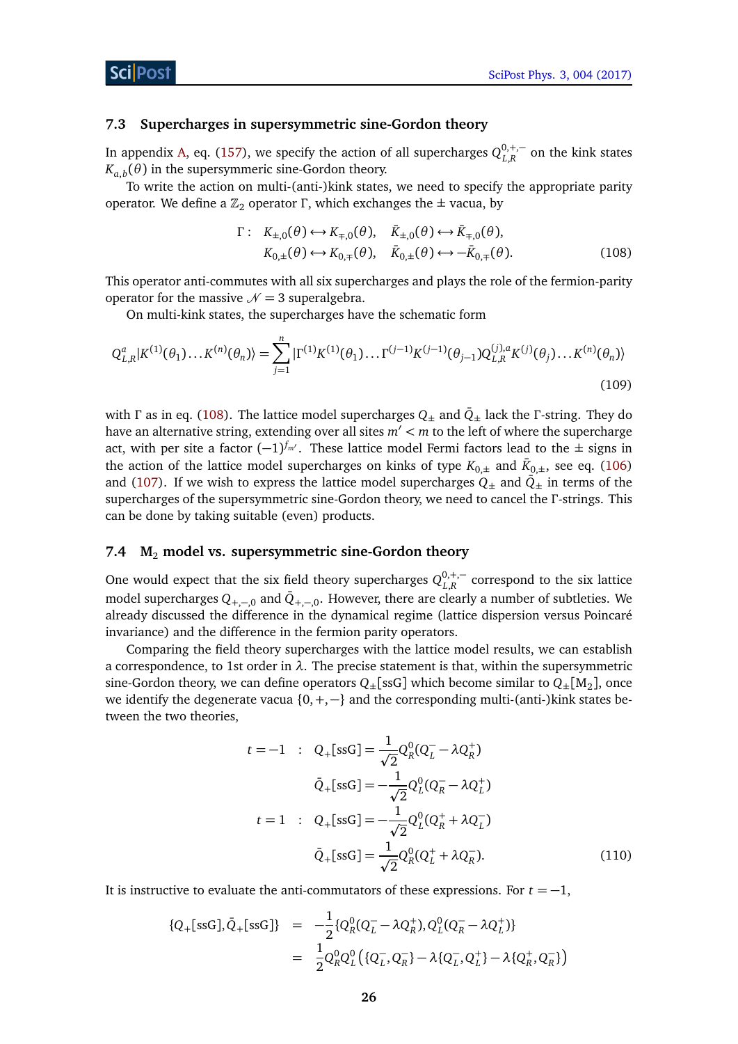### 7.3 Supercharges in supersymmetric sine-Gordon theory

In appendix A, eq. (157), we specify the action of all supercharges $Q^{0,+,-}_{L,R}$ on the kink states $K_{a,b}(\theta)$ in the supersymmetric sine-Gordon theory.

To write the action on multi-(anti-)kink states, we need to specify the appropriate parity operator. We define a $\mathbb{Z}_2$ operator $\Gamma$, which exchanges the $\pm$ vacua, by

$$
\begin{aligned}
\Gamma: \quad & K_{\pm,0}(\theta) \leftrightarrow K_{\mp,0}(\theta), \quad \bar{K}_{\pm,0}(\theta) \leftrightarrow \bar{K}_{\mp,0}(\theta), \\
& K_{0,\pm}(\theta) \leftrightarrow K_{0,\mp}(\theta), \quad \bar{K}_{0,\pm}(\theta) \leftrightarrow -\bar{K}_{0,\mp}(\theta).
\end{aligned} \tag{108}
$$

This operator anti-commutes with all six supercharges and plays the role of the fermion-parity operator for the massive $\mathcal{N}=3$ superalgebra.

On multi-kink states, the supercharges have the schematic form

$$
Q^a_{L,R}|K^{(1)}(\theta_1)\dots K^{(n)}(\theta_n)\rangle = \sum_{j=1}^{n} |\Gamma^{(1)}K^{(1)}(\theta_1)\dots\Gamma^{(j-1)}K^{(j-1)}(\theta_{j-1})Q^{(j),a}_{L,R}K^{(j)}(\theta_j)\dots K^{(n)}(\theta_n)\rangle \tag{109}
$$

with $\Gamma$ as in eq. (108). The lattice model supercharges $Q_\pm$ and $\bar{Q}_\pm$ lack the $\Gamma$-string. They do have an alternative string, extending over all sites $m' < m$ to the left of where the supercharge act, with per site a factor $(-1)^{f_{m'}}$. These lattice model Fermi factors lead to the $\pm$ signs in the action of the lattice model supercharges on kinks of type $K_{0,\pm}$ and $\bar{K}_{0,\pm}$, see eq. (106) and (107). If we wish to express the lattice model supercharges $Q_\pm$ and $\bar{Q}_\pm$ in terms of the supercharges of the supersymmetric sine-Gordon theory, we need to cancel the $\Gamma$-strings. This can be done by taking suitable (even) products.

### 7.4 $\mathrm{M}_2$ model vs. supersymmetric sine-Gordon theory

One would expect that the six field theory supercharges $Q^{0,+,-}_{L,R}$ correspond to the six lattice model supercharges $Q_{+,-,0}$ and $\bar{Q}_{+,-,0}$. However, there are clearly a number of subtleties. We already discussed the difference in the dynamical regime (lattice dispersion versus Poincaré invariance) and the difference in the fermion parity operators.

Comparing the field theory supercharges with the lattice model results, we can establish a correspondence, to 1st order in $\lambda$. The precise statement is that, within the supersymmetric sine-Gordon theory, we can define operators $Q_\pm[\mathrm{ssG}]$ which become similar to $Q_\pm[\mathrm{M}_2]$, once we identify the degenerate vacua $\{0,+,-\}$ and the corresponding multi-(anti-)kink states between the two theories,

$$
\begin{aligned}
t=-1 \quad : \quad Q_+[\mathrm{ssG}] &= \frac{1}{\sqrt{2}} Q^0_R(Q^-_L - \lambda Q^+_R) \\
\bar{Q}_+[\mathrm{ssG}] &= -\frac{1}{\sqrt{2}} Q^0_L(Q^-_R - \lambda Q^+_L) \\
t=1 \quad : \quad Q_+[\mathrm{ssG}] &= -\frac{1}{\sqrt{2}} Q^0_L(Q^+_R + \lambda Q^-_L) \\
\bar{Q}_+[\mathrm{ssG}] &= \frac{1}{\sqrt{2}} Q^0_R(Q^+_L + \lambda Q^-_R).
\end{aligned} \tag{110}
$$

It is instructive to evaluate the anti-commutators of these expressions. For $t=-1$,

$$
\begin{aligned}
\{Q_+[\mathrm{ssG}], \bar{Q}_+[\mathrm{ssG}]\} &= -\frac{1}{2}\{Q^0_R(Q^-_L - \lambda Q^+_R), Q^0_L(Q^-_R - \lambda Q^+_L)\} \\
&= \frac{1}{2} Q^0_R Q^0_L \left(\{Q^-_L, Q^-_R\} - \lambda\{Q^-_L, Q^+_L\} - \lambda\{Q^+_R, Q^-_R\}\right)
\end{aligned}
$$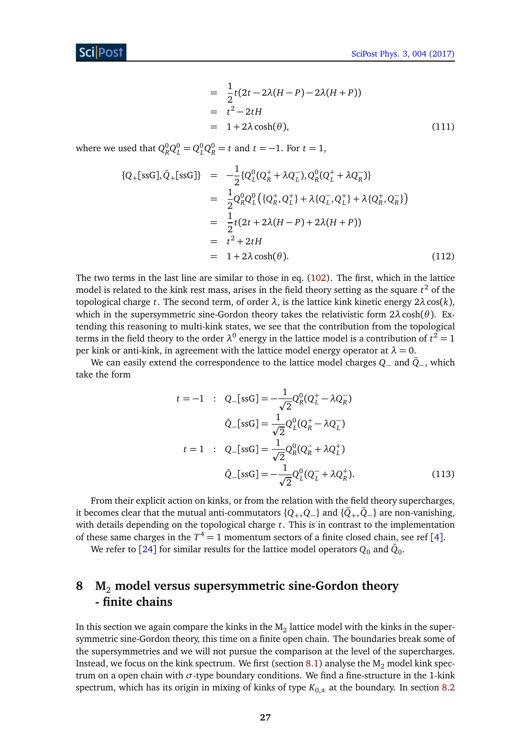$$
\begin{aligned}
&= \frac{1}{2}t(2t - 2\lambda(H-P) - 2\lambda(H+P)) \\
&= t^2 - 2tH \\
&= 1 + 2\lambda\cosh(\theta), \qquad (111)
\end{aligned}
$$

where we used that $Q_R^0 Q_L^0 = Q_L^0 Q_R^0 = t$ and $t = -1$. For $t = 1$,

$$
\begin{aligned}
\{Q_+[\text{ssG}], \bar{Q}_+[\text{ssG}]\} &= -\frac{1}{2}\{Q_L^0(Q_R^+ + \lambda Q_L^-), Q_R^0(Q_L^+ + \lambda Q_R^-)\} \\
&= \frac{1}{2}Q_R^0 Q_L^0\left(\{Q_R^+, Q_L^+\} + \lambda\{Q_L^-, Q_L^+\} + \lambda\{Q_R^+, Q_R^-\}\right) \\
&= \frac{1}{2}t(2t + 2\lambda(H-P) + 2\lambda(H+P)) \\
&= t^2 + 2tH \\
&= 1 + 2\lambda\cosh(\theta). \qquad (112)
\end{aligned}
$$

The two terms in the last line are similar to those in eq. (102). The first, which in the lattice model is related to the kink rest mass, arises in the field theory setting as the square $t^2$ of the topological charge $t$. The second term, of order $\lambda$, is the lattice kink kinetic energy $2\lambda\cos(k)$, which in the supersymmetric sine-Gordon theory takes the relativistic form $2\lambda\cosh(\theta)$. Extending this reasoning to multi-kink states, we see that the contribution from the topological terms in the field theory to the order $\lambda^0$ energy in the lattice model is a contribution of $t^2 = 1$ per kink or anti-kink, in agreement with the lattice model energy operator at $\lambda = 0$.

We can easily extend the correspondence to the lattice model charges $Q_-$ and $\bar{Q}_-$, which take the form

$$
\begin{aligned}
t = -1 \quad : \quad & Q_-[\text{ssG}] = -\frac{1}{\sqrt{2}}Q_R^0(Q_L^+ - \lambda Q_R^-) \\
& \bar{Q}_-[\text{ssG}] = \frac{1}{\sqrt{2}}Q_L^0(Q_R^+ - \lambda Q_L^-) \\
t = 1 \quad : \quad & Q_-[\text{ssG}] = \frac{1}{\sqrt{2}}Q_R^0(Q_R^- + \lambda Q_L^+) \\
& \bar{Q}_-[\text{ssG}] = -\frac{1}{\sqrt{2}}Q_L^0(Q_L^- + \lambda Q_R^+). \qquad (113)
\end{aligned}
$$

From their explicit action on kinks, or from the relation with the field theory supercharges, it becomes clear that the mutual anti-commutators $\{Q_+, Q_-\}$ and $\{\bar{Q}_+, \bar{Q}_-\}$ are non-vanishing, with details depending on the topological charge $t$. This is in contrast to the implementation of these same charges in the $T^4 = 1$ momentum sectors of a finite closed chain, see ref [4].

We refer to [24] for similar results for the lattice model operators $Q_0$ and $\bar{Q}_0$.

# 8 M$_2$ model versus supersymmetric sine-Gordon theory - finite chains

In this section we again compare the kinks in the M$_2$ lattice model with the kinks in the supersymmetric sine-Gordon theory, this time on a finite open chain. The boundaries break some of the supersymmetries and we will not pursue the comparison at the level of the supercharges. Instead, we focus on the kink spectrum. We first (section 8.1) analyse the M$_2$ model kink spectrum on a open chain with $\sigma$-type boundary conditions. We find a fine-structure in the 1-kink spectrum, which has its origin in mixing of kinks of type $K_{0,\pm}$ at the boundary. In section 8.2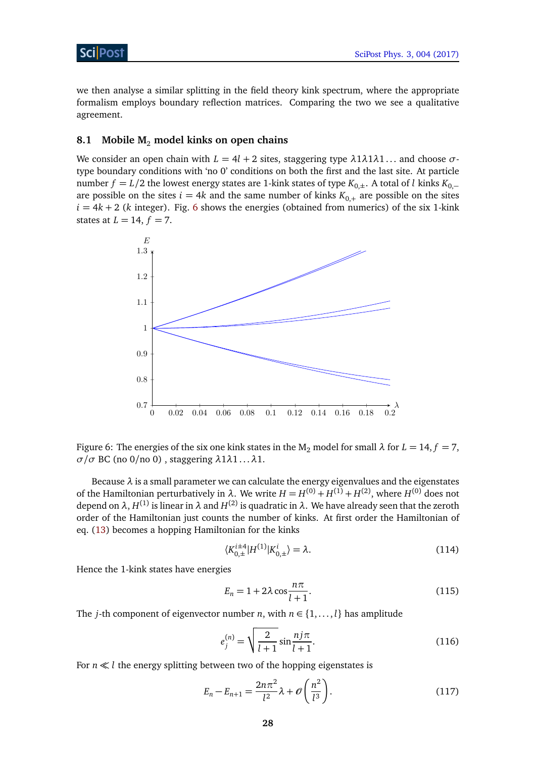we then analyse a similar splitting in the field theory kink spectrum, where the appropriate formalism employs boundary reflection matrices. Comparing the two we see a qualitative agreement.

### 8.1 Mobile $M_2$ model kinks on open chains

We consider an open chain with $L = 4l + 2$ sites, staggering type $\lambda 1 \lambda 1 \lambda 1 \ldots$ and choose $\sigma$-type boundary conditions with 'no 0' conditions on both the first and the last site. At particle number $f = L/2$ the lowest energy states are 1-kink states of type $K_{0,\pm}$. A total of $l$ kinks $K_{0,-}$ are possible on the sites $i = 4k$ and the same number of kinks $K_{0,+}$ are possible on the sites $i = 4k + 2$ ($k$ integer). Fig. 6 shows the energies (obtained from numerics) of the six 1-kink states at $L = 14$, $f = 7$.

Figure 6: The energies of the six one kink states in the $M_2$ model for small $\lambda$ for $L = 14, f = 7$, $\sigma/\sigma$ BC (no 0/no 0) , staggering $\lambda 1 \lambda 1 \ldots \lambda 1$.

Because $\lambda$ is a small parameter we can calculate the energy eigenvalues and the eigenstates of the Hamiltonian perturbatively in $\lambda$. We write $H = H^{(0)} + H^{(1)} + H^{(2)}$, where $H^{(0)}$ does not depend on $\lambda$, $H^{(1)}$ is linear in $\lambda$ and $H^{(2)}$ is quadratic in $\lambda$. We have already seen that the zeroth order of the Hamiltonian just counts the number of kinks. At first order the Hamiltonian of eq. (13) becomes a hopping Hamiltonian for the kinks

$$\langle K_{0,\pm}^{i\pm 4} | H^{(1)} | K_{0,\pm}^{i} \rangle = \lambda. \tag{114}$$

Hence the 1-kink states have energies

$$E_n = 1 + 2\lambda \cos \frac{n\pi}{l+1}. \tag{115}$$

The $j$-th component of eigenvector number $n$, with $n \in \{1, \ldots, l\}$ has amplitude

$$e_j^{(n)} = \sqrt{\frac{2}{l+1}} \sin \frac{nj\pi}{l+1}. \tag{116}$$

For $n \ll l$ the energy splitting between two of the hopping eigenstates is

$$E_n - E_{n+1} = \frac{2n\pi^2}{l^2}\lambda + \mathcal{O}\left(\frac{n^2}{l^3}\right). \tag{117}$$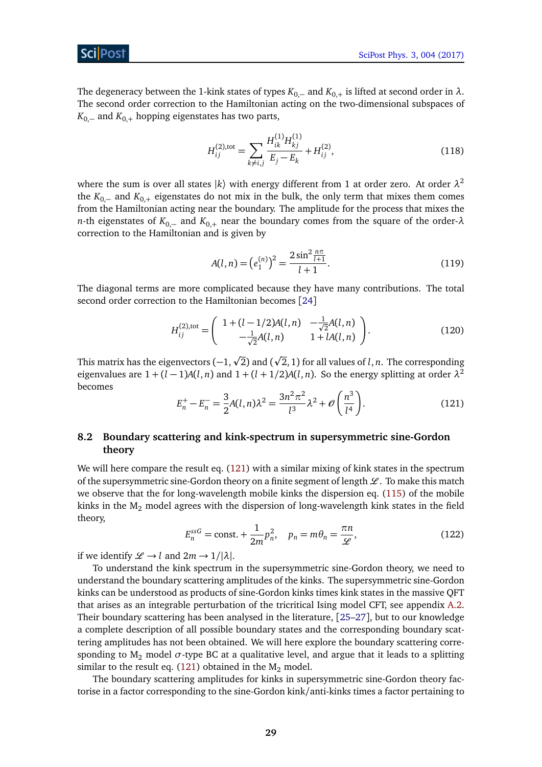The degeneracy between the 1-kink states of types $K_{0,-}$ and $K_{0,+}$ is lifted at second order in $\lambda$. The second order correction to the Hamiltonian acting on the two-dimensional subspaces of $K_{0,-}$ and $K_{0,+}$ hopping eigenstates has two parts,

$$H_{ij}^{(2),\text{tot}} = \sum_{k \neq i,j} \frac{H_{ik}^{(1)} H_{kj}^{(1)}}{E_j - E_k} + H_{ij}^{(2)}, \tag{118}$$

where the sum is over all states $|k\rangle$ with energy different from 1 at order zero. At order $\lambda^2$ the $K_{0,-}$ and $K_{0,+}$ eigenstates do not mix in the bulk, the only term that mixes them comes from the Hamiltonian acting near the boundary. The amplitude for the process that mixes the $n$-th eigenstates of $K_{0,-}$ and $K_{0,+}$ near the boundary comes from the square of the order-$\lambda$ correction to the Hamiltonian and is given by

$$A(l,n) = \left(e_1^{(n)}\right)^2 = \frac{2\sin^2 \frac{n\pi}{l+1}}{l+1}. \tag{119}$$

The diagonal terms are more complicated because they have many contributions. The total second order correction to the Hamiltonian becomes [24]

$$H_{ij}^{(2),\text{tot}} = \begin{pmatrix} 1 + (l-1/2)A(l,n) & -\frac{1}{\sqrt{2}}A(l,n) \\ -\frac{1}{\sqrt{2}}A(l,n) & 1 + lA(l,n) \end{pmatrix}. \tag{120}$$

This matrix has the eigenvectors $(-1, \sqrt{2})$ and $(\sqrt{2}, 1)$ for all values of $l, n$. The corresponding eigenvalues are $1 + (l-1)A(l,n)$ and $1 + (l+1/2)A(l,n)$. So the energy splitting at order $\lambda^2$ becomes

$$E_n^+ - E_n^- = \frac{3}{2}A(l,n)\lambda^2 = \frac{3n^2\pi^2}{l^3}\lambda^2 + \mathcal{O}\left(\frac{n^3}{l^4}\right). \tag{121}$$

### 8.2 Boundary scattering and kink-spectrum in supersymmetric sine-Gordon theory

We will here compare the result eq. (121) with a similar mixing of kink states in the spectrum of the supersymmetric sine-Gordon theory on a finite segment of length $\mathscr{L}$. To make this match we observe that the for long-wavelength mobile kinks the dispersion eq. (115) of the mobile kinks in the $\text{M}_2$ model agrees with the dispersion of long-wavelength kink states in the field theory,

$$E_n^{ssG} = \text{const.} + \frac{1}{2m}p_n^2, \quad p_n = m\theta_n = \frac{\pi n}{\mathscr{L}}, \tag{122}$$

if we identify $\mathscr{L} \to l$ and $2m \to 1/|\lambda|$.

To understand the kink spectrum in the supersymmetric sine-Gordon theory, we need to understand the boundary scattering amplitudes of the kinks. The supersymmetric sine-Gordon kinks can be understood as products of sine-Gordon kinks times kink states in the massive QFT that arises as an integrable perturbation of the tricritical Ising model CFT, see appendix A.2. Their boundary scattering has been analysed in the literature, [25–27], but to our knowledge a complete description of all possible boundary states and the corresponding boundary scattering amplitudes has not been obtained. We will here explore the boundary scattering corresponding to $\text{M}_2$ model $\sigma$-type BC at a qualitative level, and argue that it leads to a splitting similar to the result eq. (121) obtained in the $\text{M}_2$ model.

The boundary scattering amplitudes for kinks in supersymmetric sine-Gordon theory factorise in a factor corresponding to the sine-Gordon kink/anti-kinks times a factor pertaining to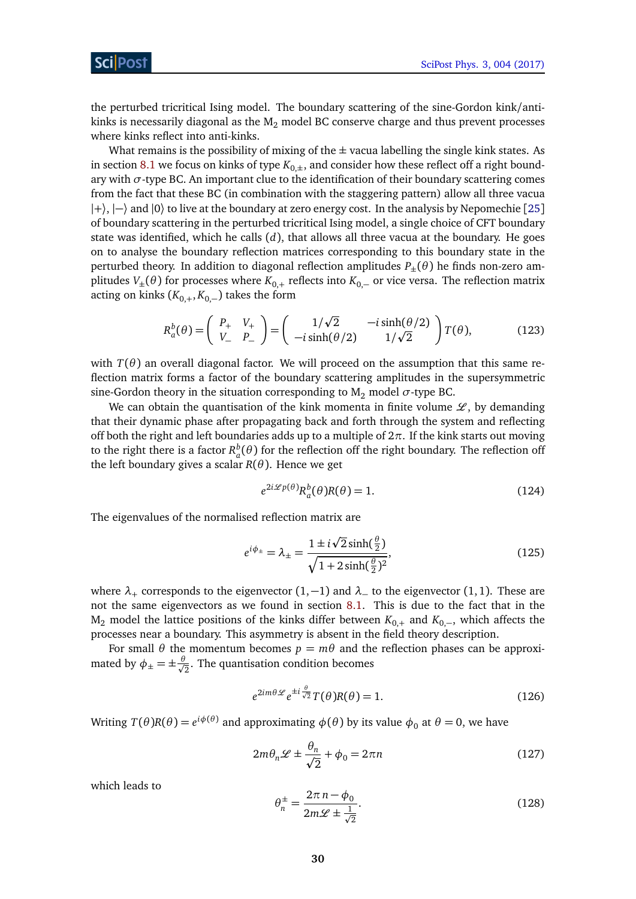the perturbed tricritical Ising model. The boundary scattering of the sine-Gordon kink/anti-kinks is necessarily diagonal as the $M_2$ model BC conserve charge and thus prevent processes where kinks reflect into anti-kinks.

What remains is the possibility of mixing of the $\pm$ vacua labelling the single kink states. As in section 8.1 we focus on kinks of type $K_{0,\pm}$, and consider how these reflect off a right boundary with $\sigma$-type BC. An important clue to the identification of their boundary scattering comes from the fact that these BC (in combination with the staggering pattern) allow all three vacua $|+\rangle$, $|-\rangle$ and $|0\rangle$ to live at the boundary at zero energy cost. In the analysis by Nepomechie [25] of boundary scattering in the perturbed tricritical Ising model, a single choice of CFT boundary state was identified, which he calls $(d)$, that allows all three vacua at the boundary. He goes on to analyse the boundary reflection matrices corresponding to this boundary state in the perturbed theory. In addition to diagonal reflection amplitudes $P_\pm(\theta)$ he finds non-zero amplitudes $V_\pm(\theta)$ for processes where $K_{0,+}$ reflects into $K_{0,-}$ or vice versa. The reflection matrix acting on kinks $(K_{0,+}, K_{0,-})$ takes the form

$$R_a^b(\theta) = \begin{pmatrix} P_+ & V_+ \\ V_- & P_- \end{pmatrix} = \begin{pmatrix} 1/\sqrt{2} & -i\sinh(\theta/2) \\ -i\sinh(\theta/2) & 1/\sqrt{2} \end{pmatrix} T(\theta), \tag{123}$$

with $T(\theta)$ an overall diagonal factor. We will proceed on the assumption that this same reflection matrix forms a factor of the boundary scattering amplitudes in the supersymmetric sine-Gordon theory in the situation corresponding to $M_2$ model $\sigma$-type BC.

We can obtain the quantisation of the kink momenta in finite volume $\mathcal{L}$, by demanding that their dynamic phase after propagating back and forth through the system and reflecting off both the right and left boundaries adds up to a multiple of $2\pi$. If the kink starts out moving to the right there is a factor $R_a^b(\theta)$ for the reflection off the right boundary. The reflection off the left boundary gives a scalar $R(\theta)$. Hence we get

$$e^{2i\mathcal{L}p(\theta)} R_a^b(\theta) R(\theta) = 1. \tag{124}$$

The eigenvalues of the normalised reflection matrix are

$$e^{i\phi_\pm} = \lambda_\pm = \frac{1 \pm i\sqrt{2}\sinh(\frac{\theta}{2})}{\sqrt{1+2\sinh(\frac{\theta}{2})^2}}, \tag{125}$$

where $\lambda_+$ corresponds to the eigenvector $(1,-1)$ and $\lambda_-$ to the eigenvector $(1,1)$. These are not the same eigenvectors as we found in section 8.1. This is due to the fact that in the $M_2$ model the lattice positions of the kinks differ between $K_{0,+}$ and $K_{0,-}$, which affects the processes near a boundary. This asymmetry is absent in the field theory description.

For small $\theta$ the momentum becomes $p = m\theta$ and the reflection phases can be approximated by $\phi_\pm = \pm\frac{\theta}{\sqrt{2}}$. The quantisation condition becomes

$$e^{2im\theta\mathcal{L}} e^{\pm i\frac{\theta}{\sqrt{2}}} T(\theta) R(\theta) = 1. \tag{126}$$

Writing $T(\theta)R(\theta) = e^{i\phi(\theta)}$ and approximating $\phi(\theta)$ by its value $\phi_0$ at $\theta = 0$, we have

$$2m\theta_n\mathcal{L} \pm \frac{\theta_n}{\sqrt{2}} + \phi_0 = 2\pi n \tag{127}$$

which leads to

$$\theta_n^\pm = \frac{2\pi n - \phi_0}{2m\mathcal{L} \pm \frac{1}{\sqrt{2}}}. \tag{128}$$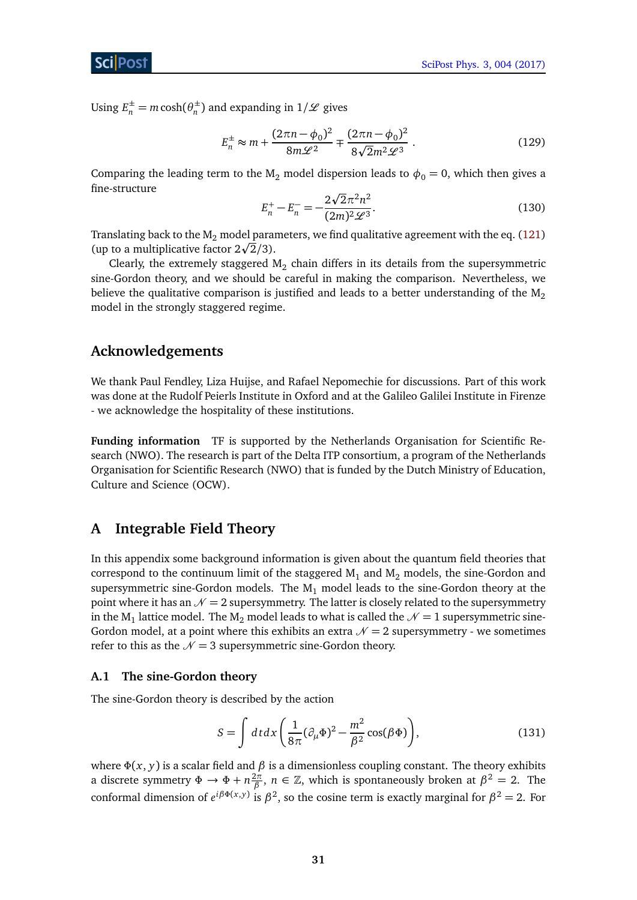Using $E_n^{\pm} = m\cosh(\theta_n^{\pm})$ and expanding in $1/\mathscr{L}$ gives

$$E_n^{\pm} \approx m + \frac{(2\pi n - \phi_0)^2}{8m\mathscr{L}^2} \mp \frac{(2\pi n - \phi_0)^2}{8\sqrt{2}m^2\mathscr{L}^3}\,. \tag{129}$$

Comparing the leading term to the $M_2$ model dispersion leads to $\phi_0 = 0$, which then gives a fine-structure

$$E_n^+ - E_n^- = -\frac{2\sqrt{2}\pi^2 n^2}{(2m)^2\mathscr{L}^3}. \tag{130}$$

Translating back to the $M_2$ model parameters, we find qualitative agreement with the eq. (121) (up to a multiplicative factor $2\sqrt{2}/3$).

Clearly, the extremely staggered $M_2$ chain differs in its details from the supersymmetric sine-Gordon theory, and we should be careful in making the comparison. Nevertheless, we believe the qualitative comparison is justified and leads to a better understanding of the $M_2$ model in the strongly staggered regime.

## Acknowledgements

We thank Paul Fendley, Liza Huijse, and Rafael Nepomechie for discussions. Part of this work was done at the Rudolf Peierls Institute in Oxford and at the Galileo Galilei Institute in Firenze - we acknowledge the hospitality of these institutions.

**Funding information** TF is supported by the Netherlands Organisation for Scientific Research (NWO). The research is part of the Delta ITP consortium, a program of the Netherlands Organisation for Scientific Research (NWO) that is funded by the Dutch Ministry of Education, Culture and Science (OCW).

## A Integrable Field Theory

In this appendix some background information is given about the quantum field theories that correspond to the continuum limit of the staggered $M_1$ and $M_2$ models, the sine-Gordon and supersymmetric sine-Gordon models. The $M_1$ model leads to the sine-Gordon theory at the point where it has an $\mathcal{N} = 2$ supersymmetry. The latter is closely related to the supersymmetry in the $M_1$ lattice model. The $M_2$ model leads to what is called the $\mathcal{N} = 1$ supersymmetric sine-Gordon model, at a point where this exhibits an extra $\mathcal{N} = 2$ supersymmetry - we sometimes refer to this as the $\mathcal{N} = 3$ supersymmetric sine-Gordon theory.

### A.1 The sine-Gordon theory

The sine-Gordon theory is described by the action

$$S = \int dt dx \left( \frac{1}{8\pi}(\partial_\mu \Phi)^2 - \frac{m^2}{\beta^2}\cos(\beta\Phi) \right), \tag{131}$$

where $\Phi(x, y)$ is a scalar field and $\beta$ is a dimensionless coupling constant. The theory exhibits a discrete symmetry $\Phi \rightarrow \Phi + n\frac{2\pi}{\beta}$, $n \in \mathbb{Z}$, which is spontaneously broken at $\beta^2 = 2$. The conformal dimension of $e^{i\beta\Phi(x,y)}$ is $\beta^2$, so the cosine term is exactly marginal for $\beta^2 = 2$. For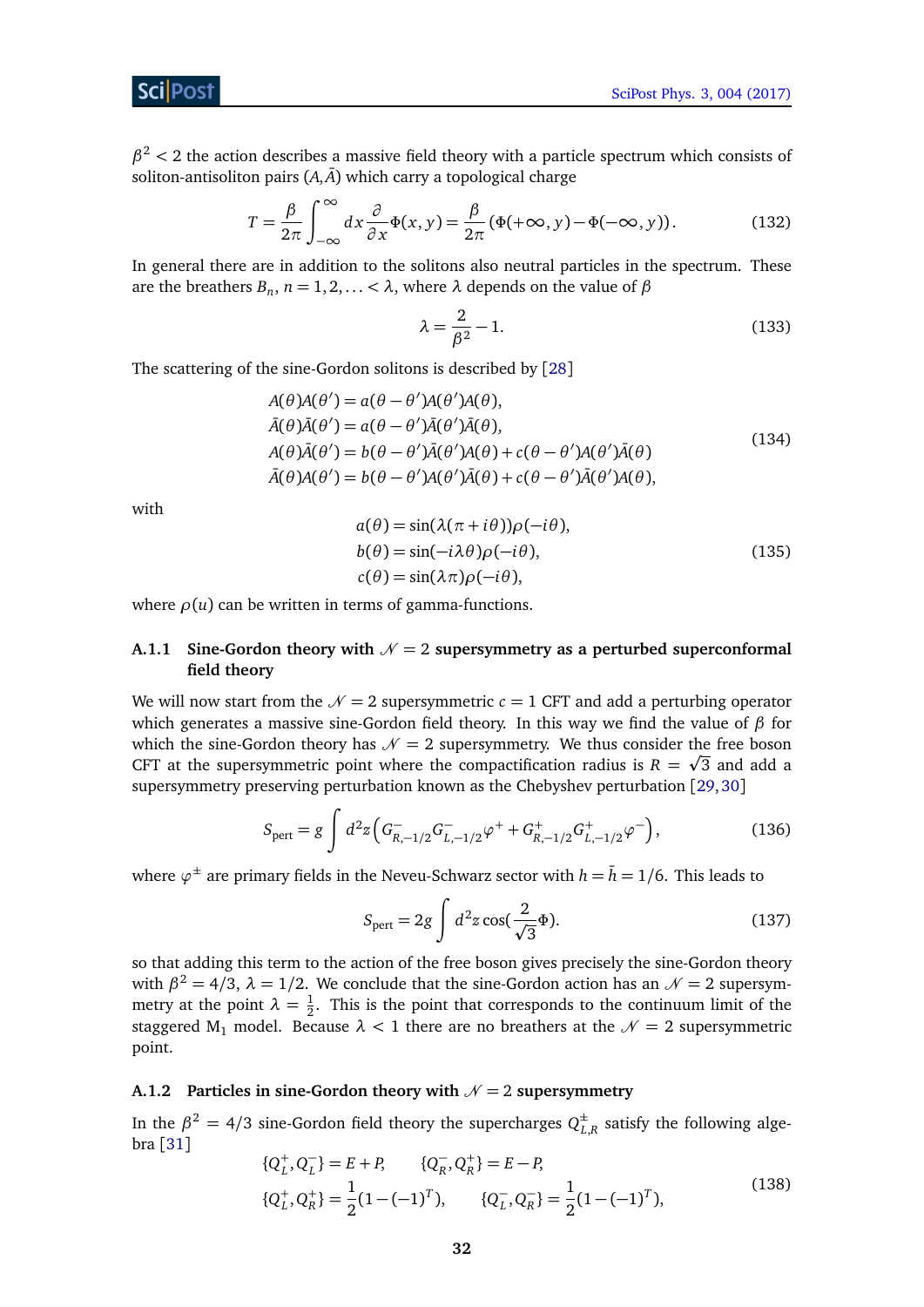$\beta^2 < 2$ the action describes a massive field theory with a particle spectrum which consists of soliton-antisoliton pairs $(A, \bar{A})$ which carry a topological charge

$$T = \frac{\beta}{2\pi}\int_{-\infty}^{\infty} dx \frac{\partial}{\partial x}\Phi(x,y) = \frac{\beta}{2\pi}\left(\Phi(+\infty,y) - \Phi(-\infty,y)\right). \tag{132}$$

In general there are in addition to the solitons also neutral particles in the spectrum. These are the breathers $B_n$, $n = 1, 2, \ldots < \lambda$, where $\lambda$ depends on the value of $\beta$

$$\lambda = \frac{2}{\beta^2} - 1. \tag{133}$$

The scattering of the sine-Gordon solitons is described by [28]

$$\begin{aligned}
A(\theta)A(\theta') &= a(\theta-\theta')A(\theta')A(\theta),\\
\bar{A}(\theta)\bar{A}(\theta') &= a(\theta-\theta')\bar{A}(\theta')\bar{A}(\theta),\\
A(\theta)\bar{A}(\theta') &= b(\theta-\theta')\bar{A}(\theta')A(\theta) + c(\theta-\theta')A(\theta')\bar{A}(\theta)\\
\bar{A}(\theta)A(\theta') &= b(\theta-\theta')A(\theta')\bar{A}(\theta) + c(\theta-\theta')\bar{A}(\theta')A(\theta),
\end{aligned} \tag{134}$$

with

$$\begin{aligned}
a(\theta) &= \sin(\lambda(\pi + i\theta))\rho(-i\theta),\\
b(\theta) &= \sin(-i\lambda\theta)\rho(-i\theta),\\
c(\theta) &= \sin(\lambda\pi)\rho(-i\theta),
\end{aligned} \tag{135}$$

where $\rho(u)$ can be written in terms of gamma-functions.

### A.1.1 Sine-Gordon theory with $\mathcal{N} = 2$ supersymmetry as a perturbed superconformal field theory

We will now start from the $\mathcal{N} = 2$ supersymmetric $c = 1$ CFT and add a perturbing operator which generates a massive sine-Gordon field theory. In this way we find the value of $\beta$ for which the sine-Gordon theory has $\mathcal{N} = 2$ supersymmetry. We thus consider the free boson CFT at the supersymmetric point where the compactification radius is $R = \sqrt{3}$ and add a supersymmetry preserving perturbation known as the Chebyshev perturbation [29,30]

$$S_{\text{pert}} = g\int d^2z\left(G^-_{R,-1/2}G^-_{L,-1/2}\varphi^+ + G^+_{R,-1/2}G^+_{L,-1/2}\varphi^-\right), \tag{136}$$

where $\varphi^\pm$ are primary fields in the Neveu-Schwarz sector with $h = \bar{h} = 1/6$. This leads to

$$S_{\text{pert}} = 2g\int d^2z \cos(\frac{2}{\sqrt{3}}\Phi). \tag{137}$$

so that adding this term to the action of the free boson gives precisely the sine-Gordon theory with $\beta^2 = 4/3$, $\lambda = 1/2$. We conclude that the sine-Gordon action has an $\mathcal{N} = 2$ supersymmetry at the point $\lambda = \frac{1}{2}$. This is the point that corresponds to the continuum limit of the staggered $M_1$ model. Because $\lambda < 1$ there are no breathers at the $\mathcal{N} = 2$ supersymmetric point.

### A.1.2 Particles in sine-Gordon theory with $\mathcal{N} = 2$ supersymmetry

In the $\beta^2 = 4/3$ sine-Gordon field theory the supercharges $Q^\pm_{L,R}$ satisfy the following algebra [31]

$$\begin{aligned}
\{Q^+_L, Q^-_L\} &= E + P, &\qquad \{Q^-_R, Q^+_R\} &= E - P,\\
\{Q^+_L, Q^+_R\} &= \frac{1}{2}(1-(-1)^T), &\qquad \{Q^-_L, Q^-_R\} &= \frac{1}{2}(1-(-1)^T),
\end{aligned} \tag{138}$$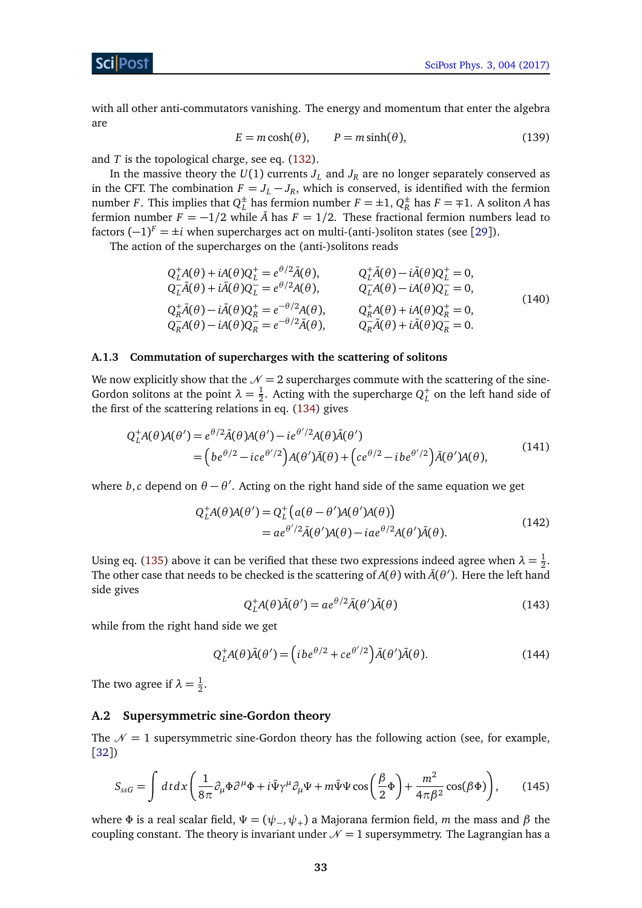with all other anti-commutators vanishing. The energy and momentum that enter the algebra are

$$E = m\cosh(\theta), \qquad P = m\sinh(\theta), \tag{139}$$

and $T$ is the topological charge, see eq. (132).

In the massive theory the $U(1)$ currents $J_L$ and $J_R$ are no longer separately conserved as in the CFT. The combination $F = J_L - J_R$, which is conserved, is identified with the fermion number $F$. This implies that $Q_L^\pm$ has fermion number $F = \pm 1$, $Q_R^\pm$ has $F = \mp 1$. A soliton $A$ has fermion number $F = -1/2$ while $\bar{A}$ has $F = 1/2$. These fractional fermion numbers lead to factors $(-1)^F = \pm i$ when supercharges act on multi-(anti-)soliton states (see [29]).

The action of the supercharges on the (anti-)solitons reads

$$\begin{aligned}
&Q_L^+ A(\theta) + i A(\theta) Q_L^+ = e^{\theta/2}\bar{A}(\theta), && Q_L^+ \bar{A}(\theta) - i\bar{A}(\theta) Q_L^+ = 0,\\
&Q_L^- \bar{A}(\theta) + i\bar{A}(\theta) Q_L^- = e^{\theta/2} A(\theta), && Q_L^- A(\theta) - i A(\theta) Q_L^- = 0,\\
&Q_R^+ \bar{A}(\theta) - i\bar{A}(\theta) Q_R^+ = e^{-\theta/2} A(\theta), && Q_R^+ A(\theta) + i A(\theta) Q_R^+ = 0,\\
&Q_R^- A(\theta) - i A(\theta) Q_R^- = e^{-\theta/2}\bar{A}(\theta), && Q_R^- \bar{A}(\theta) + i\bar{A}(\theta) Q_R^- = 0.
\end{aligned} \tag{140}$$

### A.1.3 Commutation of supercharges with the scattering of solitons

We now explicitly show that the $\mathcal{N} = 2$ supercharges commute with the scattering of the sine-Gordon solitons at the point $\lambda = \frac{1}{2}$. Acting with the supercharge $Q_L^+$ on the left hand side of the first of the scattering relations in eq. (134) gives

$$\begin{aligned}
Q_L^+ A(\theta)A(\theta') &= e^{\theta/2}\bar{A}(\theta)A(\theta') - i e^{\theta'/2} A(\theta)\bar{A}(\theta')\\
&= \left(b e^{\theta/2} - i c e^{\theta'/2}\right) A(\theta')\bar{A}(\theta) + \left(c e^{\theta/2} - i b e^{\theta'/2}\right)\bar{A}(\theta')A(\theta),
\end{aligned} \tag{141}$$

where $b, c$ depend on $\theta - \theta'$. Acting on the right hand side of the same equation we get

$$\begin{aligned}
Q_L^+ A(\theta)A(\theta') &= Q_L^+\left(a(\theta - \theta')A(\theta')A(\theta)\right)\\
&= a e^{\theta'/2}\bar{A}(\theta')A(\theta) - i a e^{\theta/2} A(\theta')\bar{A}(\theta).
\end{aligned} \tag{142}$$

Using eq. (135) above it can be verified that these two expressions indeed agree when $\lambda = \frac{1}{2}$. The other case that needs to be checked is the scattering of $A(\theta)$ with $\bar{A}(\theta')$. Here the left hand side gives

$$Q_L^+ A(\theta)\bar{A}(\theta') = a e^{\theta/2}\bar{A}(\theta')\bar{A}(\theta) \tag{143}$$

while from the right hand side we get

$$Q_L^+ A(\theta)\bar{A}(\theta') = \left(i b e^{\theta/2} + c e^{\theta'/2}\right)\bar{A}(\theta')\bar{A}(\theta). \tag{144}$$

The two agree if $\lambda = \frac{1}{2}$.

## A.2 Supersymmetric sine-Gordon theory

The $\mathcal{N} = 1$ supersymmetric sine-Gordon theory has the following action (see, for example, [32])

$$S_{ssG} = \int dt\,dx\left(\frac{1}{8\pi}\partial_\mu\Phi\partial^\mu\Phi + i\bar{\Psi}\gamma^\mu\partial_\mu\Psi + m\bar{\Psi}\Psi\cos\left(\frac{\beta}{2}\Phi\right) + \frac{m^2}{4\pi\beta^2}\cos(\beta\Phi)\right), \tag{145}$$

where $\Phi$ is a real scalar field, $\Psi = (\psi_-, \psi_+)$ a Majorana fermion field, $m$ the mass and $\beta$ the coupling constant. The theory is invariant under $\mathcal{N} = 1$ supersymmetry. The Lagrangian has a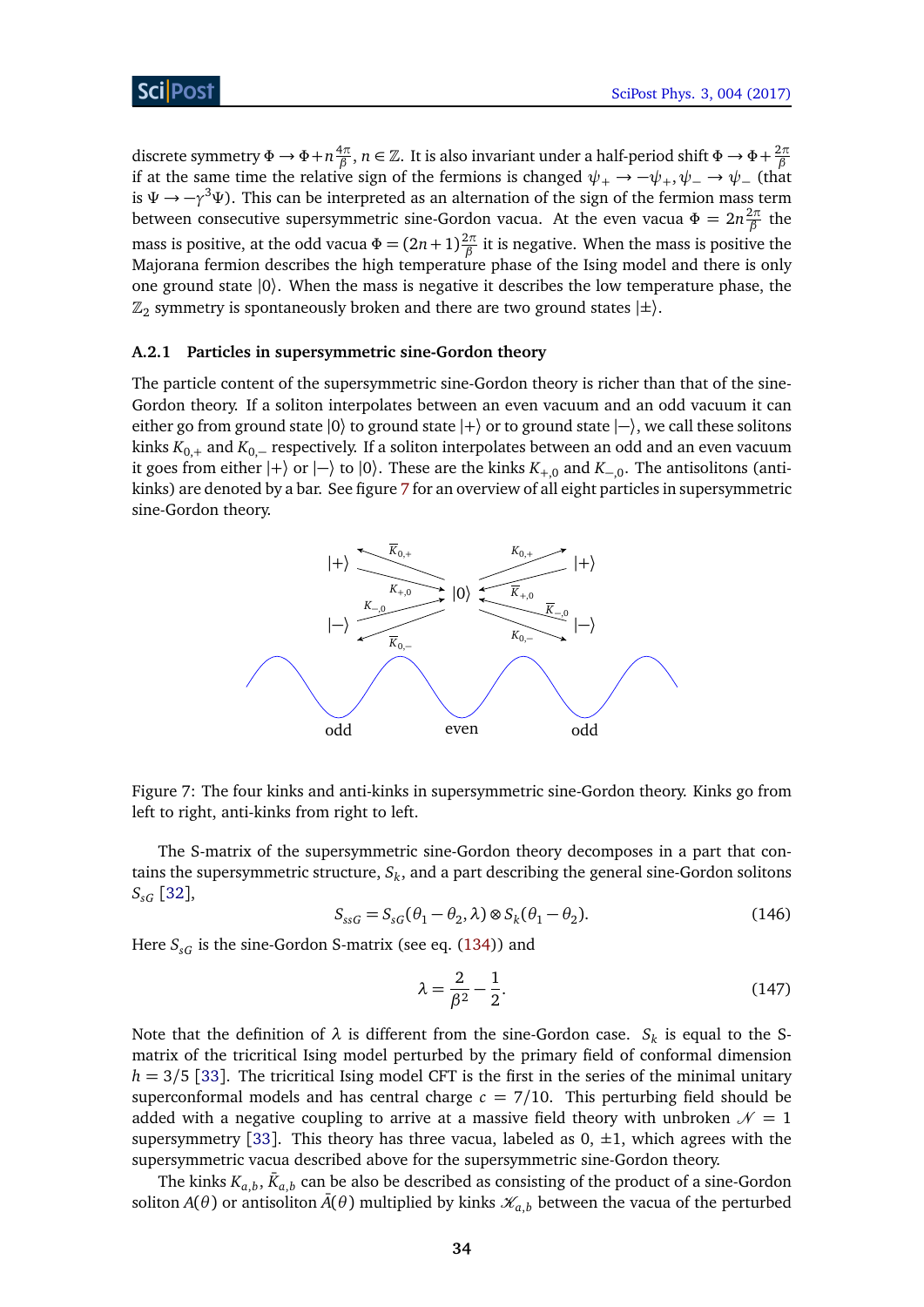discrete symmetry $\Phi \to \Phi + n\frac{4\pi}{\beta}$, $n \in \mathbb{Z}$. It is also invariant under a half-period shift $\Phi \to \Phi + \frac{2\pi}{\beta}$ if at the same time the relative sign of the fermions is changed $\psi_+ \to -\psi_+, \psi_- \to \psi_-$ (that is $\Psi \to -\gamma^3\Psi$). This can be interpreted as an alternation of the sign of the fermion mass term between consecutive supersymmetric sine-Gordon vacua. At the even vacua $\Phi = 2n\frac{2\pi}{\beta}$ the mass is positive, at the odd vacua $\Phi = (2n+1)\frac{2\pi}{\beta}$ it is negative. When the mass is positive the Majorana fermion describes the high temperature phase of the Ising model and there is only one ground state $|0\rangle$. When the mass is negative it describes the low temperature phase, the $\mathbb{Z}_2$ symmetry is spontaneously broken and there are two ground states $|\pm\rangle$.

### A.2.1 Particles in supersymmetric sine-Gordon theory

The particle content of the supersymmetric sine-Gordon theory is richer than that of the sine-Gordon theory. If a soliton interpolates between an even vacuum and an odd vacuum it can either go from ground state $|0\rangle$ to ground state $|+\rangle$ or to ground state $|-\rangle$, we call these solitons kinks $K_{0,+}$ and $K_{0,-}$ respectively. If a soliton interpolates between an odd and an even vacuum it goes from either $|+\rangle$ or $|-\rangle$ to $|0\rangle$. These are the kinks $K_{+,0}$ and $K_{-,0}$. The antisolitons (anti-kinks) are denoted by a bar. See figure 7 for an overview of all eight particles in supersymmetric sine-Gordon theory.

Figure 7: The four kinks and anti-kinks in supersymmetric sine-Gordon theory. Kinks go from left to right, anti-kinks from right to left.

The S-matrix of the supersymmetric sine-Gordon theory decomposes in a part that contains the supersymmetric structure, $S_k$, and a part describing the general sine-Gordon solitons $S_{sG}$ [32],

$$S_{ssG} = S_{sG}(\theta_1 - \theta_2, \lambda) \otimes S_k(\theta_1 - \theta_2). \tag{146}$$

Here $S_{sG}$ is the sine-Gordon S-matrix (see eq. (134)) and

$$\lambda = \frac{2}{\beta^2} - \frac{1}{2}. \tag{147}$$

Note that the definition of $\lambda$ is different from the sine-Gordon case. $S_k$ is equal to the S-matrix of the tricritical Ising model perturbed by the primary field of conformal dimension $h = 3/5$ [33]. The tricritical Ising model CFT is the first in the series of the minimal unitary superconformal models and has central charge $c = 7/10$. This perturbing field should be added with a negative coupling to arrive at a massive field theory with unbroken $\mathcal{N} = 1$ supersymmetry [33]. This theory has three vacua, labeled as 0, $\pm 1$, which agrees with the supersymmetric vacua described above for the supersymmetric sine-Gordon theory.

The kinks $K_{a,b}$, $\bar{K}_{a,b}$ can be also be described as consisting of the product of a sine-Gordon soliton $A(\theta)$ or antisoliton $\bar{A}(\theta)$ multiplied by kinks $\mathcal{K}_{a,b}$ between the vacua of the perturbed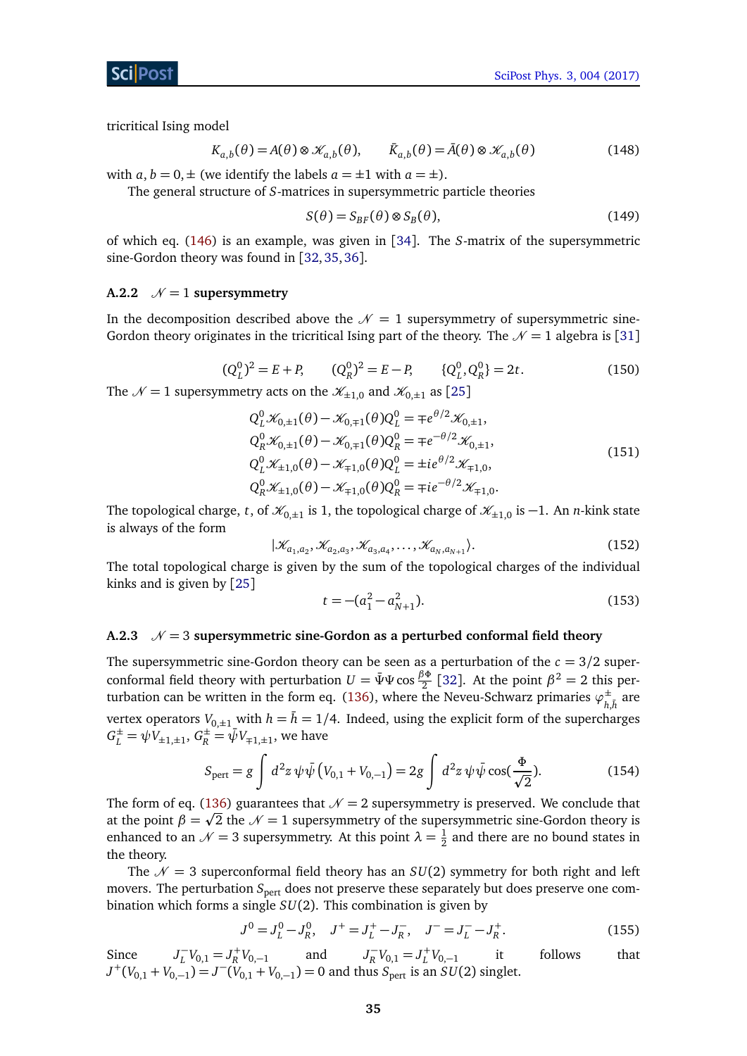tricritical Ising model

$$K_{a,b}(\theta) = A(\theta) \otimes \mathscr{K}_{a,b}(\theta), \qquad \bar{K}_{a,b}(\theta) = \bar{A}(\theta) \otimes \mathscr{K}_{a,b}(\theta) \tag{148}$$

with $a, b = 0, \pm$ (we identify the labels $a = \pm 1$ with $a = \pm$).

The general structure of $S$-matrices in supersymmetric particle theories

$$S(\theta) = S_{BF}(\theta) \otimes S_B(\theta), \tag{149}$$

of which eq. (146) is an example, was given in [34]. The $S$-matrix of the supersymmetric sine-Gordon theory was found in [32, 35, 36].

### A.2.2 $\mathscr{N} = 1$ supersymmetry

In the decomposition described above the $\mathscr{N} = 1$ supersymmetry of supersymmetric sine-Gordon theory originates in the tricritical Ising part of the theory. The $\mathscr{N} = 1$ algebra is [31]

$$(Q_L^0)^2 = E + P, \qquad (Q_R^0)^2 = E - P, \qquad \{Q_L^0, Q_R^0\} = 2t. \tag{150}$$

The $\mathscr{N} = 1$ supersymmetry acts on the $\mathscr{K}_{\pm 1,0}$ and $\mathscr{K}_{0,\pm 1}$ as [25]

$$\begin{aligned}
Q_L^0 \mathscr{K}_{0,\pm 1}(\theta) - \mathscr{K}_{0,\mp 1}(\theta) Q_L^0 &= \mp e^{\theta/2} \mathscr{K}_{0,\pm 1}, \\
Q_R^0 \mathscr{K}_{0,\pm 1}(\theta) - \mathscr{K}_{0,\mp 1}(\theta) Q_R^0 &= \mp e^{-\theta/2} \mathscr{K}_{0,\pm 1}, \\
Q_L^0 \mathscr{K}_{\pm 1,0}(\theta) - \mathscr{K}_{\mp 1,0}(\theta) Q_L^0 &= \pm i e^{\theta/2} \mathscr{K}_{\mp 1,0}, \\
Q_R^0 \mathscr{K}_{\pm 1,0}(\theta) - \mathscr{K}_{\mp 1,0}(\theta) Q_R^0 &= \mp i e^{-\theta/2} \mathscr{K}_{\mp 1,0}.
\end{aligned} \tag{151}$$

The topological charge, $t$, of $\mathscr{K}_{0,\pm 1}$ is 1, the topological charge of $\mathscr{K}_{\pm 1,0}$ is $-1$. An $n$-kink state is always of the form

$$|\mathscr{K}_{a_1,a_2}, \mathscr{K}_{a_2,a_3}, \mathscr{K}_{a_3,a_4}, \ldots, \mathscr{K}_{a_N,a_{N+1}}\rangle. \tag{152}$$

The total topological charge is given by the sum of the topological charges of the individual kinks and is given by [25]

$$t = -(a_1^2 - a_{N+1}^2). \tag{153}$$

### A.2.3 $\mathscr{N} = 3$ supersymmetric sine-Gordon as a perturbed conformal field theory

The supersymmetric sine-Gordon theory can be seen as a perturbation of the $c = 3/2$ superconformal field theory with perturbation $U = \bar{\Psi}\Psi \cos\frac{\beta\Phi}{2}$ [32]. At the point $\beta^2 = 2$ this perturbation can be written in the form eq. (136), where the Neveu-Schwarz primaries $\varphi^{\pm}_{h,\bar{h}}$ are vertex operators $V_{0,\pm 1}$ with $h = \bar{h} = 1/4$. Indeed, using the explicit form of the supercharges $G_L^{\pm} = \psi V_{\pm 1,\pm 1}$, $G_R^{\pm} = \bar{\psi} V_{\mp 1,\pm 1}$, we have

$$S_{\text{pert}} = g \int d^2 z\, \psi \bar{\psi} \left(V_{0,1} + V_{0,-1}\right) = 2g \int d^2 z\, \psi \bar{\psi} \cos(\frac{\Phi}{\sqrt{2}}). \tag{154}$$

The form of eq. (136) guarantees that $\mathscr{N} = 2$ supersymmetry is preserved. We conclude that at the point $\beta = \sqrt{2}$ the $\mathscr{N} = 1$ supersymmetry of the supersymmetric sine-Gordon theory is enhanced to an $\mathscr{N} = 3$ supersymmetry. At this point $\lambda = \frac{1}{2}$ and there are no bound states in the theory.

The $\mathscr{N} = 3$ superconformal field theory has an $SU(2)$ symmetry for both right and left movers. The perturbation $S_{\text{pert}}$ does not preserve these separately but does preserve one combination which forms a single $SU(2)$. This combination is given by

$$J^0 = J_L^0 - J_R^0, \quad J^+ = J_L^+ - J_R^-, \quad J^- = J_L^- - J_R^+. \tag{155}$$

Since $J_L^- V_{0,1} = J_R^+ V_{0,-1}$ and $J_R^- V_{0,1} = J_L^+ V_{0,-1}$ it follows that $J^+(V_{0,1} + V_{0,-1}) = J^-(V_{0,1} + V_{0,-1}) = 0$ and thus $S_{\text{pert}}$ is an $SU(2)$ singlet.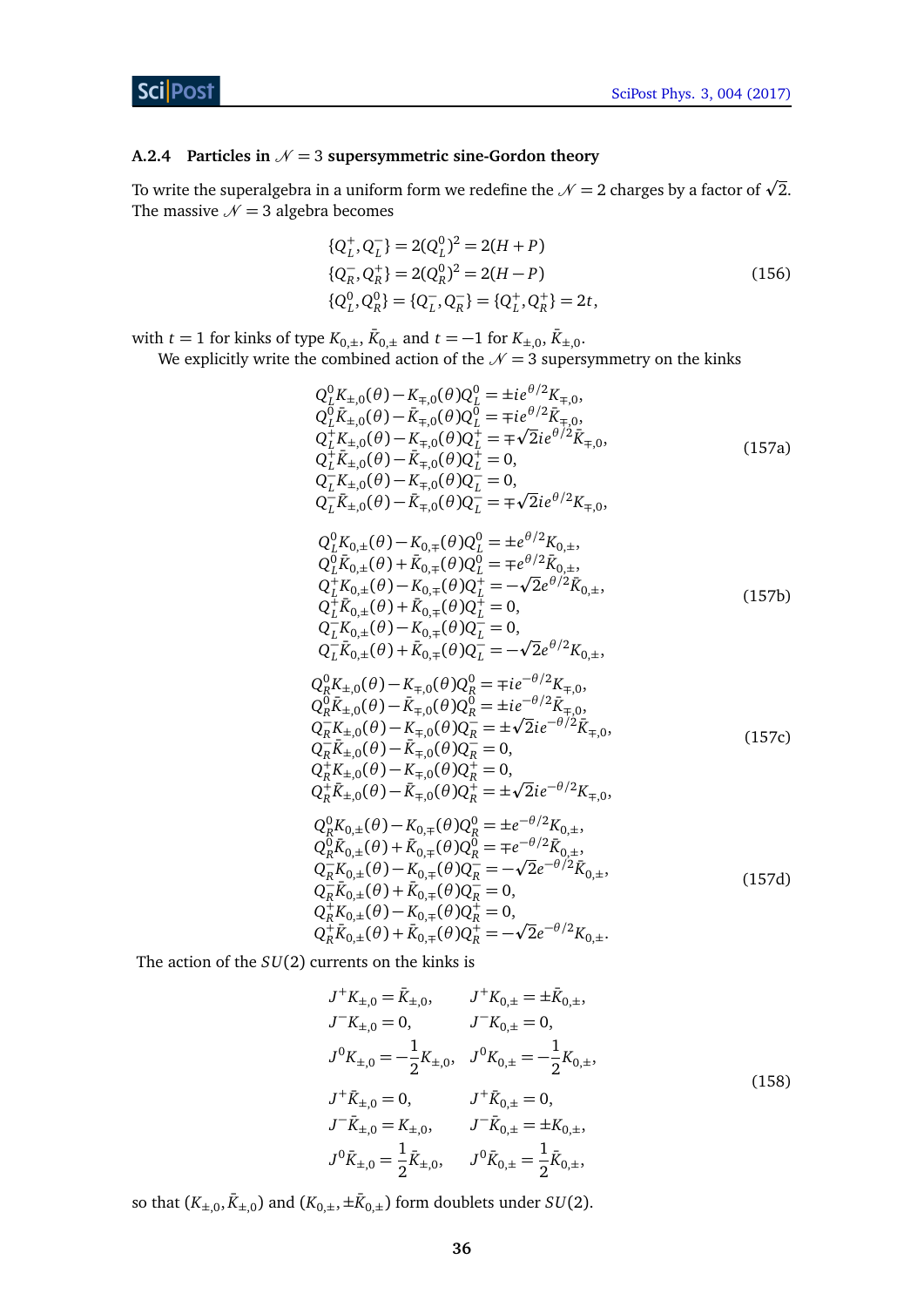### A.2.4 Particles in $\mathcal{N}=3$ supersymmetric sine-Gordon theory

To write the superalgebra in a uniform form we redefine the $\mathcal{N}=2$ charges by a factor of $\sqrt{2}$. The massive $\mathcal{N}=3$ algebra becomes

$$
\begin{aligned}
\{Q_L^+, Q_L^-\} &= 2(Q_L^0)^2 = 2(H+P) \\
\{Q_R^-, Q_R^+\} &= 2(Q_R^0)^2 = 2(H-P) \\
\{Q_L^0, Q_R^0\} &= \{Q_L^-, Q_R^-\} = \{Q_L^+, Q_R^+\} = 2t,
\end{aligned}
\tag{156}
$$

with $t=1$ for kinks of type $K_{0,\pm}$, $\bar{K}_{0,\pm}$ and $t=-1$ for $K_{\pm,0}$, $\bar{K}_{\pm,0}$.

We explicitly write the combined action of the $\mathcal{N}=3$ supersymmetry on the kinks

$$
\begin{aligned}
Q_L^0 K_{\pm,0}(\theta) - K_{\mp,0}(\theta) Q_L^0 &= \pm i e^{\theta/2} K_{\mp,0}, \\
Q_L^0 \bar{K}_{\pm,0}(\theta) - \bar{K}_{\mp,0}(\theta) Q_L^0 &= \mp i e^{\theta/2} \bar{K}_{\mp,0}, \\
Q_L^+ K_{\pm,0}(\theta) - K_{\mp,0}(\theta) Q_L^+ &= \mp\sqrt{2} i e^{\theta/2} \bar{K}_{\mp,0}, \\
Q_L^+ \bar{K}_{\pm,0}(\theta) - \bar{K}_{\mp,0}(\theta) Q_L^+ &= 0, \\
Q_L^- K_{\pm,0}(\theta) - K_{\mp,0}(\theta) Q_L^- &= 0, \\
Q_L^- \bar{K}_{\pm,0}(\theta) - \bar{K}_{\mp,0}(\theta) Q_L^- &= \mp\sqrt{2} i e^{\theta/2} K_{\mp,0},
\end{aligned}
\tag{157a}
$$

$$
\begin{aligned}
Q_L^0 K_{0,\pm}(\theta) - K_{0,\mp}(\theta) Q_L^0 &= \pm e^{\theta/2} K_{0,\pm}, \\
Q_L^0 \bar{K}_{0,\pm}(\theta) + \bar{K}_{0,\mp}(\theta) Q_L^0 &= \mp e^{\theta/2} \bar{K}_{0,\pm}, \\
Q_L^+ K_{0,\pm}(\theta) - K_{0,\mp}(\theta) Q_L^+ &= -\sqrt{2} e^{\theta/2} \bar{K}_{0,\pm}, \\
Q_L^+ \bar{K}_{0,\pm}(\theta) + \bar{K}_{0,\mp}(\theta) Q_L^+ &= 0, \\
Q_L^- K_{0,\pm}(\theta) - K_{0,\mp}(\theta) Q_L^- &= 0, \\
Q_L^- \bar{K}_{0,\pm}(\theta) + \bar{K}_{0,\mp}(\theta) Q_L^- &= -\sqrt{2} e^{\theta/2} K_{0,\pm},
\end{aligned}
\tag{157b}
$$

$$
\begin{aligned}
Q_R^0 K_{\pm,0}(\theta) - K_{\mp,0}(\theta) Q_R^0 &= \mp i e^{-\theta/2} K_{\mp,0}, \\
Q_R^0 \bar{K}_{\pm,0}(\theta) - \bar{K}_{\mp,0}(\theta) Q_R^0 &= \pm i e^{-\theta/2} \bar{K}_{\mp,0}, \\
Q_R^- K_{\pm,0}(\theta) - K_{\mp,0}(\theta) Q_R^- &= \pm\sqrt{2} i e^{-\theta/2} \bar{K}_{\mp,0}, \\
Q_R^- \bar{K}_{\pm,0}(\theta) - \bar{K}_{\mp,0}(\theta) Q_R^- &= 0, \\
Q_R^+ K_{\pm,0}(\theta) - K_{\mp,0}(\theta) Q_R^+ &= 0, \\
Q_R^+ \bar{K}_{\pm,0}(\theta) - \bar{K}_{\mp,0}(\theta) Q_R^+ &= \pm\sqrt{2} i e^{-\theta/2} K_{\mp,0},
\end{aligned}
\tag{157c}
$$

$$
\begin{aligned}
Q_R^0 K_{0,\pm}(\theta) - K_{0,\mp}(\theta) Q_R^0 &= \pm e^{-\theta/2} K_{0,\pm}, \\
Q_R^0 \bar{K}_{0,\pm}(\theta) + \bar{K}_{0,\mp}(\theta) Q_R^0 &= \mp e^{-\theta/2} \bar{K}_{0,\pm}, \\
Q_R^- K_{0,\pm}(\theta) - K_{0,\mp}(\theta) Q_R^- &= -\sqrt{2} e^{-\theta/2} \bar{K}_{0,\pm}, \\
Q_R^- \bar{K}_{0,\pm}(\theta) + \bar{K}_{0,\mp}(\theta) Q_R^- &= 0, \\
Q_R^+ K_{0,\pm}(\theta) - K_{0,\mp}(\theta) Q_R^+ &= 0, \\
Q_R^+ \bar{K}_{0,\pm}(\theta) + \bar{K}_{0,\mp}(\theta) Q_R^+ &= -\sqrt{2} e^{-\theta/2} K_{0,\pm}.
\end{aligned}
\tag{157d}
$$

The action of the $SU(2)$ currents on the kinks is

$$
\begin{aligned}
J^+ K_{\pm,0} &= \bar{K}_{\pm,0}, & J^+ K_{0,\pm} &= \pm \bar{K}_{0,\pm}, \\
J^- K_{\pm,0} &= 0, & J^- K_{0,\pm} &= 0, \\
J^0 K_{\pm,0} &= -\frac{1}{2} K_{\pm,0}, & J^0 K_{0,\pm} &= -\frac{1}{2} K_{0,\pm}, \\
J^+ \bar{K}_{\pm,0} &= 0, & J^+ \bar{K}_{0,\pm} &= 0, \\
J^- \bar{K}_{\pm,0} &= K_{\pm,0}, & J^- \bar{K}_{0,\pm} &= \pm K_{0,\pm}, \\
J^0 \bar{K}_{\pm,0} &= \frac{1}{2} \bar{K}_{\pm,0}, & J^0 \bar{K}_{0,\pm} &= \frac{1}{2} \bar{K}_{0,\pm},
\end{aligned}
\tag{158}
$$

so that $(K_{\pm,0}, \bar{K}_{\pm,0})$ and $(K_{0,\pm}, \pm\bar{K}_{0,\pm})$ form doublets under $SU(2)$.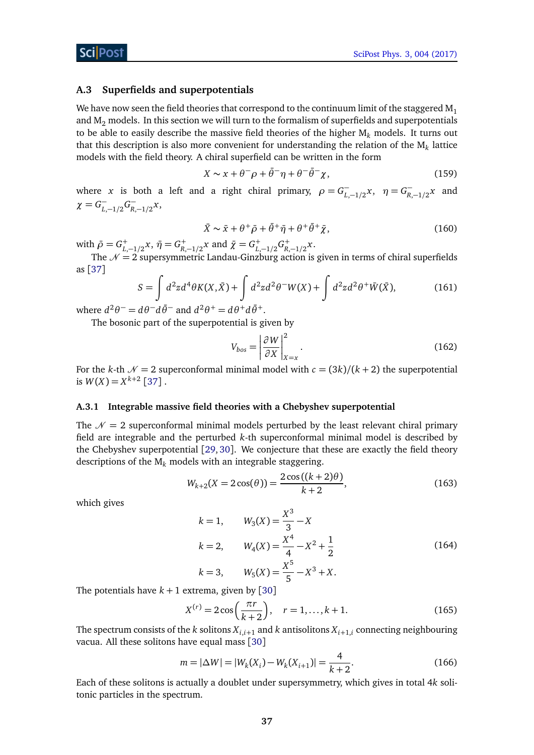### A.3 Superfields and superpotentials

We have now seen the field theories that correspond to the continuum limit of the staggered $M_1$ and $M_2$ models. In this section we will turn to the formalism of superfields and superpotentials to be able to easily describe the massive field theories of the higher $M_k$ models. It turns out that this description is also more convenient for understanding the relation of the $M_k$ lattice models with the field theory. A chiral superfield can be written in the form

$$X \sim x + \theta^- \rho + \bar{\theta}^- \eta + \theta^- \bar{\theta}^- \chi, \tag{159}$$

where $x$ is both a left and a right chiral primary, $\rho = G^-_{L,-1/2} x$, $\eta = G^-_{R,-1/2} x$ and $\chi = G^-_{L,-1/2} G^-_{R,-1/2} x$,

$$\bar{X} \sim \bar{x} + \theta^+ \bar{\rho} + \bar{\theta}^+ \bar{\eta} + \theta^+ \bar{\theta}^+ \bar{\chi}, \tag{160}$$

with $\bar{\rho} = G^+_{L,-1/2} x$, $\bar{\eta} = G^+_{R,-1/2} x$ and $\bar{\chi} = G^+_{L,-1/2} G^+_{R,-1/2} x$.

The $\mathcal{N} = 2$ supersymmetric Landau-Ginzburg action is given in terms of chiral superfields as [37]

$$S = \int d^2 z d^4 \theta K(X, \bar{X}) + \int d^2 z d^2 \theta^- W(X) + \int d^2 z d^2 \theta^+ \bar{W}(\bar{X}), \tag{161}$$

where $d^2\theta^- = d\theta^- d\bar{\theta}^-$ and $d^2\theta^+ = d\theta^+ d\bar{\theta}^+$.

The bosonic part of the superpotential is given by

$$V_{bos} = \left| \frac{\partial W}{\partial X} \right|^2_{X=x}. \tag{162}$$

For the $k$-th $\mathcal{N} = 2$ superconformal minimal model with $c = (3k)/(k+2)$ the superpotential is $W(X) = X^{k+2}$ [37] .

#### A.3.1 Integrable massive field theories with a Chebyshev superpotential

The $\mathcal{N} = 2$ superconformal minimal models perturbed by the least relevant chiral primary field are integrable and the perturbed $k$-th superconformal minimal model is described by the Chebyshev superpotential [29, 30]. We conjecture that these are exactly the field theory descriptions of the $M_k$ models with an integrable staggering.

$$W_{k+2}(X = 2\cos(\theta)) = \frac{2\cos((k+2)\theta)}{k+2}, \tag{163}$$

which gives

$$\begin{aligned} k = 1, &\qquad W_3(X) = \frac{X^3}{3} - X \\ k = 2, &\qquad W_4(X) = \frac{X^4}{4} - X^2 + \frac{1}{2} \\ k = 3, &\qquad W_5(X) = \frac{X^5}{5} - X^3 + X. \end{aligned} \tag{164}$$

The potentials have $k+1$ extrema, given by [30]

$$X^{(r)} = 2\cos\left(\frac{\pi r}{k+2}\right), \quad r = 1, \ldots, k+1. \tag{165}$$

The spectrum consists of the $k$ solitons $X_{i,i+1}$ and $k$ antisolitons $X_{i+1,i}$ connecting neighbouring vacua. All these solitons have equal mass [30]

$$m = |\Delta W| = |W_k(X_i) - W_k(X_{i+1})| = \frac{4}{k+2}. \tag{166}$$

Each of these solitons is actually a doublet under supersymmetry, which gives in total $4k$ solitonic particles in the spectrum.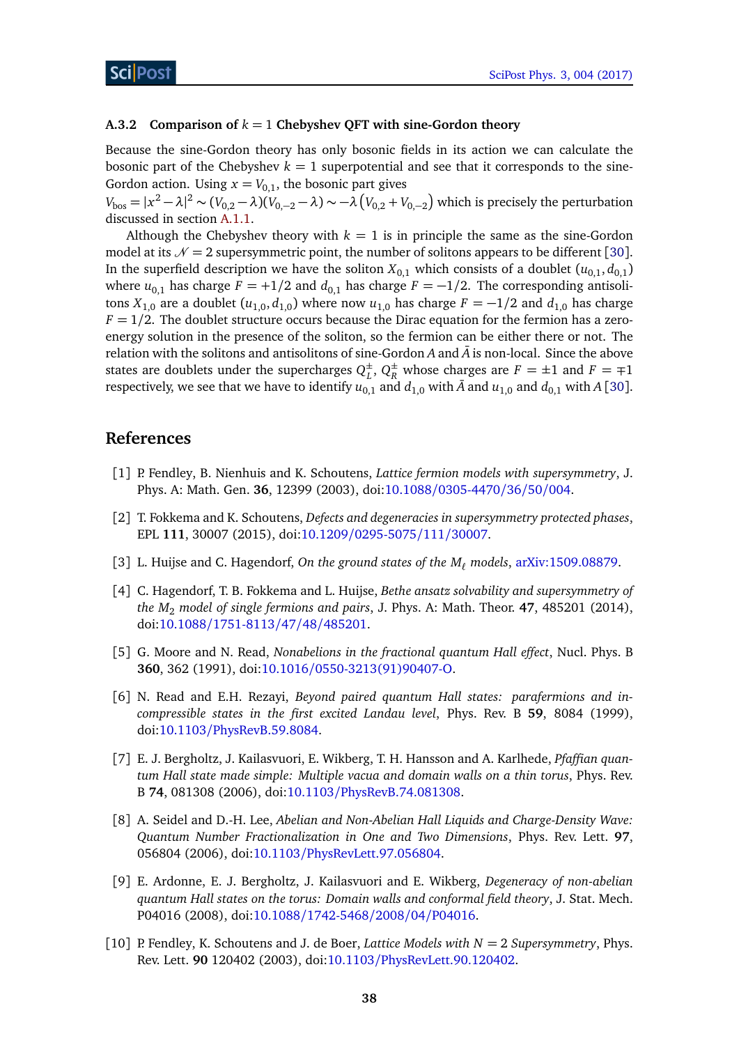#### A.3.2 Comparison of $k = 1$ Chebyshev QFT with sine-Gordon theory

Because the sine-Gordon theory has only bosonic fields in its action we can calculate the bosonic part of the Chebyshev $k = 1$ superpotential and see that it corresponds to the sine-Gordon action. Using $x = V_{0,1}$, the bosonic part gives
$V_{\text{bos}} = |x^2 - \lambda|^2 \sim (V_{0,2} - \lambda)(V_{0,-2} - \lambda) \sim -\lambda\left(V_{0,2} + V_{0,-2}\right)$ which is precisely the perturbation discussed in section A.1.1.

Although the Chebyshev theory with $k = 1$ is in principle the same as the sine-Gordon model at its $\mathcal{N} = 2$ supersymmetric point, the number of solitons appears to be different [30]. In the superfield description we have the soliton $X_{0,1}$ which consists of a doublet $(u_{0,1}, d_{0,1})$ where $u_{0,1}$ has charge $F = +1/2$ and $d_{0,1}$ has charge $F = -1/2$. The corresponding antisolitons $X_{1,0}$ are a doublet $(u_{1,0}, d_{1,0})$ where now $u_{1,0}$ has charge $F = -1/2$ and $d_{1,0}$ has charge $F = 1/2$. The doublet structure occurs because the Dirac equation for the fermion has a zero-energy solution in the presence of the soliton, so the fermion can be either there or not. The relation with the solitons and antisolitons of sine-Gordon $A$ and $\bar{A}$ is non-local. Since the above states are doublets under the supercharges $Q_L^{\pm}$, $Q_R^{\pm}$ whose charges are $F = \pm 1$ and $F = \mp 1$ respectively, we see that we have to identify $u_{0,1}$ and $d_{1,0}$ with $\bar{A}$ and $u_{1,0}$ and $d_{0,1}$ with $A$ [30].

## References

[1] P. Fendley, B. Nienhuis and K. Schoutens, *Lattice fermion models with supersymmetry*, J. Phys. A: Math. Gen. **36**, 12399 (2003), doi:10.1088/0305-4470/36/50/004.

[2] T. Fokkema and K. Schoutens, *Defects and degeneracies in supersymmetry protected phases*, EPL **111**, 30007 (2015), doi:10.1209/0295-5075/111/30007.

[3] L. Huijse and C. Hagendorf, *On the ground states of the $M_\ell$ models*, arXiv:1509.08879.

[4] C. Hagendorf, T. B. Fokkema and L. Huijse, *Bethe ansatz solvability and supersymmetry of the $M_2$ model of single fermions and pairs*, J. Phys. A: Math. Theor. **47**, 485201 (2014), doi:10.1088/1751-8113/47/48/485201.

[5] G. Moore and N. Read, *Nonabelions in the fractional quantum Hall effect*, Nucl. Phys. B **360**, 362 (1991), doi:10.1016/0550-3213(91)90407-O.

[6] N. Read and E.H. Rezayi, *Beyond paired quantum Hall states: parafermions and incompressible states in the first excited Landau level*, Phys. Rev. B **59**, 8084 (1999), doi:10.1103/PhysRevB.59.8084.

[7] E. J. Bergholtz, J. Kailasvuori, E. Wikberg, T. H. Hansson and A. Karlhede, *Pfaffian quantum Hall state made simple: Multiple vacua and domain walls on a thin torus*, Phys. Rev. B **74**, 081308 (2006), doi:10.1103/PhysRevB.74.081308.

[8] A. Seidel and D.-H. Lee, *Abelian and Non-Abelian Hall Liquids and Charge-Density Wave: Quantum Number Fractionalization in One and Two Dimensions*, Phys. Rev. Lett. **97**, 056804 (2006), doi:10.1103/PhysRevLett.97.056804.

[9] E. Ardonne, E. J. Bergholtz, J. Kailasvuori and E. Wikberg, *Degeneracy of non-abelian quantum Hall states on the torus: Domain walls and conformal field theory*, J. Stat. Mech. P04016 (2008), doi:10.1088/1742-5468/2008/04/P04016.

[10] P. Fendley, K. Schoutens and J. de Boer, *Lattice Models with $N = 2$ Supersymmetry*, Phys. Rev. Lett. **90** 120402 (2003), doi:10.1103/PhysRevLett.90.120402.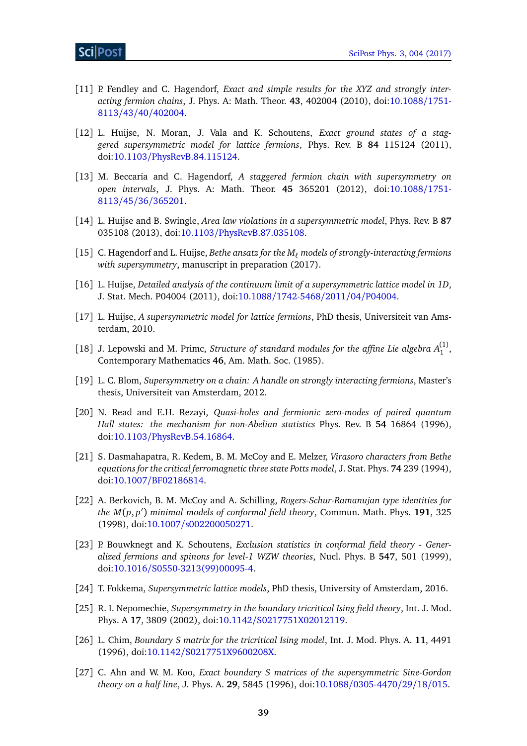[11] P. Fendley and C. Hagendorf, *Exact and simple results for the XYZ and strongly interacting fermion chains*, J. Phys. A: Math. Theor. **43**, 402004 (2010), doi:10.1088/1751-8113/43/40/402004.

[12] L. Huijse, N. Moran, J. Vala and K. Schoutens, *Exact ground states of a staggered supersymmetric model for lattice fermions*, Phys. Rev. B **84** 115124 (2011), doi:10.1103/PhysRevB.84.115124.

[13] M. Beccaria and C. Hagendorf, *A staggered fermion chain with supersymmetry on open intervals*, J. Phys. A: Math. Theor. **45** 365201 (2012), doi:10.1088/1751-8113/45/36/365201.

[14] L. Huijse and B. Swingle, *Area law violations in a supersymmetric model*, Phys. Rev. B **87** 035108 (2013), doi:10.1103/PhysRevB.87.035108.

[15] C. Hagendorf and L. Huijse, *Bethe ansatz for the $M_\ell$ models of strongly-interacting fermions with supersymmetry*, manuscript in preparation (2017).

[16] L. Huijse, *Detailed analysis of the continuum limit of a supersymmetric lattice model in 1D*, J. Stat. Mech. P04004 (2011), doi:10.1088/1742-5468/2011/04/P04004.

[17] L. Huijse, *A supersymmetric model for lattice fermions*, PhD thesis, Universiteit van Amsterdam, 2010.

[18] J. Lepowski and M. Primc, *Structure of standard modules for the affine Lie algebra $A_1^{(1)}$*, Contemporary Mathematics **46**, Am. Math. Soc. (1985).

[19] L. C. Blom, *Supersymmetry on a chain: A handle on strongly interacting fermions*, Master's thesis, Universiteit van Amsterdam, 2012.

[20] N. Read and E.H. Rezayi, *Quasi-holes and fermionic zero-modes of paired quantum Hall states: the mechanism for non-Abelian statistics* Phys. Rev. B **54** 16864 (1996), doi:10.1103/PhysRevB.54.16864.

[21] S. Dasmahapatra, R. Kedem, B. M. McCoy and E. Melzer, *Virasoro characters from Bethe equations for the critical ferromagnetic three state Potts model*, J. Stat. Phys. **74** 239 (1994), doi:10.1007/BF02186814.

[22] A. Berkovich, B. M. McCoy and A. Schilling, *Rogers-Schur-Ramanujan type identities for the $M(p,p')$ minimal models of conformal field theory*, Commun. Math. Phys. **191**, 325 (1998), doi:10.1007/s002200050271.

[23] P. Bouwknegt and K. Schoutens, *Exclusion statistics in conformal field theory - Generalized fermions and spinons for level-1 WZW theories*, Nucl. Phys. B **547**, 501 (1999), doi:10.1016/S0550-3213(99)00095-4.

[24] T. Fokkema, *Supersymmetric lattice models*, PhD thesis, University of Amsterdam, 2016.

[25] R. I. Nepomechie, *Supersymmetry in the boundary tricritical Ising field theory*, Int. J. Mod. Phys. A **17**, 3809 (2002), doi:10.1142/S0217751X02012119.

[26] L. Chim, *Boundary S matrix for the tricritical Ising model*, Int. J. Mod. Phys. A. **11**, 4491 (1996), doi:10.1142/S0217751X9600208X.

[27] C. Ahn and W. M. Koo, *Exact boundary S matrices of the supersymmetric Sine-Gordon theory on a half line*, J. Phys. A. **29**, 5845 (1996), doi:10.1088/0305-4470/29/18/015.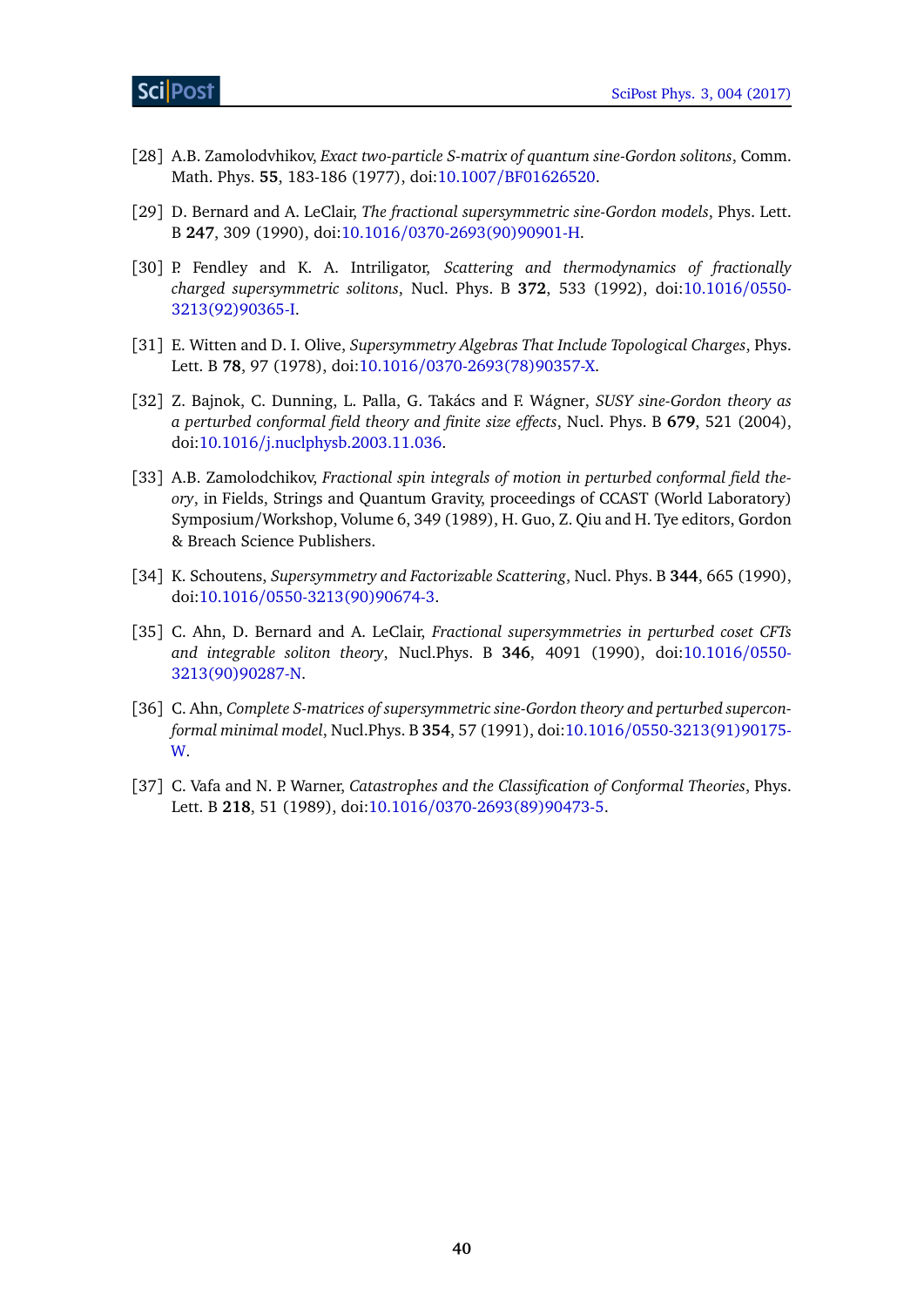[28] A.B. Zamolodvhikov, *Exact two-particle S-matrix of quantum sine-Gordon solitons*, Comm. Math. Phys. **55**, 183-186 (1977), doi:10.1007/BF01626520.

[29] D. Bernard and A. LeClair, *The fractional supersymmetric sine-Gordon models*, Phys. Lett. B **247**, 309 (1990), doi:10.1016/0370-2693(90)90901-H.

[30] P. Fendley and K. A. Intriligator, *Scattering and thermodynamics of fractionally charged supersymmetric solitons*, Nucl. Phys. B **372**, 533 (1992), doi:10.1016/0550-3213(92)90365-I.

[31] E. Witten and D. I. Olive, *Supersymmetry Algebras That Include Topological Charges*, Phys. Lett. B **78**, 97 (1978), doi:10.1016/0370-2693(78)90357-X.

[32] Z. Bajnok, C. Dunning, L. Palla, G. Takács and F. Wágner, *SUSY sine-Gordon theory as a perturbed conformal field theory and finite size effects*, Nucl. Phys. B **679**, 521 (2004), doi:10.1016/j.nuclphysb.2003.11.036.

[33] A.B. Zamolodchikov, *Fractional spin integrals of motion in perturbed conformal field theory*, in Fields, Strings and Quantum Gravity, proceedings of CCAST (World Laboratory) Symposium/Workshop, Volume 6, 349 (1989), H. Guo, Z. Qiu and H. Tye editors, Gordon & Breach Science Publishers.

[34] K. Schoutens, *Supersymmetry and Factorizable Scattering*, Nucl. Phys. B **344**, 665 (1990), doi:10.1016/0550-3213(90)90674-3.

[35] C. Ahn, D. Bernard and A. LeClair, *Fractional supersymmetries in perturbed coset CFTs and integrable soliton theory*, Nucl.Phys. B **346**, 4091 (1990), doi:10.1016/0550-3213(90)90287-N.

[36] C. Ahn, *Complete S-matrices of supersymmetric sine-Gordon theory and perturbed superconformal minimal model*, Nucl.Phys. B **354**, 57 (1991), doi:10.1016/0550-3213(91)90175-W.

[37] C. Vafa and N. P. Warner, *Catastrophes and the Classification of Conformal Theories*, Phys. Lett. B **218**, 51 (1989), doi:10.1016/0370-2693(89)90473-5.